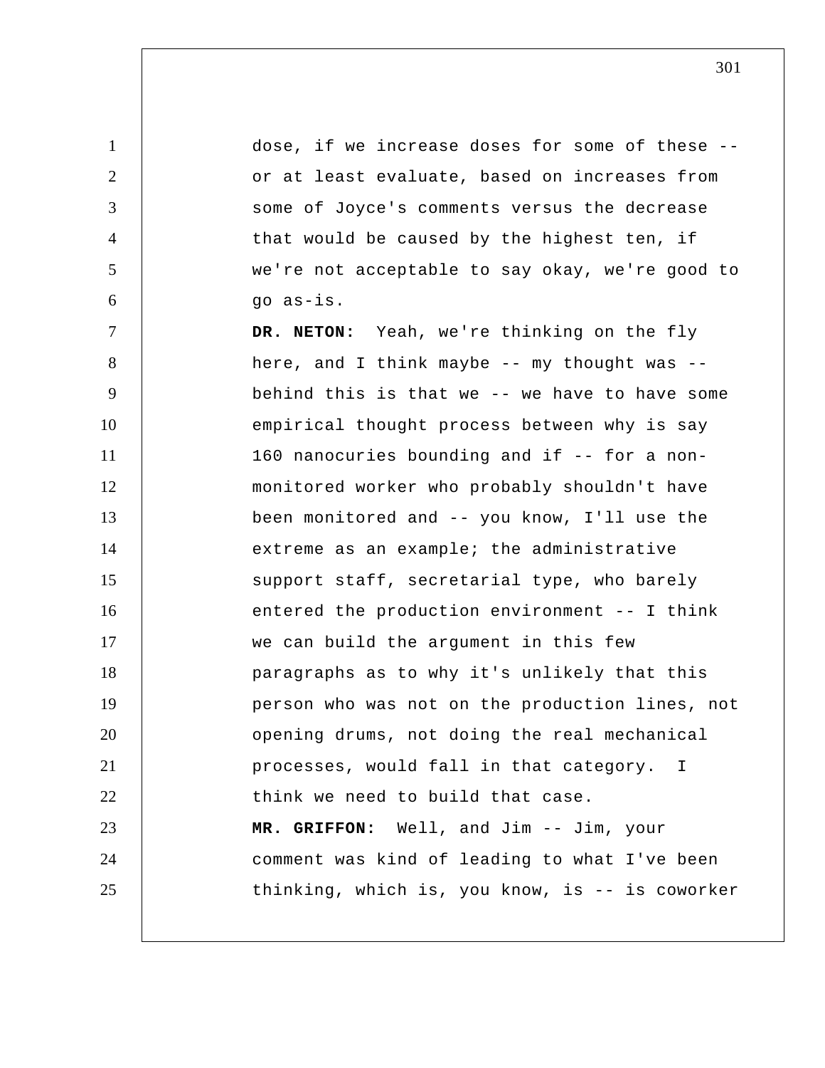dose, if we increase doses for some of these -- or at least evaluate, based on increases from some of Joyce's comments versus the decrease that would be caused by the highest ten, if we're not acceptable to say okay, we're good to go as-is.

**DR. NETON:** Yeah, we're thinking on the fly here, and I think maybe -- my thought was -- behind this is that we -- we have to have some empirical thought process between why is say 160 nanocuries bounding and if -- for a non-monitored worker who probably shouldn't have been monitored and -- you know, I'll use the extreme as an example; the administrative support staff, secretarial type, who barely entered the production environment -- I think we can build the argument in this few paragraphs as to why it's unlikely that this person who was not on the production lines, not opening drums, not doing the real mechanical processes, would fall in that category. I think we need to build that case.

**MR. GRIFFON:** Well, and Jim -- Jim, your comment was kind of leading to what I've been thinking, which is, you know, is -- is coworker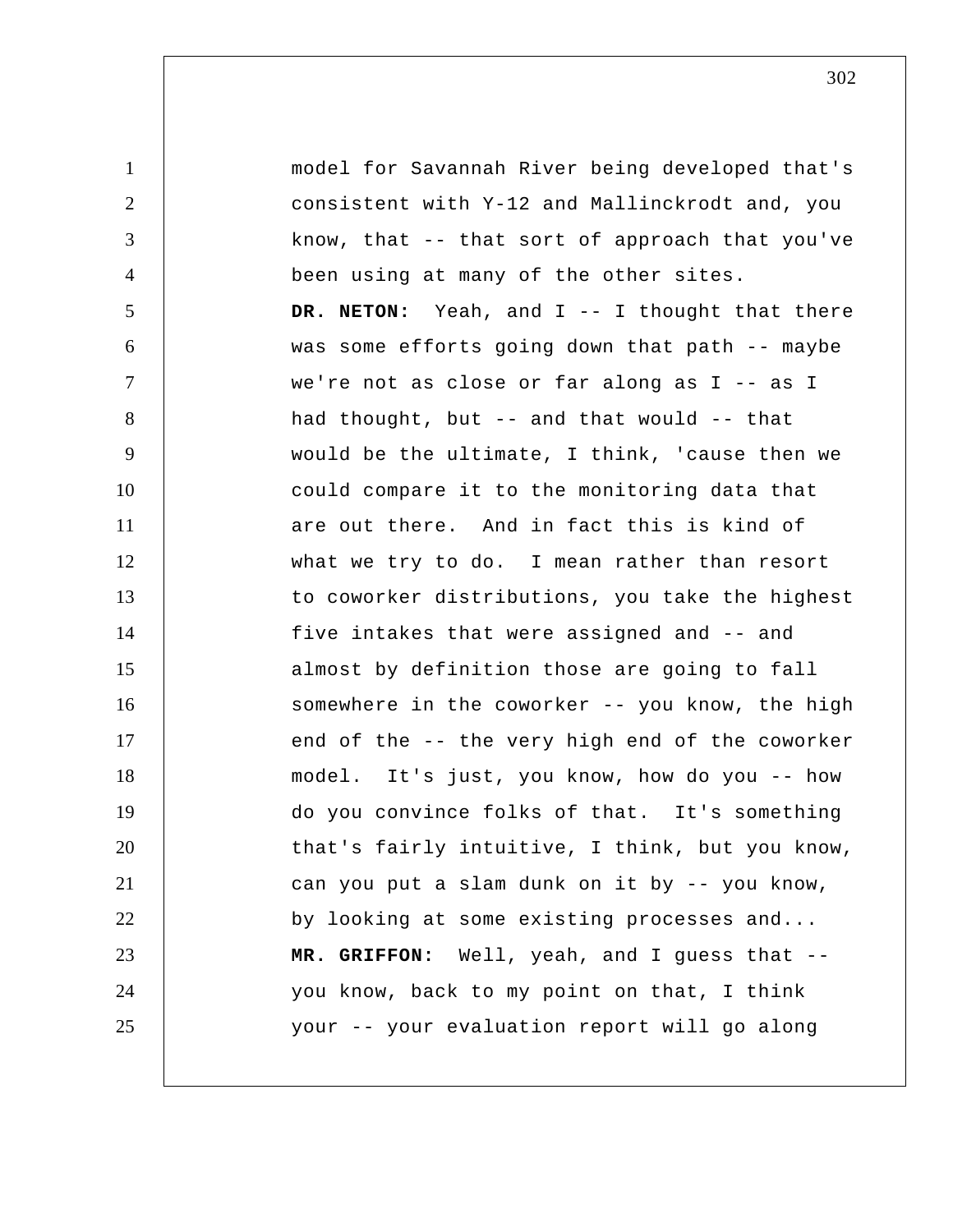model for Savannah River being developed that's consistent with Y-12 and Mallinckrodt and, you know, that -- that sort of approach that you've been using at many of the other sites.

**DR. NETON:** Yeah, and I -- I thought that there was some efforts going down that path -- maybe we're not as close or far along as I -- as I had thought, but -- and that would -- that would be the ultimate, I think, 'cause then we could compare it to the monitoring data that are out there. And in fact this is kind of what we try to do. I mean rather than resort to coworker distributions, you take the highest five intakes that were assigned and -- and almost by definition those are going to fall somewhere in the coworker -- you know, the high end of the -- the very high end of the coworker model. It's just, you know, how do you -- how do you convince folks of that. It's something that's fairly intuitive, I think, but you know, can you put a slam dunk on it by -- you know, by looking at some existing processes and...

**MR. GRIFFON:** Well, yeah, and I guess that -- you know, back to my point on that, I think your -- your evaluation report will go along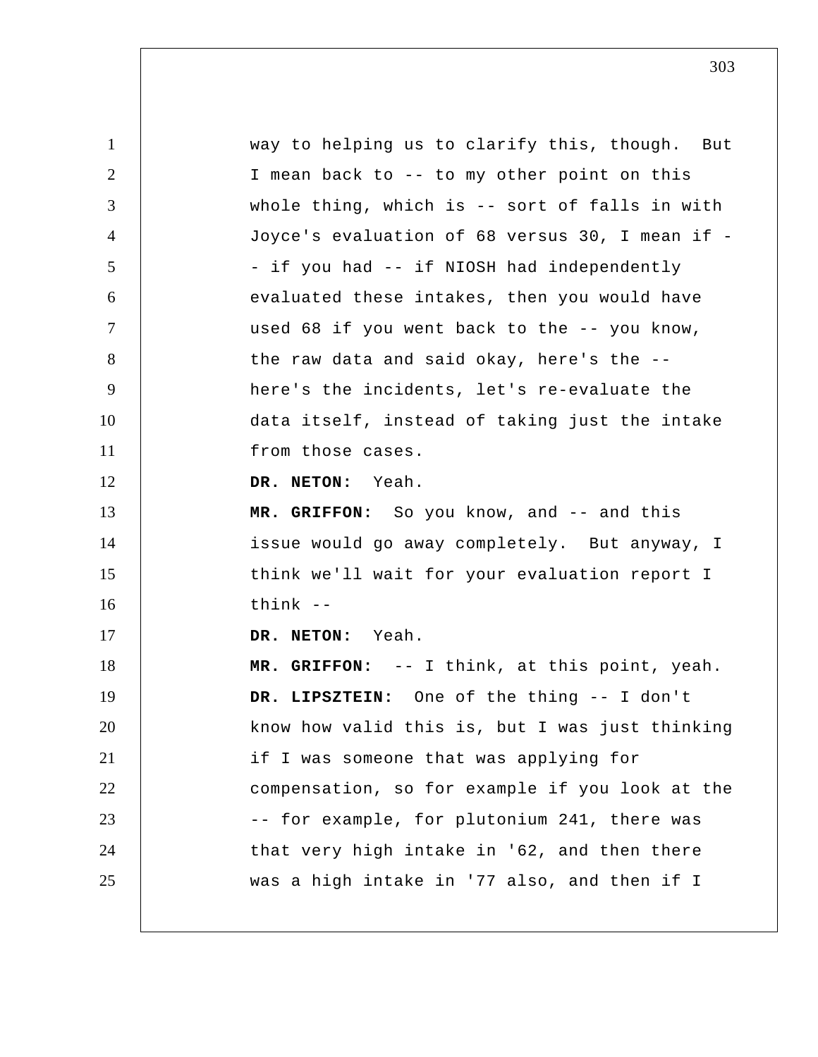way to helping us to clarify this, though. But I mean back to -- to my other point on this whole thing, which is -- sort of falls in with Joyce's evaluation of 68 versus 30, I mean if -- if you had -- if NIOSH had independently evaluated these intakes, then you would have used 68 if you went back to the -- you know, the raw data and said okay, here's the -- here's the incidents, let's re-evaluate the data itself, instead of taking just the intake from those cases.

**DR. NETON:** Yeah.

**MR. GRIFFON:** So you know, and -- and this issue would go away completely. But anyway, I think we'll wait for your evaluation report I think --

**DR. NETON:** Yeah.

**MR. GRIFFON:** -- I think, at this point, yeah.

**DR. LIPSZTEIN:** One of the thing -- I don't know how valid this is, but I was just thinking if I was someone that was applying for compensation, so for example if you look at the -- for example, for plutonium 241, there was that very high intake in '62, and then there was a high intake in '77 also, and then if I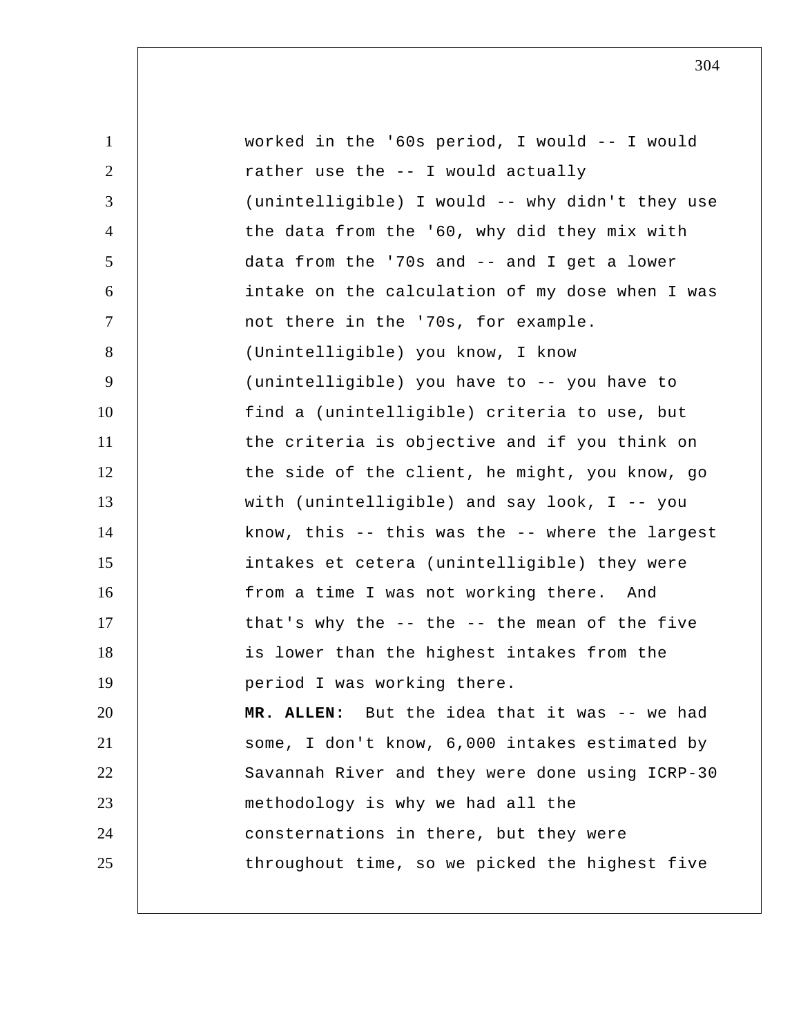worked in the '60s period, I would -- I would rather use the -- I would actually (unintelligible) I would -- why didn't they use the data from the '60, why did they mix with data from the '70s and -- and I get a lower intake on the calculation of my dose when I was not there in the '70s, for example. (Unintelligible) you know, I know (unintelligible) you have to -- you have to find a (unintelligible) criteria to use, but the criteria is objective and if you think on the side of the client, he might, you know, go with (unintelligible) and say look, I -- you know, this -- this was the -- where the largest intakes et cetera (unintelligible) they were from a time I was not working there. And that's why the -- the -- the mean of the five is lower than the highest intakes from the period I was working there.

**MR. ALLEN:** But the idea that it was -- we had some, I don't know, 6,000 intakes estimated by Savannah River and they were done using ICRP-30 methodology is why we had all the consternations in there, but they were throughout time, so we picked the highest five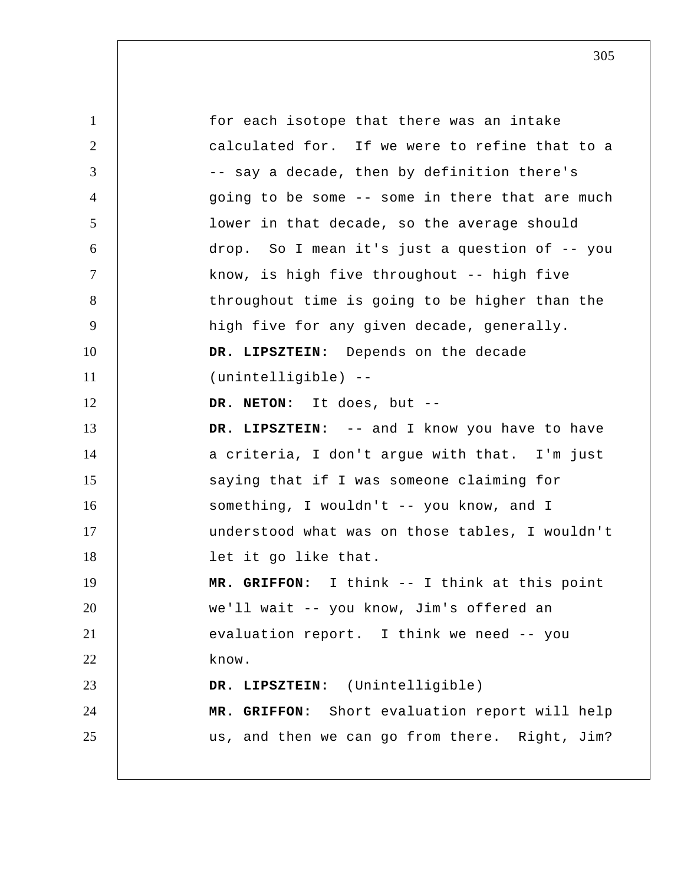for each isotope that there was an intake calculated for. If we were to refine that to a -- say a decade, then by definition there's going to be some -- some in there that are much lower in that decade, so the average should drop. So I mean it's just a question of -- you know, is high five throughout -- high five throughout time is going to be higher than the high five for any given decade, generally.

**DR. LIPSZTEIN:** Depends on the decade (unintelligible) --

**DR. NETON:** It does, but --

**DR. LIPSZTEIN:** -- and I know you have to have a criteria, I don't argue with that. I'm just saying that if I was someone claiming for something, I wouldn't -- you know, and I understood what was on those tables, I wouldn't let it go like that.

**MR. GRIFFON:** I think -- I think at this point we'll wait -- you know, Jim's offered an evaluation report. I think we need -- you know.

**DR. LIPSZTEIN:** (Unintelligible)

**MR. GRIFFON:** Short evaluation report will help us, and then we can go from there. Right, Jim?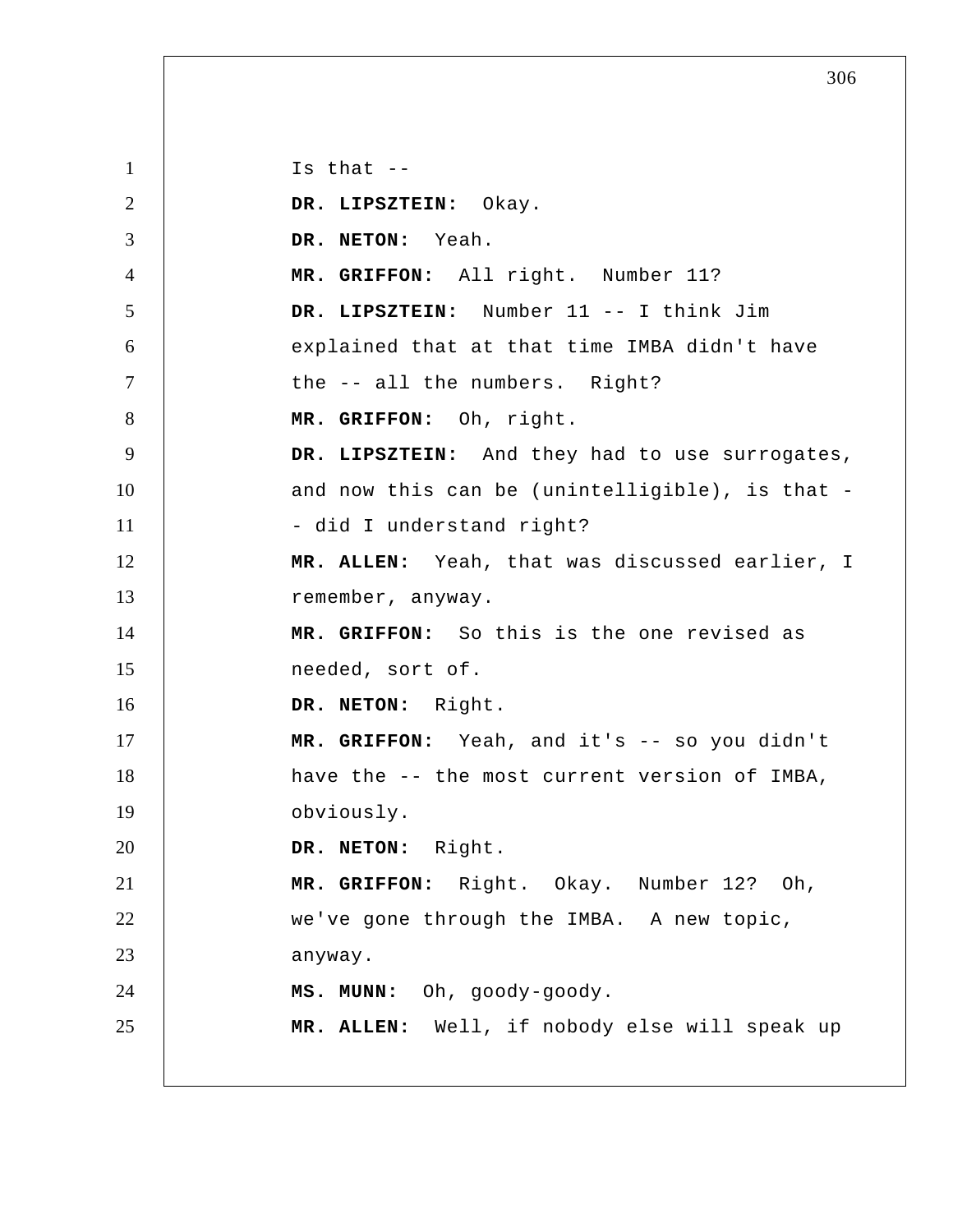Is that --

**DR. LIPSZTEIN:** Okay.

**DR. NETON:** Yeah.

**MR. GRIFFON:** All right. Number 11?

**DR. LIPSZTEIN:** Number 11 -- I think Jim explained that at that time IMBA didn't have the -- all the numbers. Right?

**MR. GRIFFON:** Oh, right.

**DR. LIPSZTEIN:** And they had to use surrogates, and now this can be (unintelligible), is that -- did I understand right?

**MR. ALLEN:** Yeah, that was discussed earlier, I remember, anyway.

**MR. GRIFFON:** So this is the one revised as needed, sort of.

**DR. NETON:** Right.

**MR. GRIFFON:** Yeah, and it's -- so you didn't have the -- the most current version of IMBA, obviously.

**DR. NETON:** Right.

**MR. GRIFFON:** Right. Okay. Number 12? Oh, we've gone through the IMBA. A new topic, anyway.

**MS. MUNN:** Oh, goody-goody.

**MR. ALLEN:** Well, if nobody else will speak up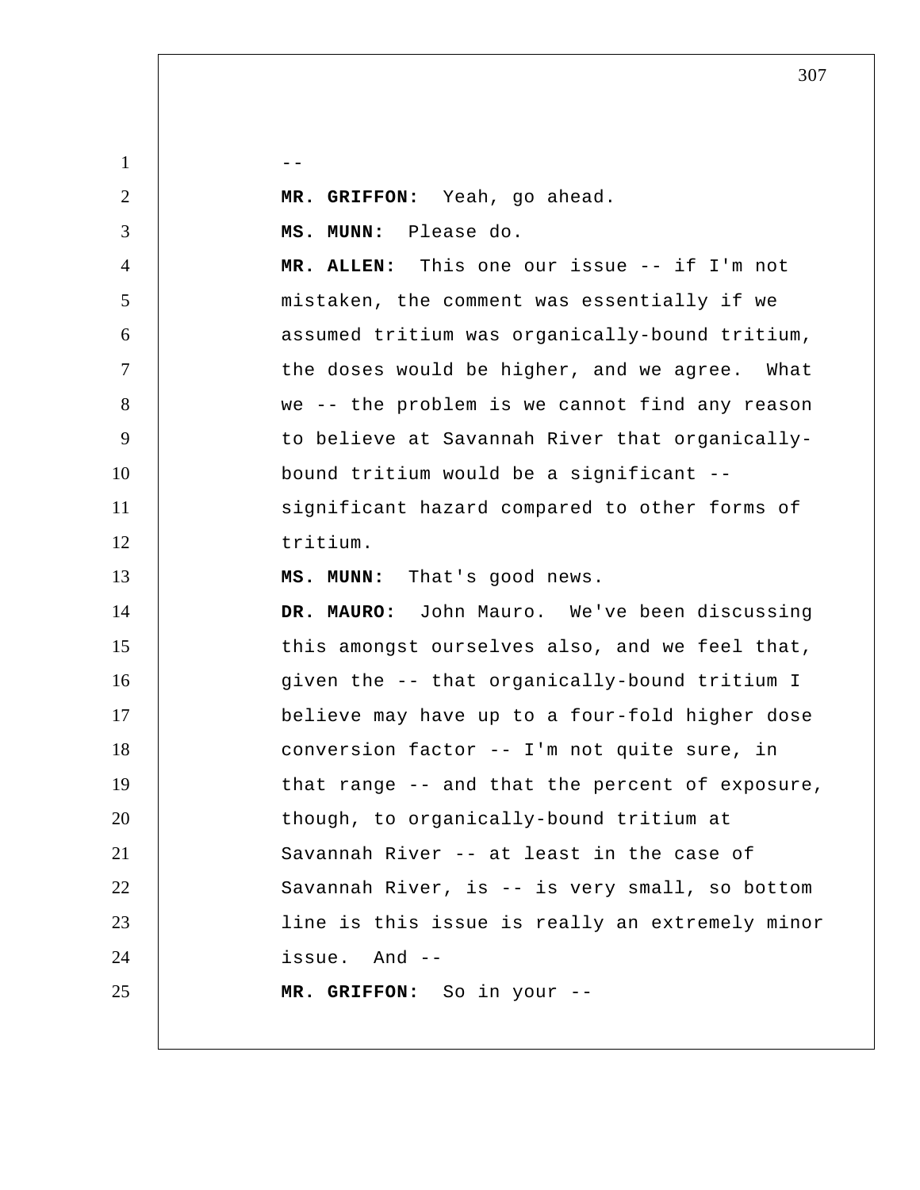--

**MR. GRIFFON:** Yeah, go ahead.

**MS. MUNN:** Please do.

**MR. ALLEN:** This one our issue -- if I'm not mistaken, the comment was essentially if we assumed tritium was organically-bound tritium, the doses would be higher, and we agree. What we -- the problem is we cannot find any reason to believe at Savannah River that organically-bound tritium would be a significant -- significant hazard compared to other forms of tritium.

**MS. MUNN:** That's good news.

**DR. MAURO:** John Mauro. We've been discussing this amongst ourselves also, and we feel that, given the -- that organically-bound tritium I believe may have up to a four-fold higher dose conversion factor -- I'm not quite sure, in that range -- and that the percent of exposure, though, to organically-bound tritium at Savannah River -- at least in the case of Savannah River, is -- is very small, so bottom line is this issue is really an extremely minor issue. And --

**MR. GRIFFON:** So in your --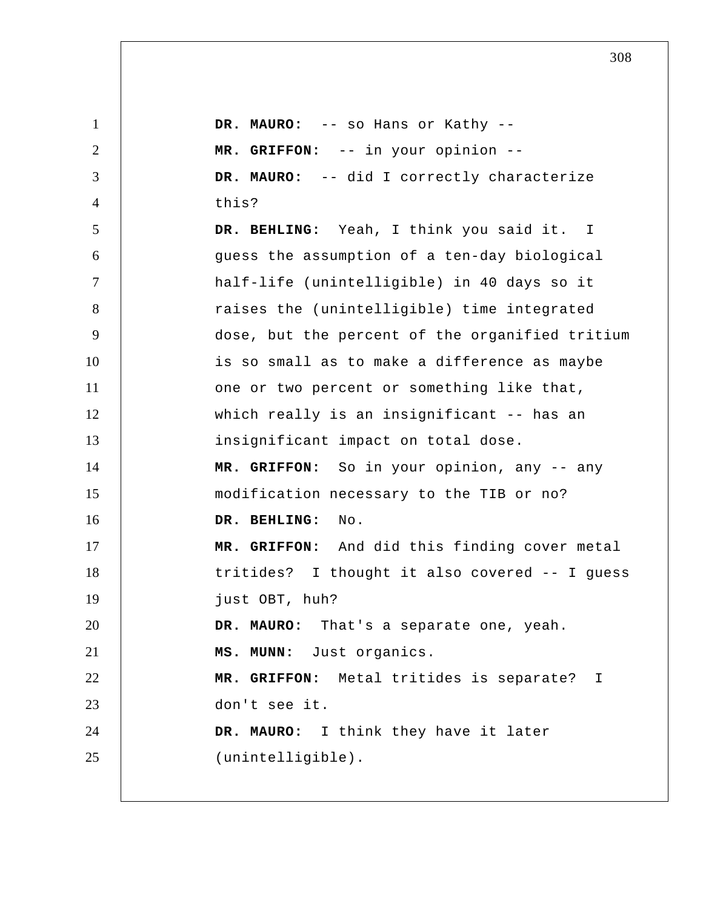**DR. MAURO:** -- so Hans or Kathy --

**MR. GRIFFON:** -- in your opinion --

**DR. MAURO:** -- did I correctly characterize this?

**DR. BEHLING:** Yeah, I think you said it. I guess the assumption of a ten-day biological half-life (unintelligible) in 40 days so it raises the (unintelligible) time integrated dose, but the percent of the organified tritium is so small as to make a difference as maybe one or two percent or something like that, which really is an insignificant -- has an insignificant impact on total dose.

**MR. GRIFFON:** So in your opinion, any -- any modification necessary to the TIB or no?

**DR. BEHLING:** No.

**MR. GRIFFON:** And did this finding cover metal tritides? I thought it also covered -- I guess just OBT, huh?

**DR. MAURO:** That's a separate one, yeah.

**MS. MUNN:** Just organics.

**MR. GRIFFON:** Metal tritides is separate? I don't see it.

**DR. MAURO:** I think they have it later (unintelligible).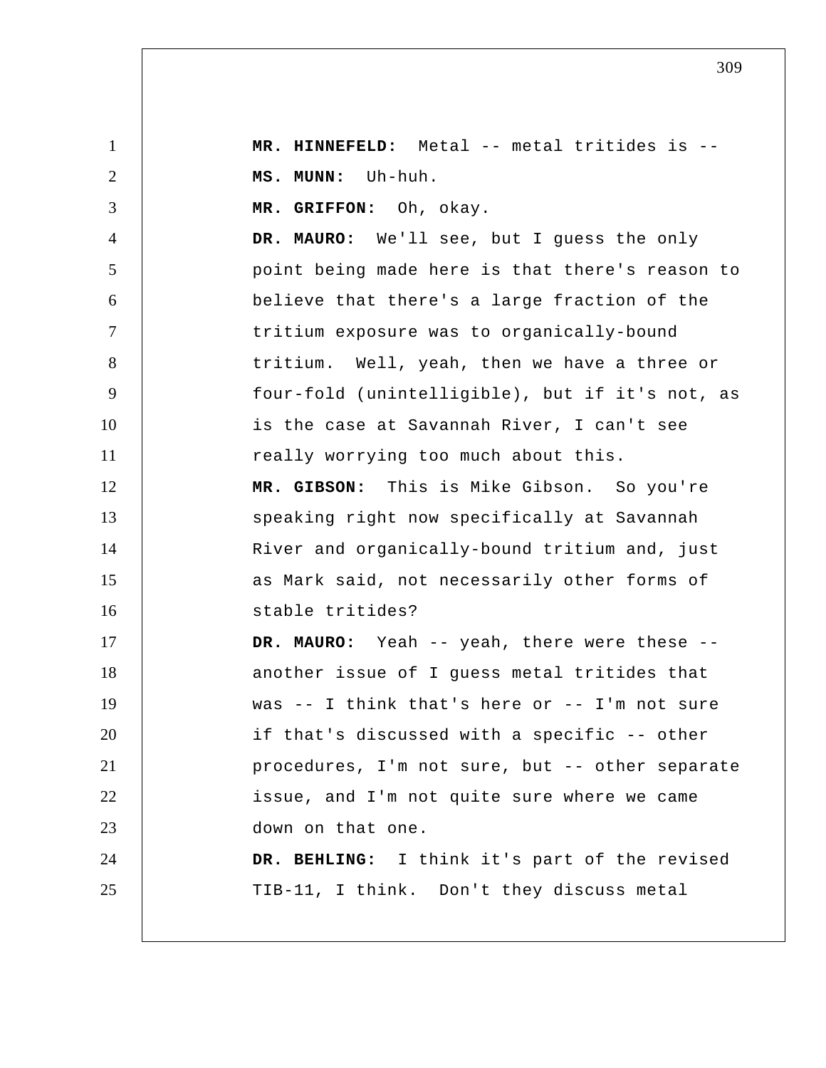**MR. HINNEFELD:** Metal -- metal tritides is --

**MS. MUNN:** Uh-huh.

**MR. GRIFFON:** Oh, okay.

**DR. MAURO:** We'll see, but I guess the only point being made here is that there's reason to believe that there's a large fraction of the tritium exposure was to organically-bound tritium. Well, yeah, then we have a three or four-fold (unintelligible), but if it's not, as is the case at Savannah River, I can't see really worrying too much about this.

**MR. GIBSON:** This is Mike Gibson. So you're speaking right now specifically at Savannah River and organically-bound tritium and, just as Mark said, not necessarily other forms of stable tritides?

**DR. MAURO:** Yeah -- yeah, there were these -- another issue of I guess metal tritides that was -- I think that's here or -- I'm not sure if that's discussed with a specific -- other procedures, I'm not sure, but -- other separate issue, and I'm not quite sure where we came down on that one.

**DR. BEHLING:** I think it's part of the revised TIB-11, I think. Don't they discuss metal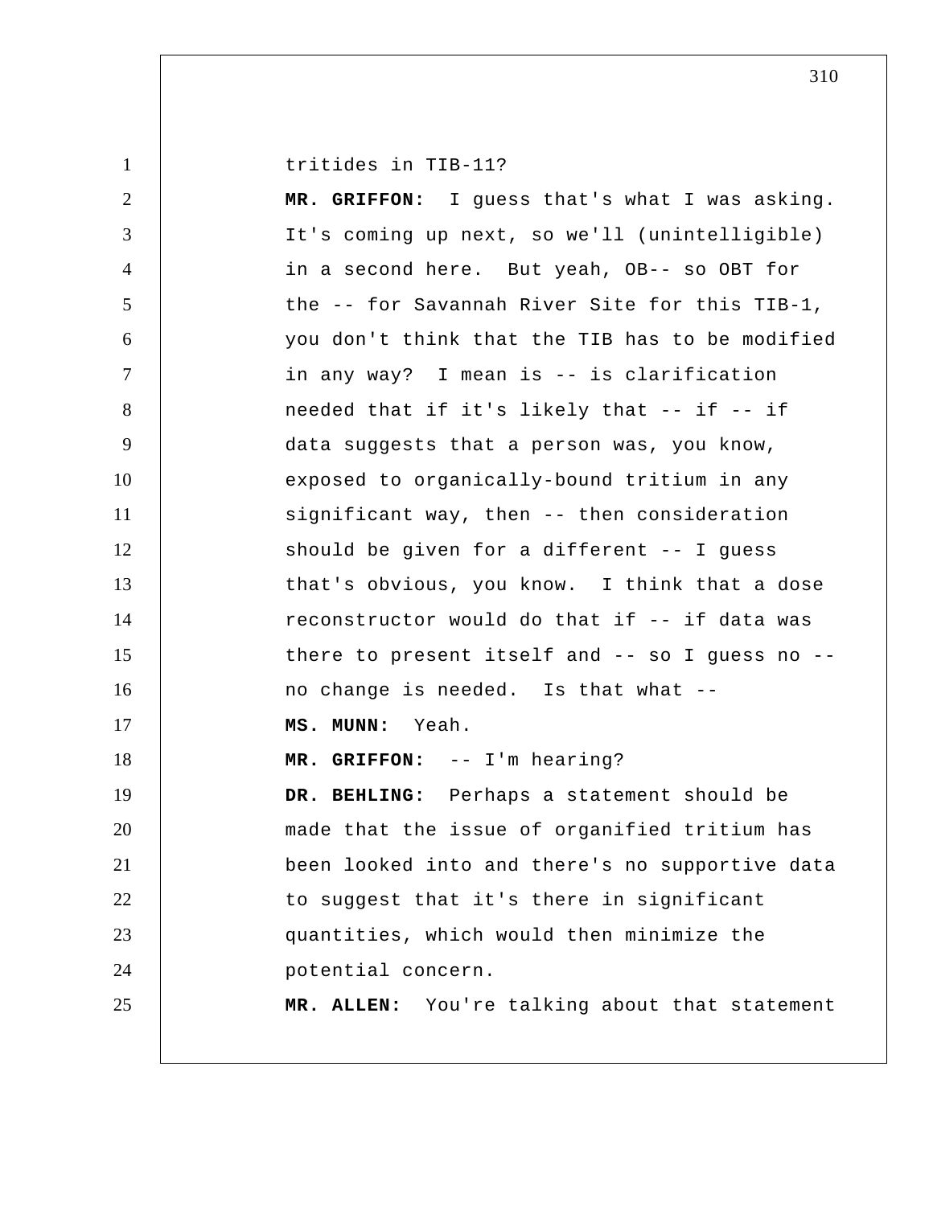tritides in TIB-11?

**MR. GRIFFON:** I guess that's what I was asking. It's coming up next, so we'll (unintelligible) in a second here. But yeah, OB-- so OBT for the -- for Savannah River Site for this TIB-1, you don't think that the TIB has to be modified in any way? I mean is -- is clarification needed that if it's likely that -- if -- if data suggests that a person was, you know, exposed to organically-bound tritium in any significant way, then -- then consideration should be given for a different -- I guess that's obvious, you know. I think that a dose reconstructor would do that if -- if data was there to present itself and -- so I guess no -- no change is needed. Is that what --

**MS. MUNN:** Yeah.

**MR. GRIFFON:** -- I'm hearing?

**DR. BEHLING:** Perhaps a statement should be made that the issue of organified tritium has been looked into and there's no supportive data to suggest that it's there in significant quantities, which would then minimize the potential concern.

**MR. ALLEN:** You're talking about that statement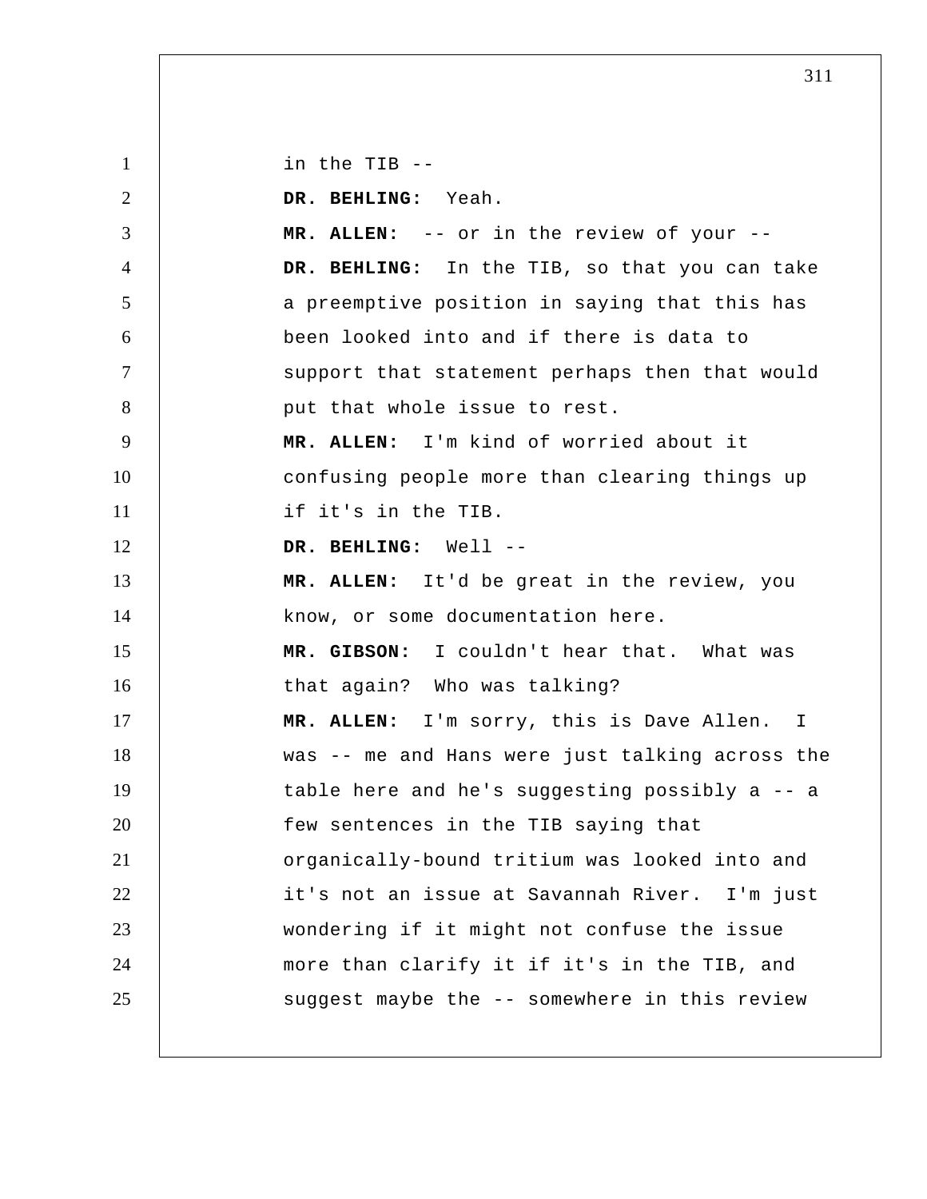in the TIB --

**DR. BEHLING:** Yeah.

**MR. ALLEN:** -- or in the review of your --

**DR. BEHLING:** In the TIB, so that you can take a preemptive position in saying that this has been looked into and if there is data to support that statement perhaps then that would put that whole issue to rest.

**MR. ALLEN:** I'm kind of worried about it confusing people more than clearing things up if it's in the TIB.

**DR. BEHLING:** Well --

**MR. ALLEN:** It'd be great in the review, you know, or some documentation here.

**MR. GIBSON:** I couldn't hear that. What was that again? Who was talking?

**MR. ALLEN:** I'm sorry, this is Dave Allen. I was -- me and Hans were just talking across the table here and he's suggesting possibly a -- a few sentences in the TIB saying that organically-bound tritium was looked into and it's not an issue at Savannah River. I'm just wondering if it might not confuse the issue more than clarify it if it's in the TIB, and suggest maybe the -- somewhere in this review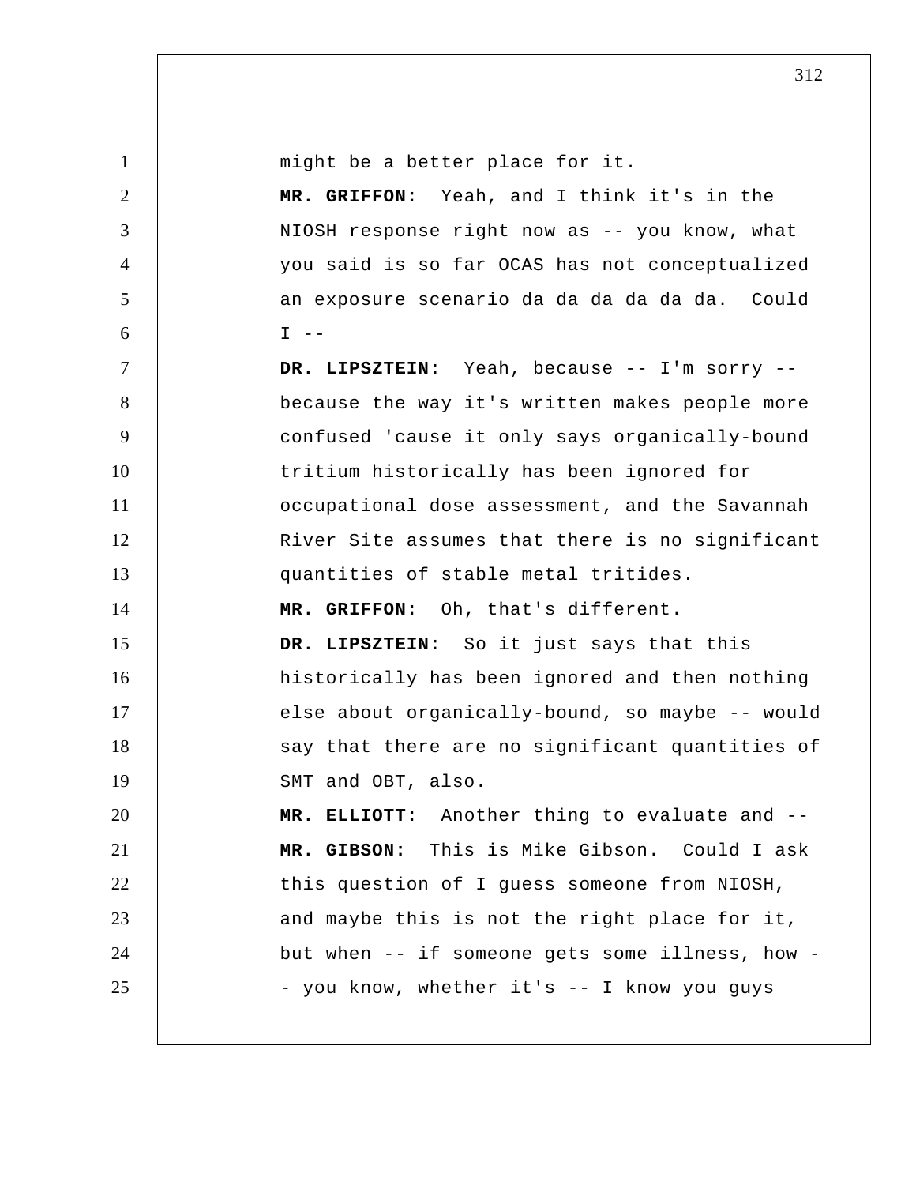might be a better place for it.

**MR. GRIFFON:** Yeah, and I think it's in the NIOSH response right now as -- you know, what you said is so far OCAS has not conceptualized an exposure scenario da da da da da da. Could I --

**DR. LIPSZTEIN:** Yeah, because -- I'm sorry -- because the way it's written makes people more confused 'cause it only says organically-bound tritium historically has been ignored for occupational dose assessment, and the Savannah River Site assumes that there is no significant quantities of stable metal tritides.

**MR. GRIFFON:** Oh, that's different.

**DR. LIPSZTEIN:** So it just says that this historically has been ignored and then nothing else about organically-bound, so maybe -- would say that there are no significant quantities of SMT and OBT, also.

**MR. ELLIOTT:** Another thing to evaluate and --

**MR. GIBSON:** This is Mike Gibson. Could I ask this question of I guess someone from NIOSH, and maybe this is not the right place for it, but when -- if someone gets some illness, how -- you know, whether it's -- I know you guys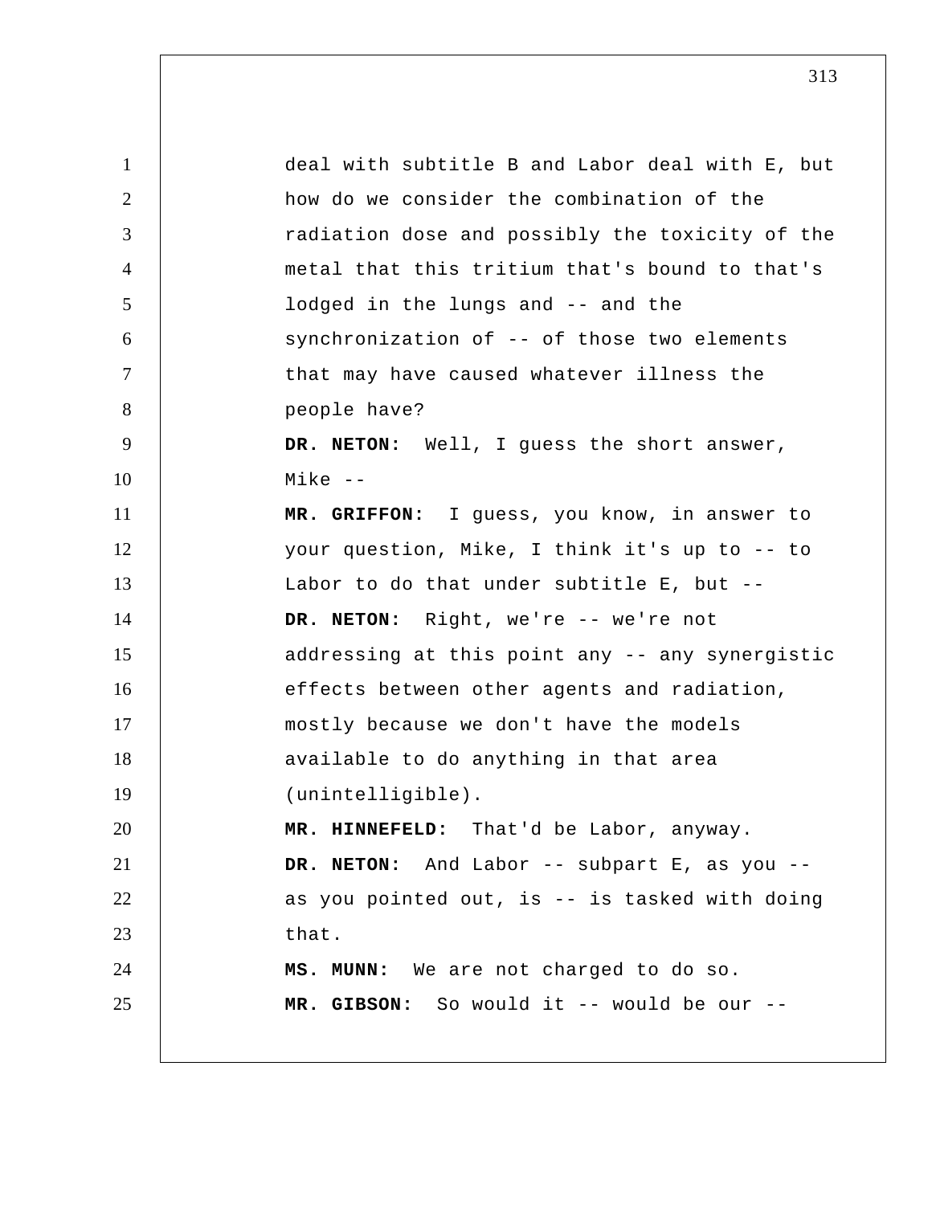deal with subtitle B and Labor deal with E, but how do we consider the combination of the radiation dose and possibly the toxicity of the metal that this tritium that's bound to that's lodged in the lungs and -- and the synchronization of -- of those two elements that may have caused whatever illness the people have?

**DR. NETON:** Well, I guess the short answer, Mike --

**MR. GRIFFON:** I guess, you know, in answer to your question, Mike, I think it's up to -- to Labor to do that under subtitle E, but --

**DR. NETON:** Right, we're -- we're not addressing at this point any -- any synergistic effects between other agents and radiation, mostly because we don't have the models available to do anything in that area (unintelligible).

**MR. HINNEFELD:** That'd be Labor, anyway.

**DR. NETON:** And Labor -- subpart E, as you -- as you pointed out, is -- is tasked with doing that.

**MS. MUNN:** We are not charged to do so.

**MR. GIBSON:** So would it -- would be our --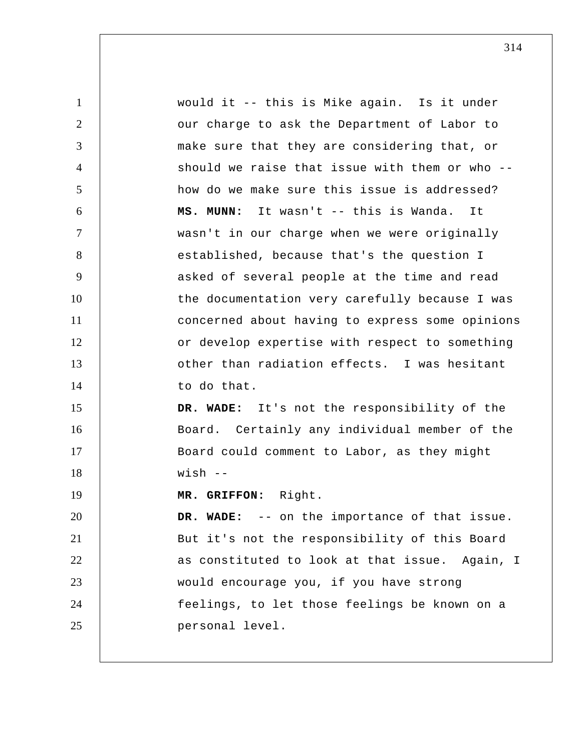would it -- this is Mike again. Is it under our charge to ask the Department of Labor to make sure that they are considering that, or should we raise that issue with them or who -- how do we make sure this issue is addressed?

**MS. MUNN:** It wasn't -- this is Wanda. It wasn't in our charge when we were originally established, because that's the question I asked of several people at the time and read the documentation very carefully because I was concerned about having to express some opinions or develop expertise with respect to something other than radiation effects. I was hesitant to do that.

**DR. WADE:** It's not the responsibility of the Board. Certainly any individual member of the Board could comment to Labor, as they might wish --

**MR. GRIFFON:** Right.

**DR. WADE:** -- on the importance of that issue. But it's not the responsibility of this Board as constituted to look at that issue. Again, I would encourage you, if you have strong feelings, to let those feelings be known on a personal level.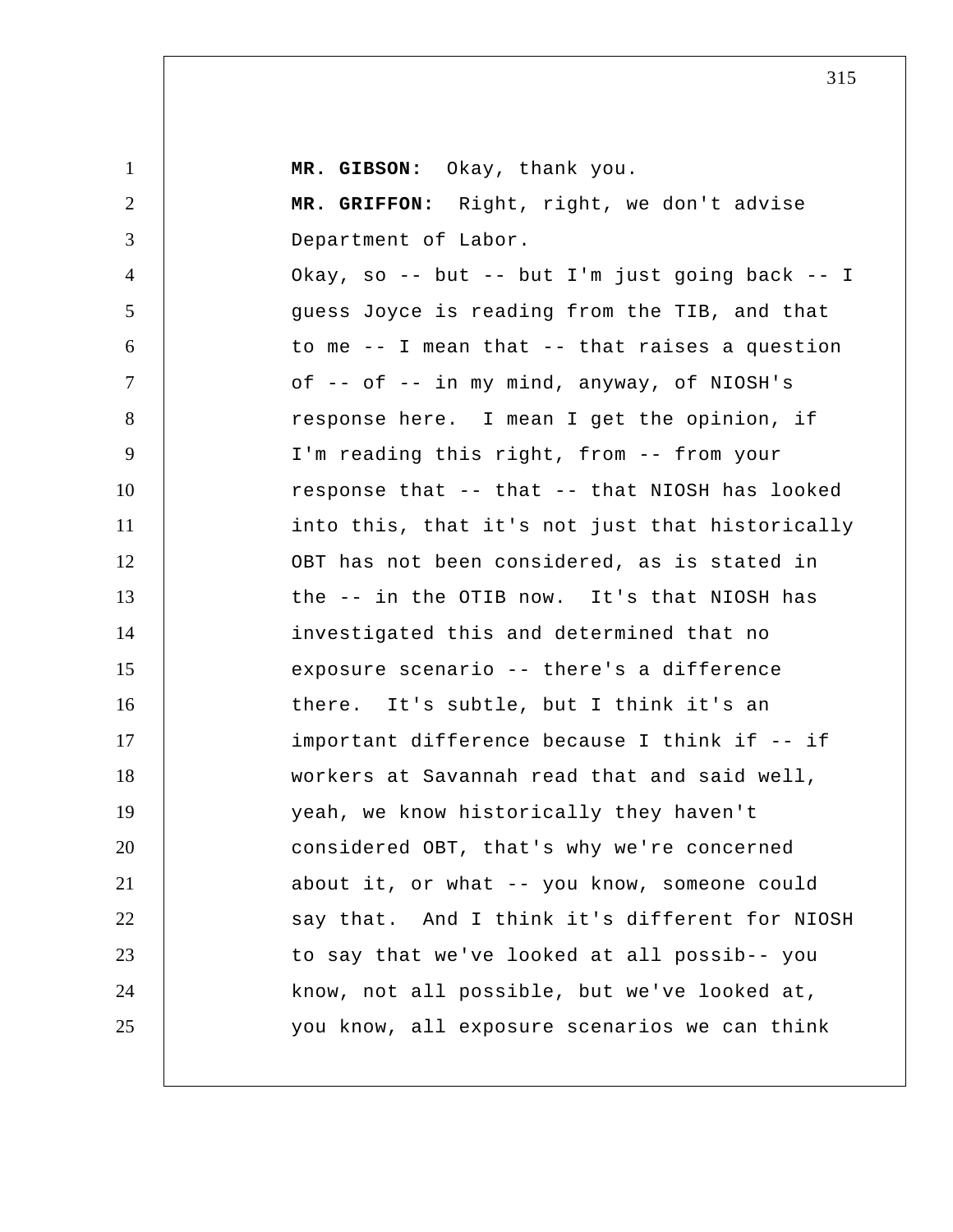**MR. GIBSON:** Okay, thank you.

**MR. GRIFFON:** Right, right, we don't advise Department of Labor.

Okay, so -- but -- but I'm just going back -- I guess Joyce is reading from the TIB, and that to me -- I mean that -- that raises a question of -- of -- in my mind, anyway, of NIOSH's response here. I mean I get the opinion, if I'm reading this right, from -- from your response that -- that -- that NIOSH has looked into this, that it's not just that historically OBT has not been considered, as is stated in the -- in the OTIB now. It's that NIOSH has investigated this and determined that no exposure scenario -- there's a difference there. It's subtle, but I think it's an important difference because I think if -- if workers at Savannah read that and said well, yeah, we know historically they haven't considered OBT, that's why we're concerned about it, or what -- you know, someone could say that. And I think it's different for NIOSH to say that we've looked at all possib-- you know, not all possible, but we've looked at, you know, all exposure scenarios we can think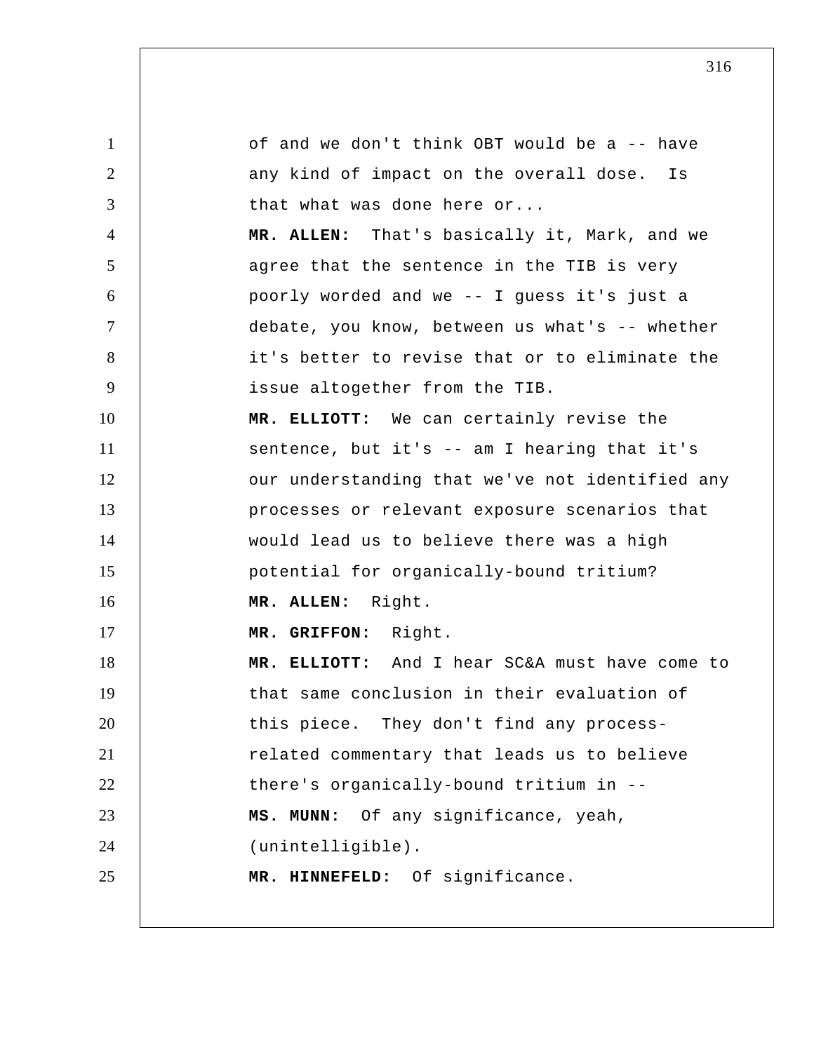of and we don't think OBT would be a -- have any kind of impact on the overall dose. Is that what was done here or...

**MR. ALLEN:** That's basically it, Mark, and we agree that the sentence in the TIB is very poorly worded and we -- I guess it's just a debate, you know, between us what's -- whether it's better to revise that or to eliminate the issue altogether from the TIB.

**MR. ELLIOTT:** We can certainly revise the sentence, but it's -- am I hearing that it's our understanding that we've not identified any processes or relevant exposure scenarios that would lead us to believe there was a high potential for organically-bound tritium?

**MR. ALLEN:** Right.

**MR. GRIFFON:** Right.

**MR. ELLIOTT:** And I hear SC&A must have come to that same conclusion in their evaluation of this piece. They don't find any process-related commentary that leads us to believe there's organically-bound tritium in --

**MS. MUNN:** Of any significance, yeah, (unintelligible).

**MR. HINNEFELD:** Of significance.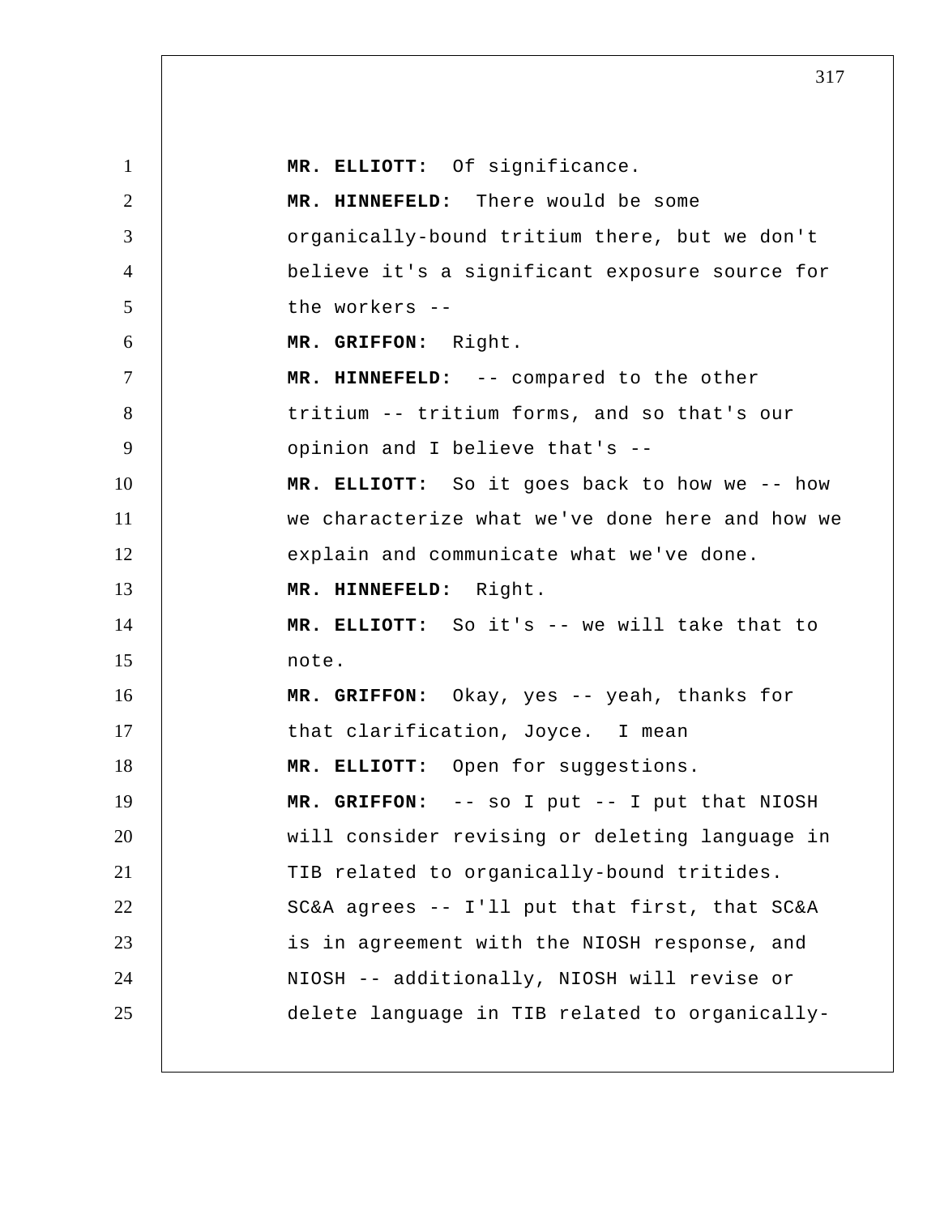**MR. ELLIOTT:** Of significance.

**MR. HINNEFELD:** There would be some organically-bound tritium there, but we don't believe it's a significant exposure source for the workers --

**MR. GRIFFON:** Right.

**MR. HINNEFELD:** -- compared to the other tritium -- tritium forms, and so that's our opinion and I believe that's --

**MR. ELLIOTT:** So it goes back to how we -- how we characterize what we've done here and how we explain and communicate what we've done.

**MR. HINNEFELD:** Right.

**MR. ELLIOTT:** So it's -- we will take that to note.

**MR. GRIFFON:** Okay, yes -- yeah, thanks for that clarification, Joyce. I mean

**MR. ELLIOTT:** Open for suggestions.

**MR. GRIFFON:** -- so I put -- I put that NIOSH will consider revising or deleting language in TIB related to organically-bound tritides. SC&A agrees -- I'll put that first, that SC&A is in agreement with the NIOSH response, and NIOSH -- additionally, NIOSH will revise or delete language in TIB related to organically-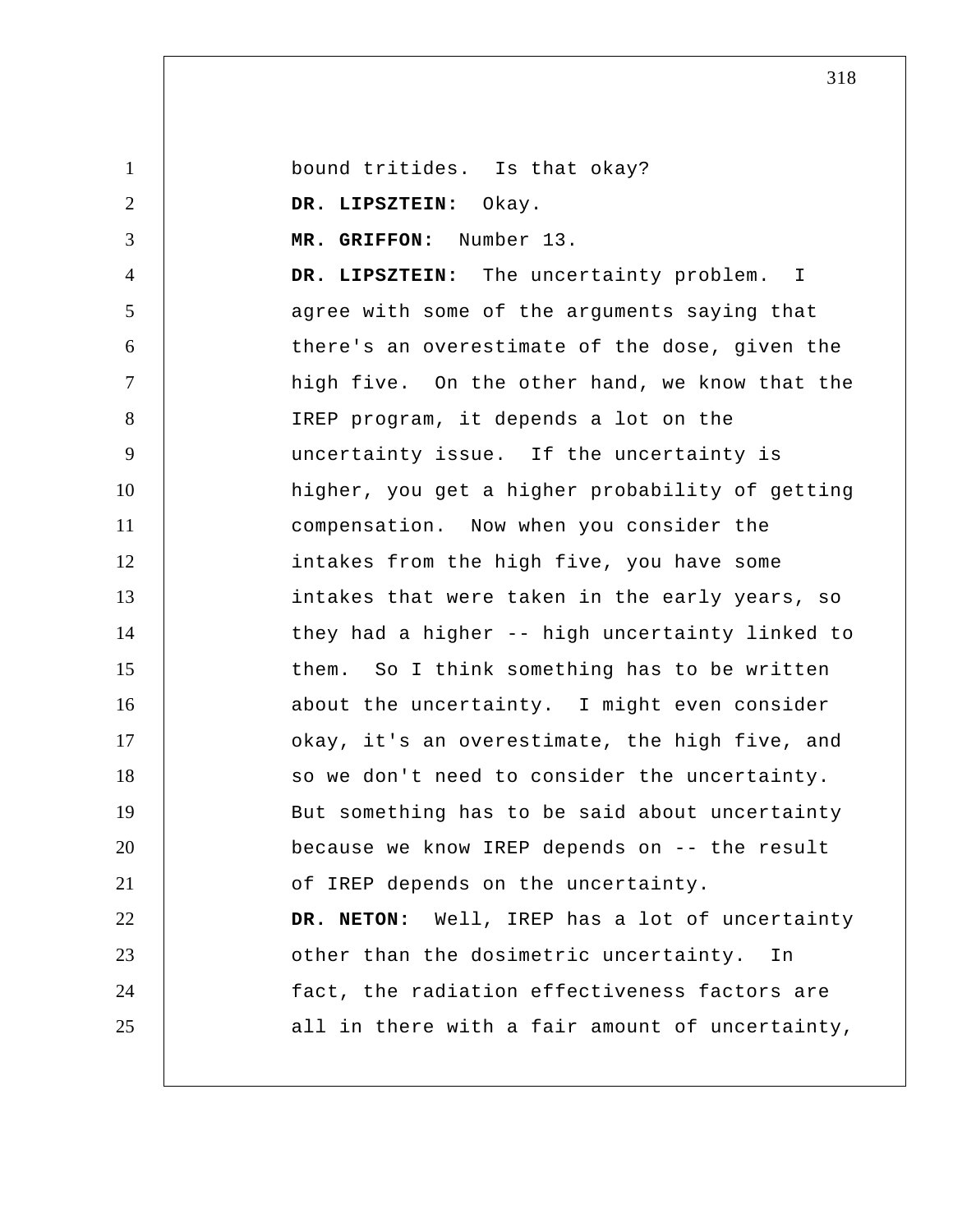bound tritides. Is that okay?

**DR. LIPSZTEIN:** Okay.

**MR. GRIFFON:** Number 13.

**DR. LIPSZTEIN:** The uncertainty problem. I agree with some of the arguments saying that there's an overestimate of the dose, given the high five. On the other hand, we know that the IREP program, it depends a lot on the uncertainty issue. If the uncertainty is higher, you get a higher probability of getting compensation. Now when you consider the intakes from the high five, you have some intakes that were taken in the early years, so they had a higher -- high uncertainty linked to them. So I think something has to be written about the uncertainty. I might even consider okay, it's an overestimate, the high five, and so we don't need to consider the uncertainty. But something has to be said about uncertainty because we know IREP depends on -- the result of IREP depends on the uncertainty.

**DR. NETON:** Well, IREP has a lot of uncertainty other than the dosimetric uncertainty. In fact, the radiation effectiveness factors are all in there with a fair amount of uncertainty,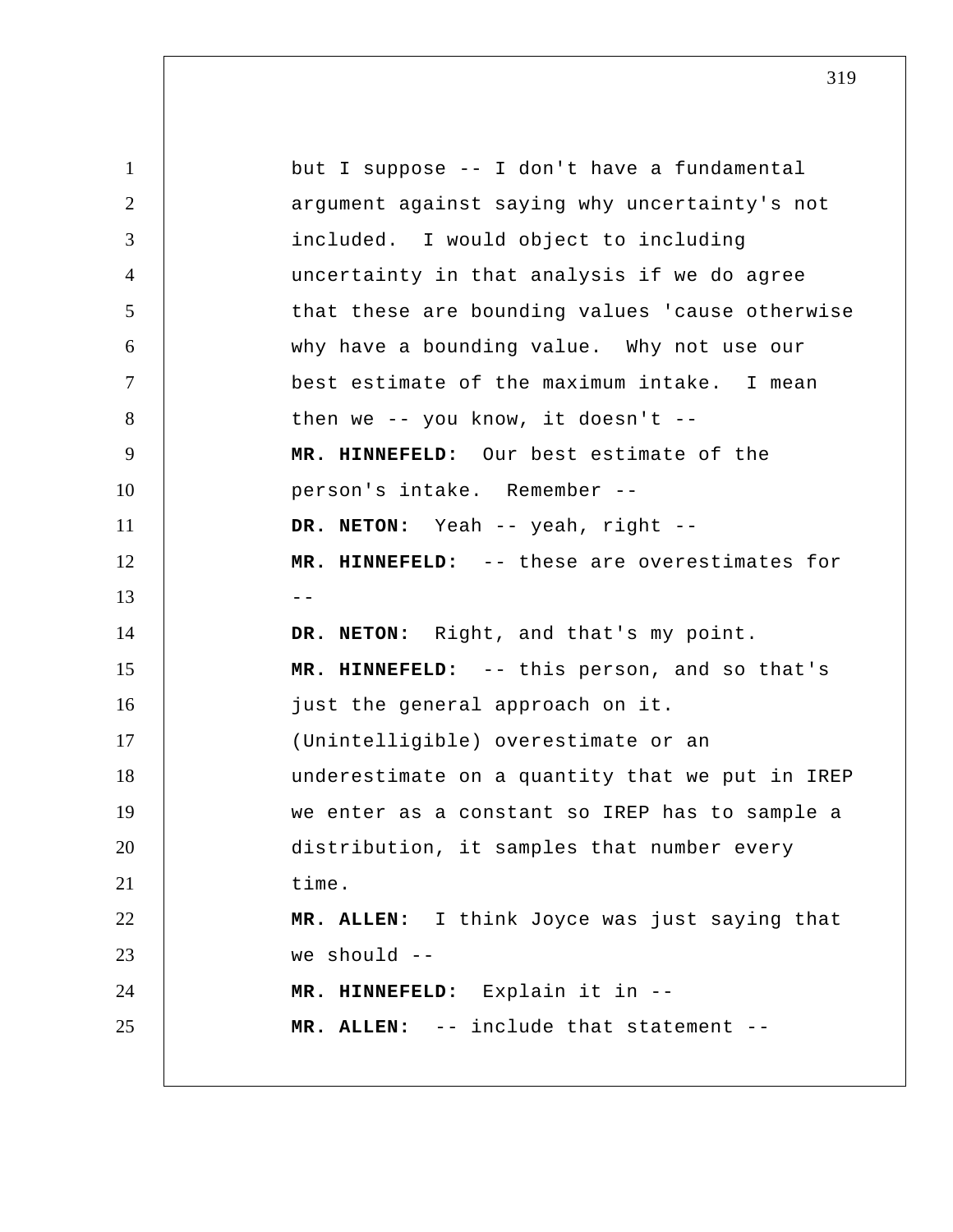but I suppose -- I don't have a fundamental argument against saying why uncertainty's not included. I would object to including uncertainty in that analysis if we do agree that these are bounding values 'cause otherwise why have a bounding value. Why not use our best estimate of the maximum intake. I mean then we -- you know, it doesn't --

**MR. HINNEFELD:** Our best estimate of the person's intake. Remember --

**DR. NETON:** Yeah -- yeah, right --

**MR. HINNEFELD:** -- these are overestimates for --

**DR. NETON:** Right, and that's my point.

**MR. HINNEFELD:** -- this person, and so that's just the general approach on it. (Unintelligible) overestimate or an underestimate on a quantity that we put in IREP we enter as a constant so IREP has to sample a distribution, it samples that number every time.

**MR. ALLEN:** I think Joyce was just saying that we should --

**MR. HINNEFELD:** Explain it in --

**MR. ALLEN:** -- include that statement --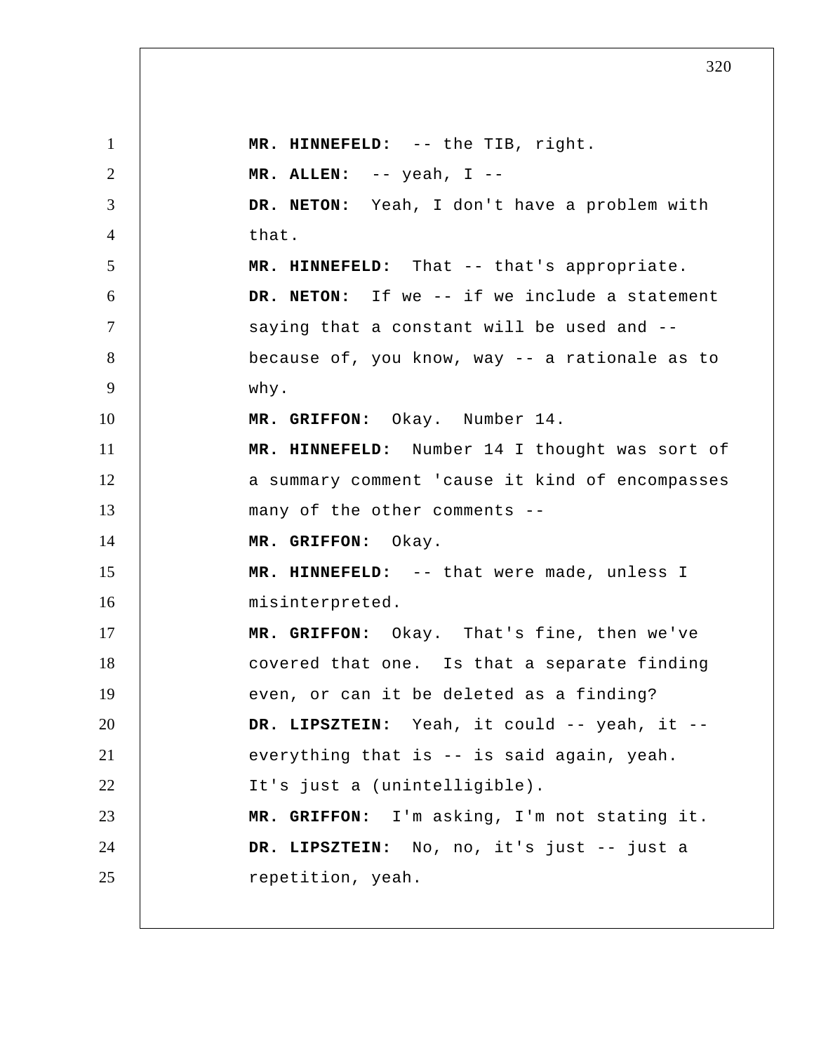**MR. HINNEFELD:** -- the TIB, right.

**MR. ALLEN:** -- yeah, I --

**DR. NETON:** Yeah, I don't have a problem with that.

**MR. HINNEFELD:** That -- that's appropriate.

**DR. NETON:** If we -- if we include a statement saying that a constant will be used and -- because of, you know, way -- a rationale as to why.

**MR. GRIFFON:** Okay. Number 14.

**MR. HINNEFELD:** Number 14 I thought was sort of a summary comment 'cause it kind of encompasses many of the other comments --

**MR. GRIFFON:** Okay.

**MR. HINNEFELD:** -- that were made, unless I misinterpreted.

**MR. GRIFFON:** Okay. That's fine, then we've covered that one. Is that a separate finding even, or can it be deleted as a finding?

**DR. LIPSZTEIN:** Yeah, it could -- yeah, it -- everything that is -- is said again, yeah. It's just a (unintelligible).

**MR. GRIFFON:** I'm asking, I'm not stating it.

**DR. LIPSZTEIN:** No, no, it's just -- just a repetition, yeah.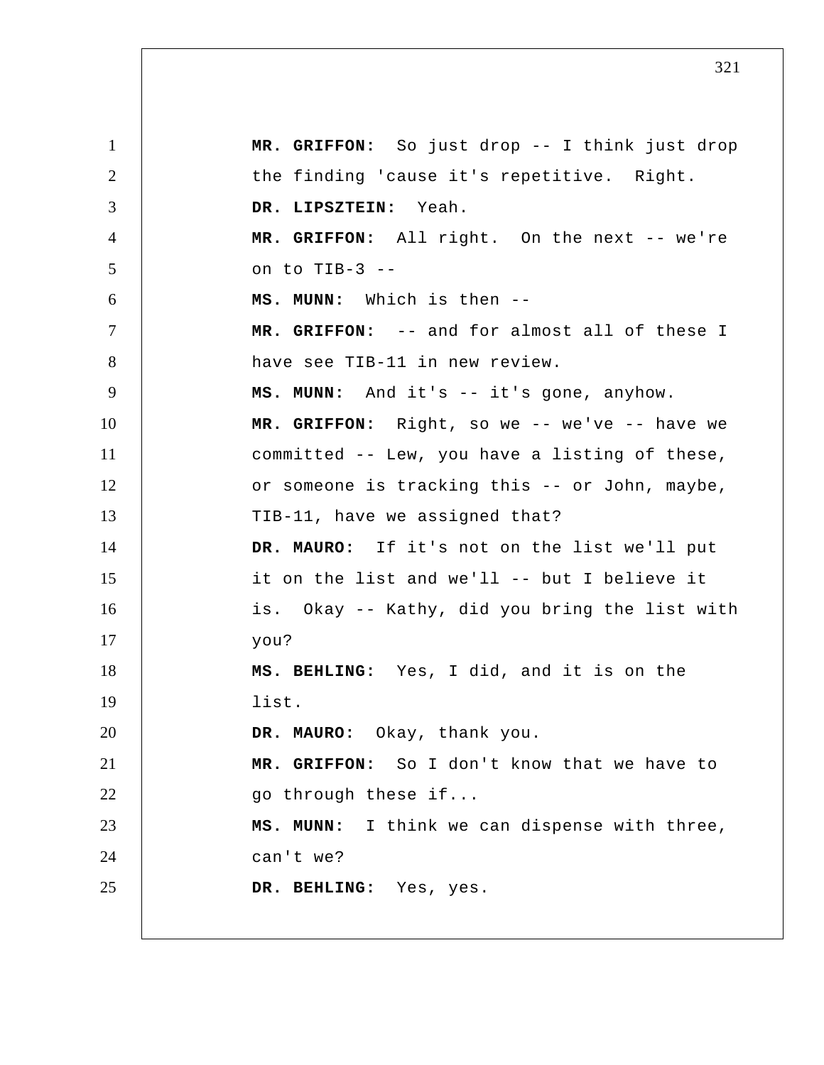**MR. GRIFFON:** So just drop -- I think just drop the finding 'cause it's repetitive. Right.

**DR. LIPSZTEIN:** Yeah.

**MR. GRIFFON:** All right. On the next -- we're on to TIB-3 --

**MS. MUNN:** Which is then --

**MR. GRIFFON:** -- and for almost all of these I have see TIB-11 in new review.

**MS. MUNN:** And it's -- it's gone, anyhow.

**MR. GRIFFON:** Right, so we -- we've -- have we committed -- Lew, you have a listing of these, or someone is tracking this -- or John, maybe, TIB-11, have we assigned that?

**DR. MAURO:** If it's not on the list we'll put it on the list and we'll -- but I believe it is. Okay -- Kathy, did you bring the list with you?

**MS. BEHLING:** Yes, I did, and it is on the list.

**DR. MAURO:** Okay, thank you.

**MR. GRIFFON:** So I don't know that we have to go through these if...

**MS. MUNN:** I think we can dispense with three, can't we?

**DR. BEHLING:** Yes, yes.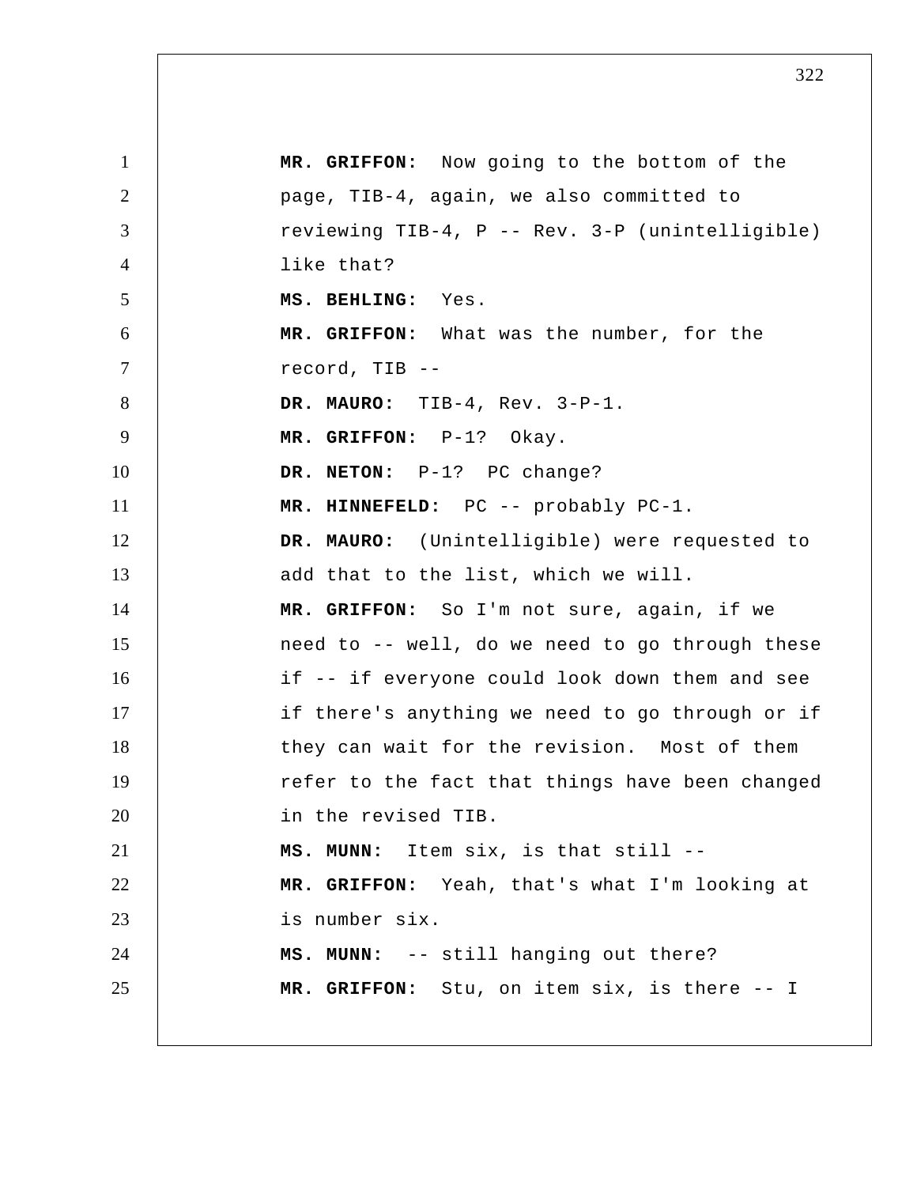**MR. GRIFFON:** Now going to the bottom of the page, TIB-4, again, we also committed to reviewing TIB-4, P -- Rev. 3-P (unintelligible) like that?

**MS. BEHLING:** Yes.

**MR. GRIFFON:** What was the number, for the record, TIB --

**DR. MAURO:** TIB-4, Rev. 3-P-1.

**MR. GRIFFON:** P-1? Okay.

**DR. NETON:** P-1? PC change?

**MR. HINNEFELD:** PC -- probably PC-1.

**DR. MAURO:** (Unintelligible) were requested to add that to the list, which we will.

**MR. GRIFFON:** So I'm not sure, again, if we need to -- well, do we need to go through these if -- if everyone could look down them and see if there's anything we need to go through or if they can wait for the revision. Most of them refer to the fact that things have been changed in the revised TIB.

**MS. MUNN:** Item six, is that still --

**MR. GRIFFON:** Yeah, that's what I'm looking at is number six.

**MS. MUNN:** -- still hanging out there?

**MR. GRIFFON:** Stu, on item six, is there -- I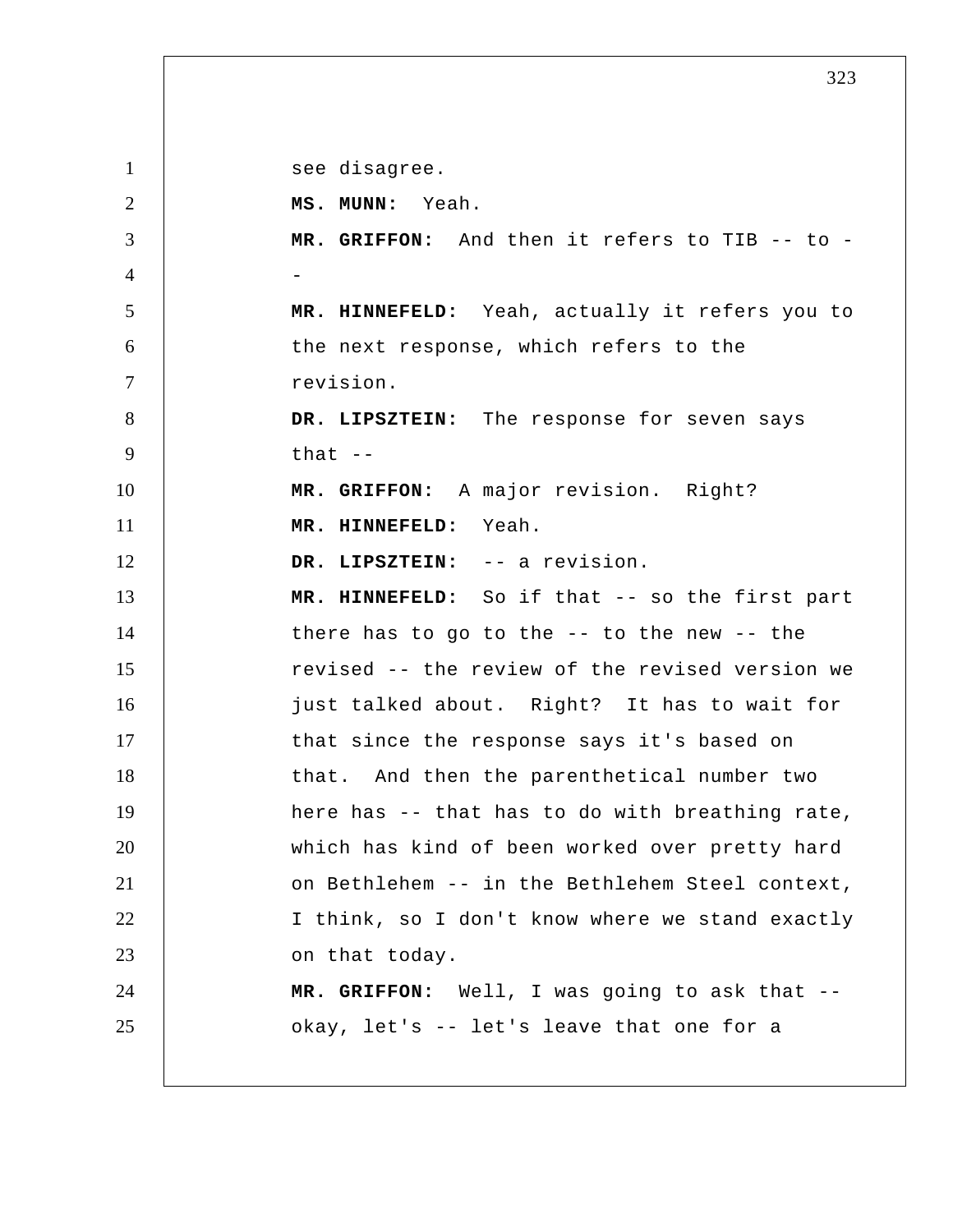see disagree.

**MS. MUNN:** Yeah.

**MR. GRIFFON:** And then it refers to TIB -- to --

**MR. HINNEFELD:** Yeah, actually it refers you to the next response, which refers to the revision.

**DR. LIPSZTEIN:** The response for seven says that --

**MR. GRIFFON:** A major revision. Right?

**MR. HINNEFELD:** Yeah.

**DR. LIPSZTEIN:** -- a revision.

**MR. HINNEFELD:** So if that -- so the first part there has to go to the -- to the new -- the revised -- the review of the revised version we just talked about. Right? It has to wait for that since the response says it's based on that. And then the parenthetical number two here has -- that has to do with breathing rate, which has kind of been worked over pretty hard on Bethlehem -- in the Bethlehem Steel context, I think, so I don't know where we stand exactly on that today.

**MR. GRIFFON:** Well, I was going to ask that -- okay, let's -- let's leave that one for a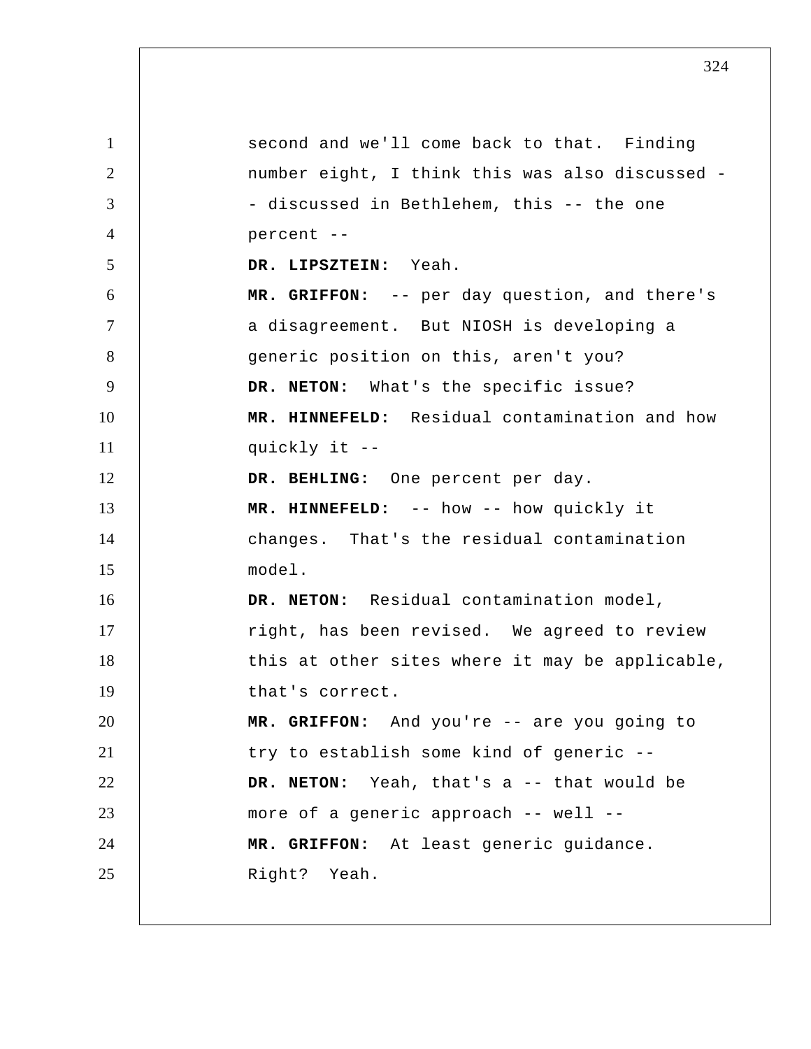second and we'll come back to that. Finding number eight, I think this was also discussed -- discussed in Bethlehem, this -- the one percent --

**DR. LIPSZTEIN:** Yeah.

**MR. GRIFFON:** -- per day question, and there's a disagreement. But NIOSH is developing a generic position on this, aren't you?

**DR. NETON:** What's the specific issue?

**MR. HINNEFELD:** Residual contamination and how quickly it --

**DR. BEHLING:** One percent per day.

**MR. HINNEFELD:** -- how -- how quickly it changes. That's the residual contamination model.

**DR. NETON:** Residual contamination model, right, has been revised. We agreed to review this at other sites where it may be applicable, that's correct.

**MR. GRIFFON:** And you're -- are you going to try to establish some kind of generic --

**DR. NETON:** Yeah, that's a -- that would be more of a generic approach -- well --

**MR. GRIFFON:** At least generic guidance. Right? Yeah.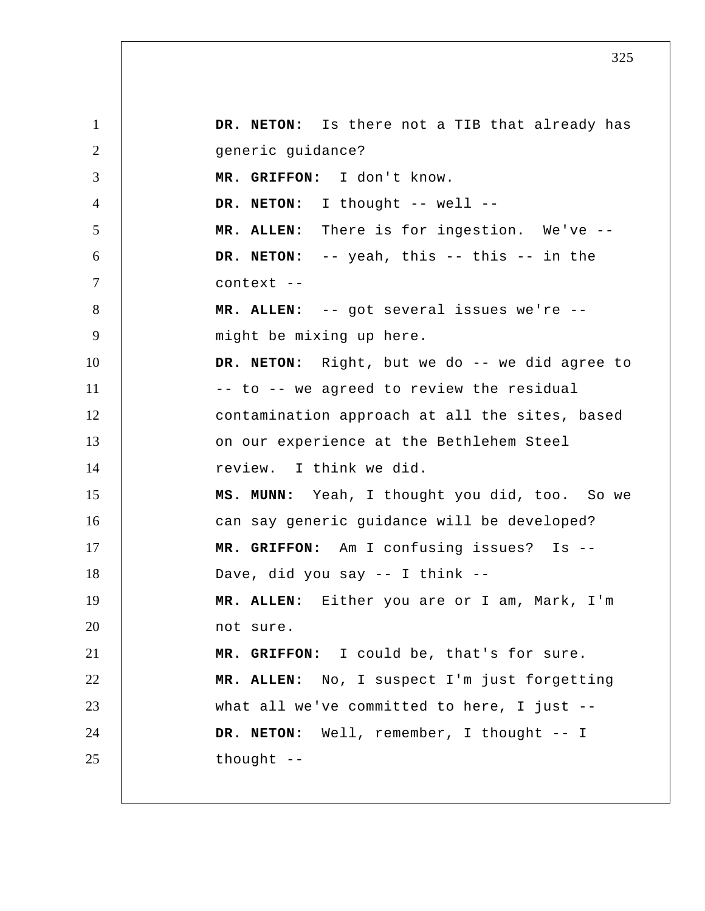**DR. NETON:** Is there not a TIB that already has generic guidance?

**MR. GRIFFON:** I don't know.

**DR. NETON:** I thought -- well --

**MR. ALLEN:** There is for ingestion. We've --

**DR. NETON:** -- yeah, this -- this -- in the context --

**MR. ALLEN:** -- got several issues we're -- might be mixing up here.

**DR. NETON:** Right, but we do -- we did agree to -- to -- we agreed to review the residual contamination approach at all the sites, based on our experience at the Bethlehem Steel review. I think we did.

**MS. MUNN:** Yeah, I thought you did, too. So we can say generic guidance will be developed?

**MR. GRIFFON:** Am I confusing issues? Is -- Dave, did you say -- I think --

**MR. ALLEN:** Either you are or I am, Mark, I'm not sure.

**MR. GRIFFON:** I could be, that's for sure.

**MR. ALLEN:** No, I suspect I'm just forgetting what all we've committed to here, I just --

**DR. NETON:** Well, remember, I thought -- I thought --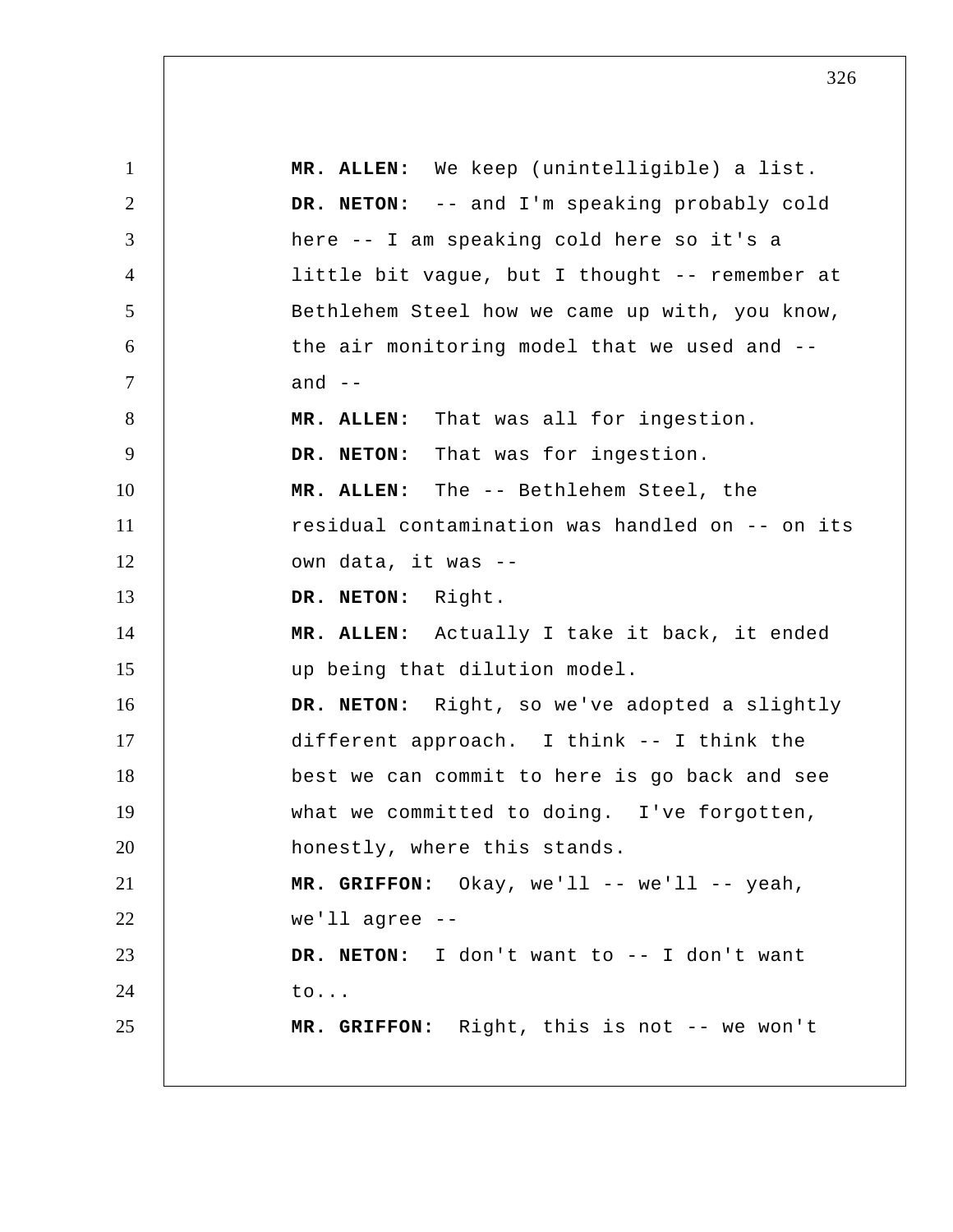**MR. ALLEN:** We keep (unintelligible) a list.

**DR. NETON:** -- and I'm speaking probably cold here -- I am speaking cold here so it's a little bit vague, but I thought -- remember at Bethlehem Steel how we came up with, you know, the air monitoring model that we used and -- and --

**MR. ALLEN:** That was all for ingestion.

**DR. NETON:** That was for ingestion.

**MR. ALLEN:** The -- Bethlehem Steel, the residual contamination was handled on -- on its own data, it was --

**DR. NETON:** Right.

**MR. ALLEN:** Actually I take it back, it ended up being that dilution model.

**DR. NETON:** Right, so we've adopted a slightly different approach. I think -- I think the best we can commit to here is go back and see what we committed to doing. I've forgotten, honestly, where this stands.

**MR. GRIFFON:** Okay, we'll -- we'll -- yeah, we'll agree --

**DR. NETON:** I don't want to -- I don't want to...

**MR. GRIFFON:** Right, this is not -- we won't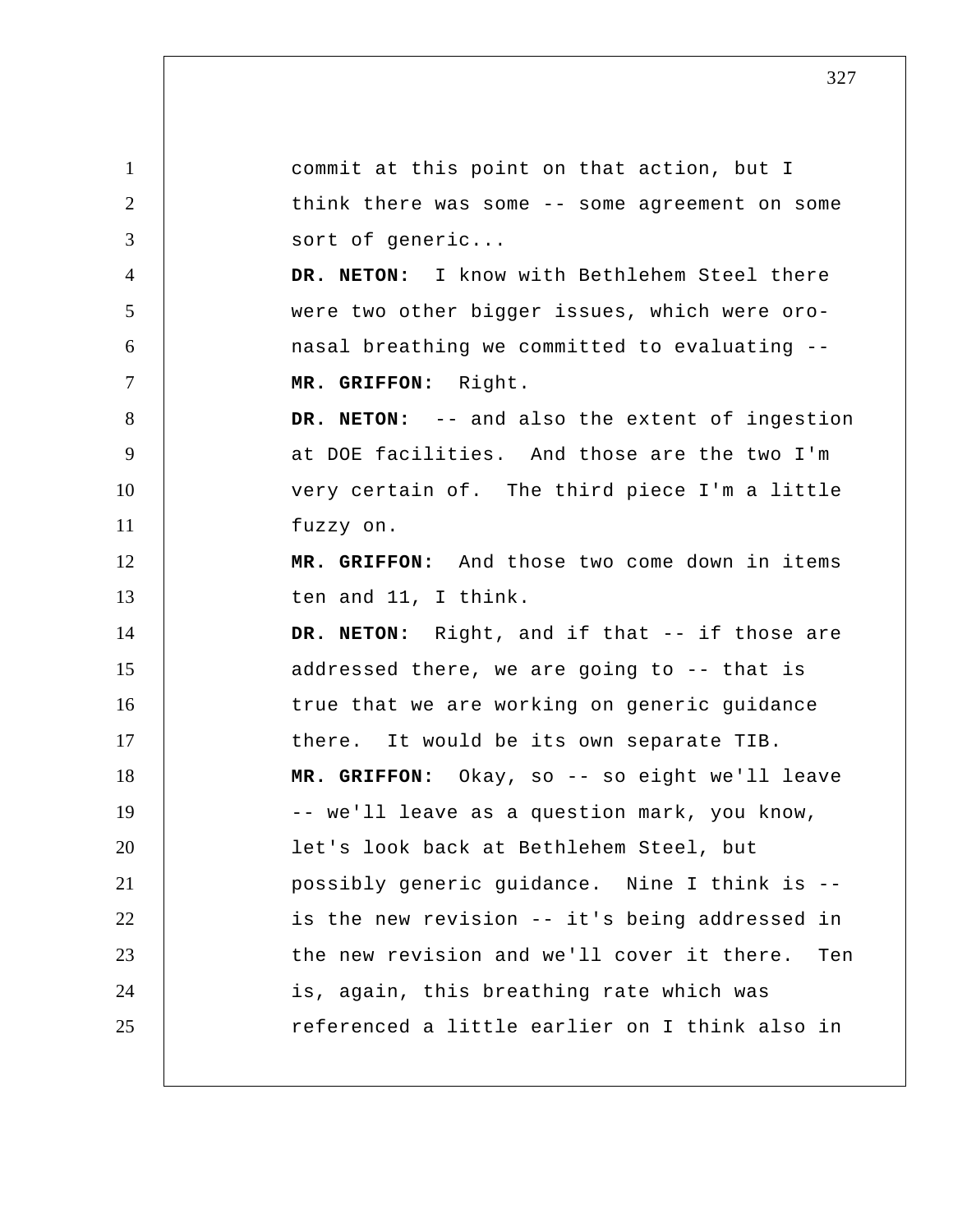commit at this point on that action, but I think there was some -- some agreement on some sort of generic...

**DR. NETON:** I know with Bethlehem Steel there were two other bigger issues, which were oro-nasal breathing we committed to evaluating --

**MR. GRIFFON:** Right.

**DR. NETON:** -- and also the extent of ingestion at DOE facilities. And those are the two I'm very certain of. The third piece I'm a little fuzzy on.

**MR. GRIFFON:** And those two come down in items ten and 11, I think.

**DR. NETON:** Right, and if that -- if those are addressed there, we are going to -- that is true that we are working on generic guidance there. It would be its own separate TIB.

**MR. GRIFFON:** Okay, so -- so eight we'll leave -- we'll leave as a question mark, you know, let's look back at Bethlehem Steel, but possibly generic guidance. Nine I think is -- is the new revision -- it's being addressed in the new revision and we'll cover it there. Ten is, again, this breathing rate which was referenced a little earlier on I think also in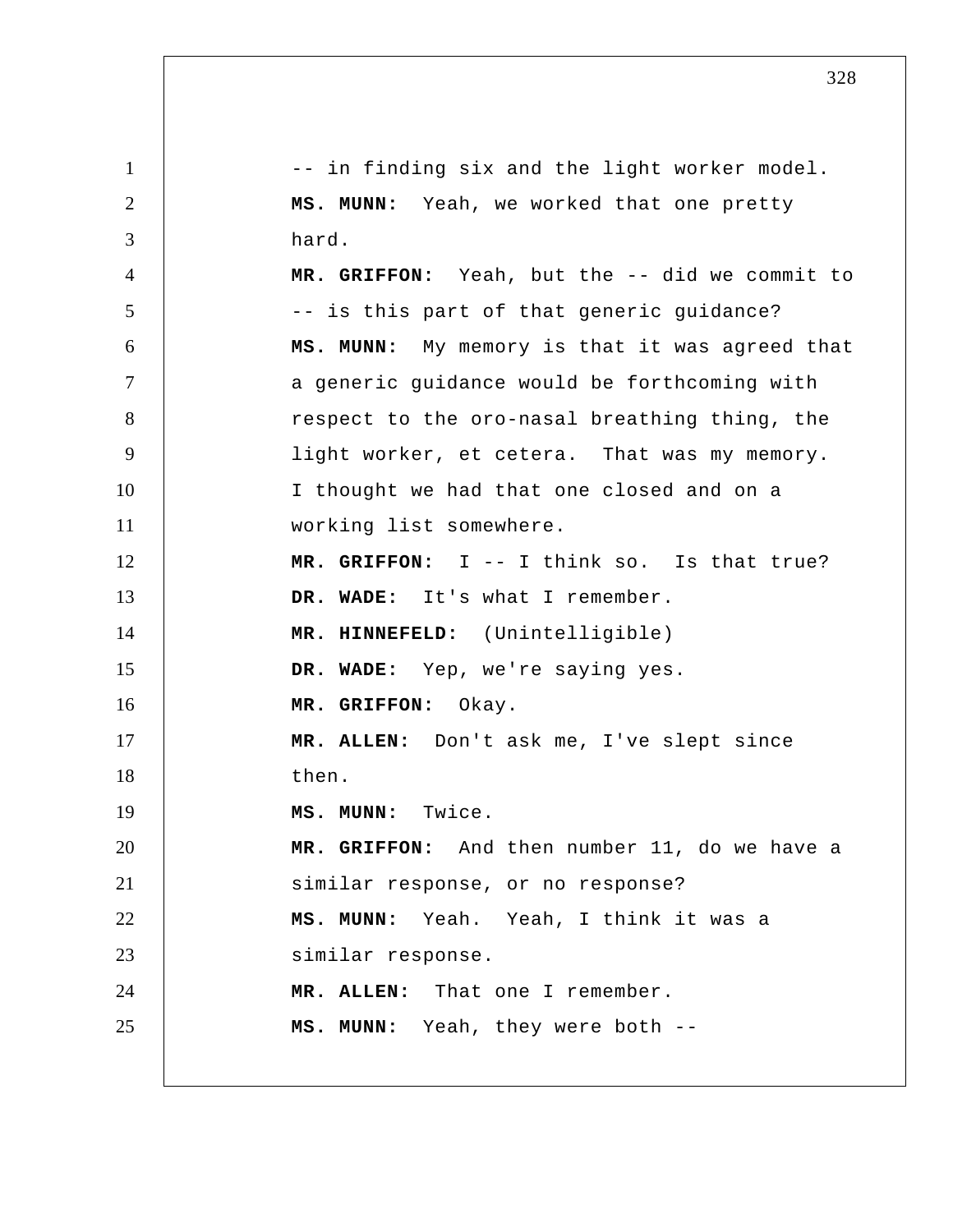-- in finding six and the light worker model.

**MS. MUNN:** Yeah, we worked that one pretty hard.

**MR. GRIFFON:** Yeah, but the -- did we commit to -- is this part of that generic guidance?

**MS. MUNN:** My memory is that it was agreed that a generic guidance would be forthcoming with respect to the oro-nasal breathing thing, the light worker, et cetera. That was my memory. I thought we had that one closed and on a working list somewhere.

**MR. GRIFFON:** I -- I think so. Is that true?

**DR. WADE:** It's what I remember.

**MR. HINNEFELD:** (Unintelligible)

**DR. WADE:** Yep, we're saying yes.

**MR. GRIFFON:** Okay.

**MR. ALLEN:** Don't ask me, I've slept since then.

**MS. MUNN:** Twice.

**MR. GRIFFON:** And then number 11, do we have a similar response, or no response?

**MS. MUNN:** Yeah. Yeah, I think it was a similar response.

**MR. ALLEN:** That one I remember.

**MS. MUNN:** Yeah, they were both --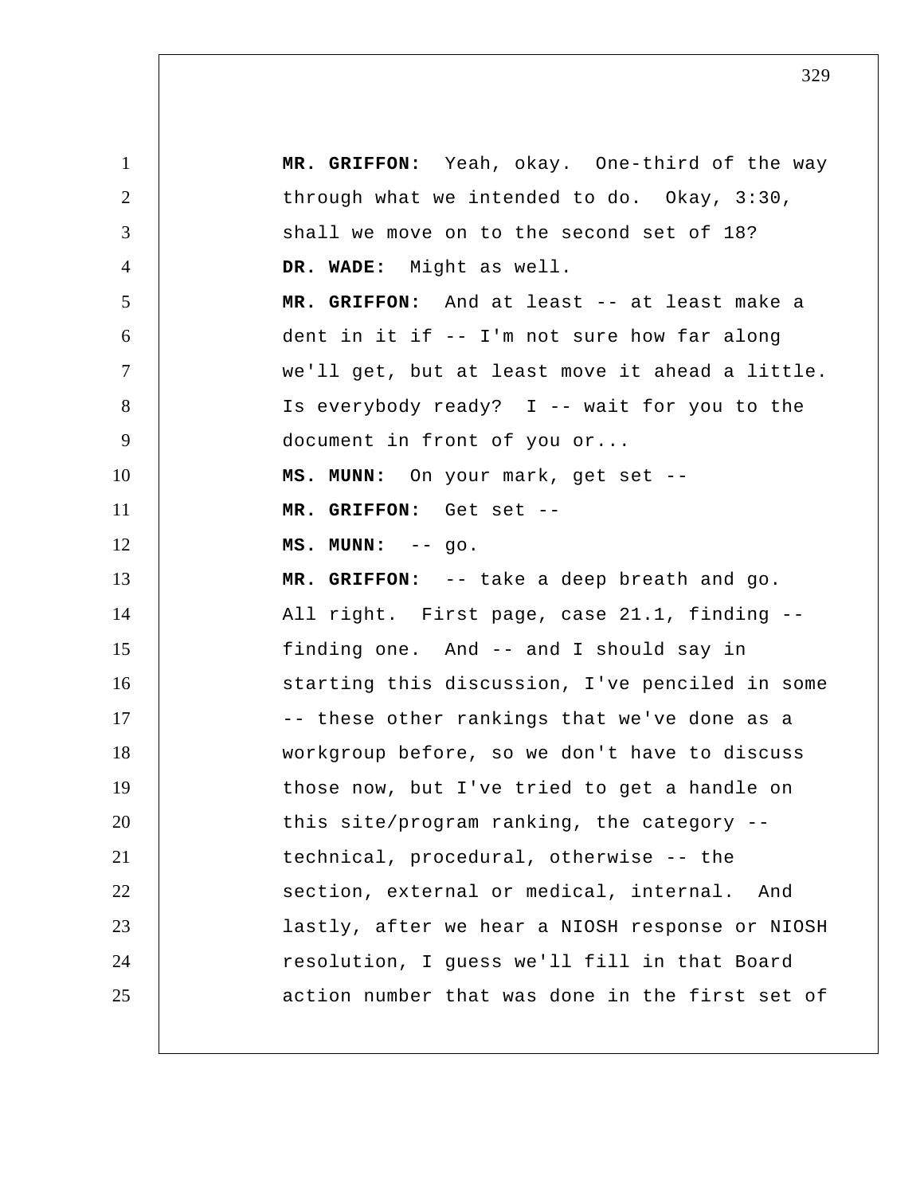**MR. GRIFFON:** Yeah, okay. One-third of the way through what we intended to do. Okay, 3:30, shall we move on to the second set of 18?

**DR. WADE:** Might as well.

**MR. GRIFFON:** And at least -- at least make a dent in it if -- I'm not sure how far along we'll get, but at least move it ahead a little. Is everybody ready? I -- wait for you to the document in front of you or...

**MS. MUNN:** On your mark, get set --

**MR. GRIFFON:** Get set --

**MS. MUNN:** -- go.

**MR. GRIFFON:** -- take a deep breath and go. All right. First page, case 21.1, finding -- finding one. And -- and I should say in starting this discussion, I've penciled in some -- these other rankings that we've done as a workgroup before, so we don't have to discuss those now, but I've tried to get a handle on this site/program ranking, the category -- technical, procedural, otherwise -- the section, external or medical, internal. And lastly, after we hear a NIOSH response or NIOSH resolution, I guess we'll fill in that Board action number that was done in the first set of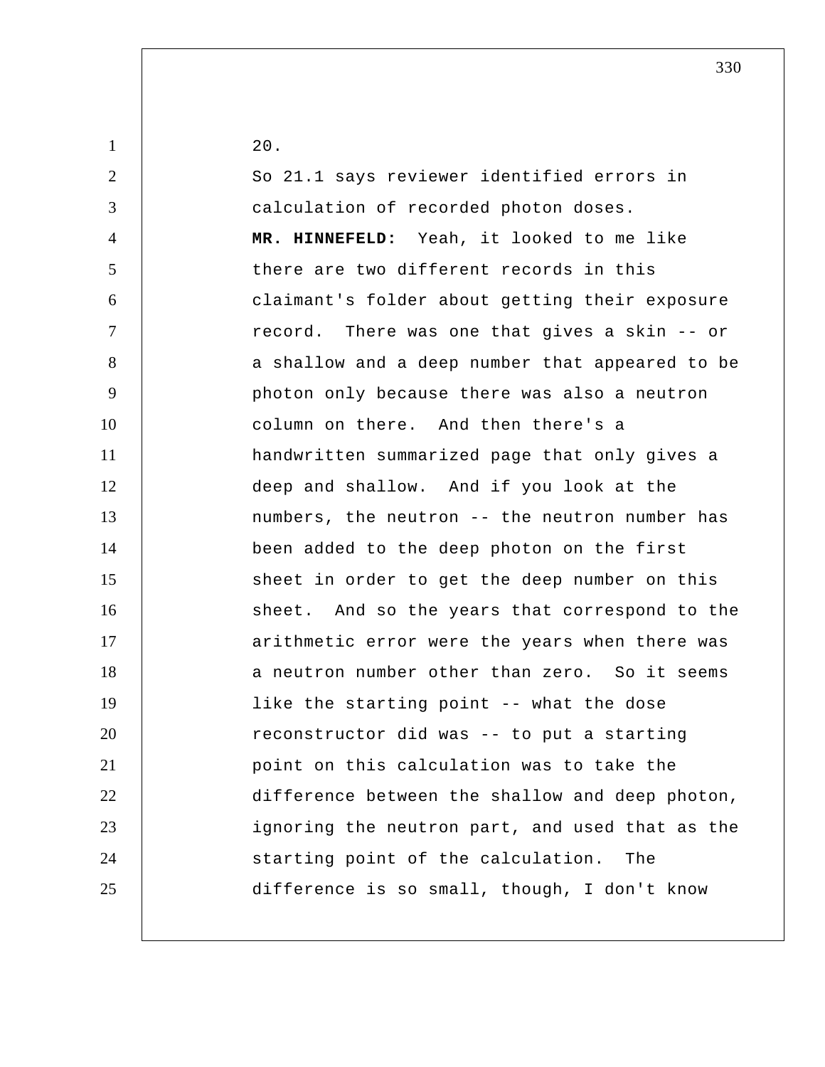20.

So 21.1 says reviewer identified errors in calculation of recorded photon doses.

**MR. HINNEFELD:** Yeah, it looked to me like there are two different records in this claimant's folder about getting their exposure record. There was one that gives a skin -- or a shallow and a deep number that appeared to be photon only because there was also a neutron column on there. And then there's a handwritten summarized page that only gives a deep and shallow. And if you look at the numbers, the neutron -- the neutron number has been added to the deep photon on the first sheet in order to get the deep number on this sheet. And so the years that correspond to the arithmetic error were the years when there was a neutron number other than zero. So it seems like the starting point -- what the dose reconstructor did was -- to put a starting point on this calculation was to take the difference between the shallow and deep photon, ignoring the neutron part, and used that as the starting point of the calculation. The difference is so small, though, I don't know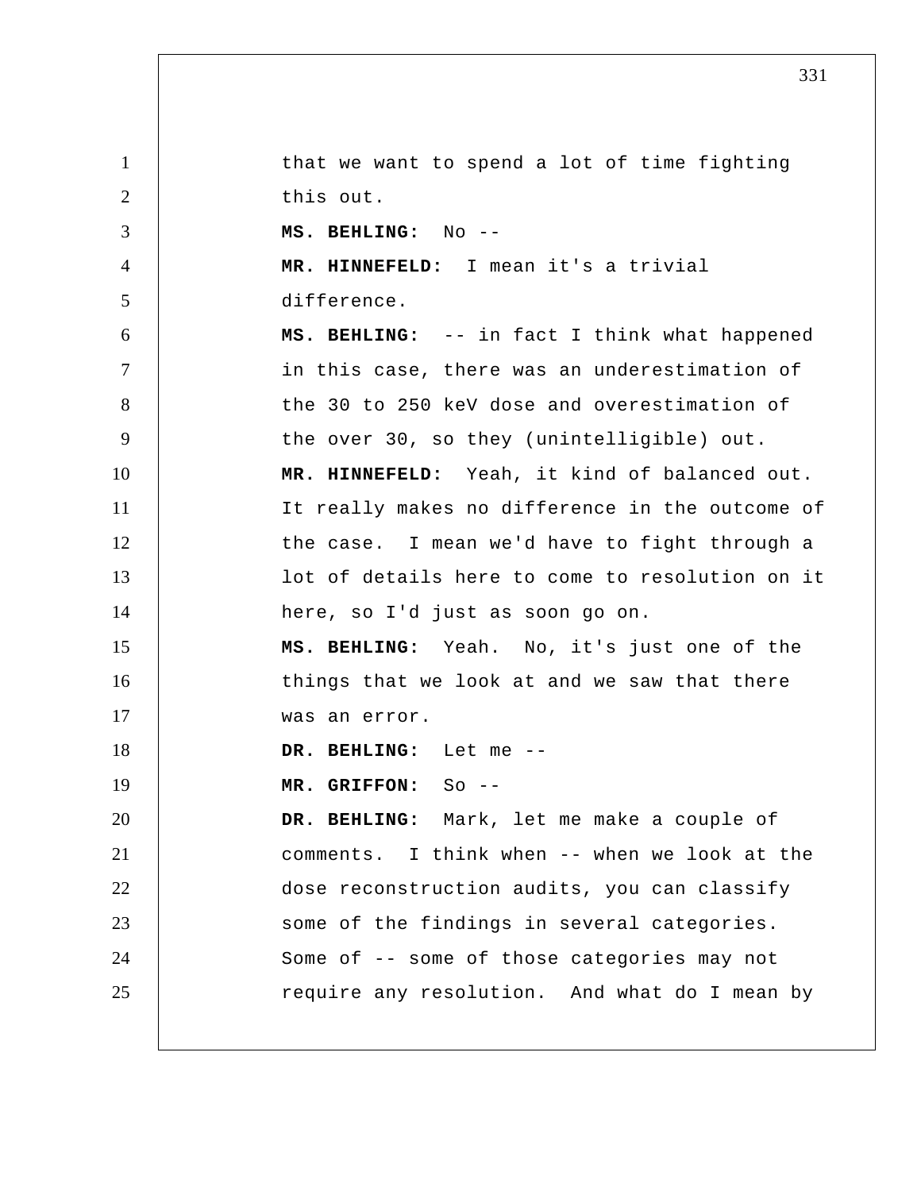that we want to spend a lot of time fighting this out.

**MS. BEHLING:** No --

**MR. HINNEFELD:** I mean it's a trivial difference.

**MS. BEHLING:** -- in fact I think what happened in this case, there was an underestimation of the 30 to 250 keV dose and overestimation of the over 30, so they (unintelligible) out.

**MR. HINNEFELD:** Yeah, it kind of balanced out. It really makes no difference in the outcome of the case. I mean we'd have to fight through a lot of details here to come to resolution on it here, so I'd just as soon go on.

**MS. BEHLING:** Yeah. No, it's just one of the things that we look at and we saw that there was an error.

**DR. BEHLING:** Let me --

**MR. GRIFFON:** So --

**DR. BEHLING:** Mark, let me make a couple of comments. I think when -- when we look at the dose reconstruction audits, you can classify some of the findings in several categories. Some of -- some of those categories may not require any resolution. And what do I mean by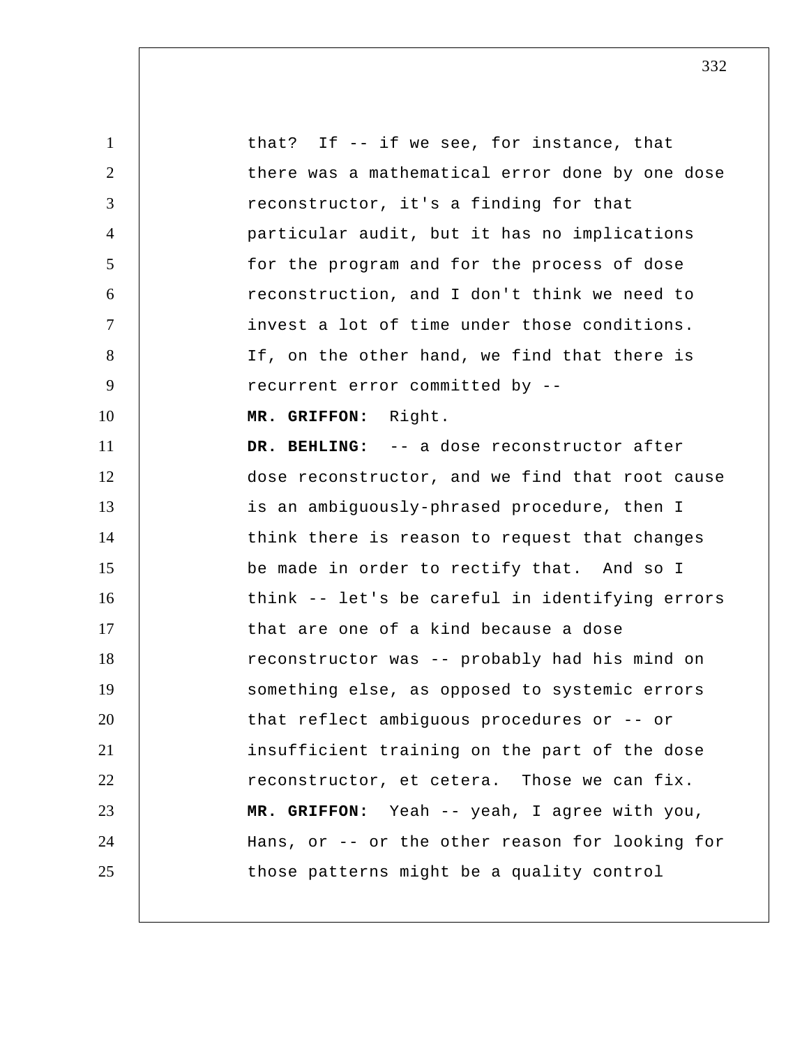that? If -- if we see, for instance, that there was a mathematical error done by one dose reconstructor, it's a finding for that particular audit, but it has no implications for the program and for the process of dose reconstruction, and I don't think we need to invest a lot of time under those conditions. If, on the other hand, we find that there is recurrent error committed by --

**MR. GRIFFON:** Right.

**DR. BEHLING:** -- a dose reconstructor after dose reconstructor, and we find that root cause is an ambiguously-phrased procedure, then I think there is reason to request that changes be made in order to rectify that. And so I think -- let's be careful in identifying errors that are one of a kind because a dose reconstructor was -- probably had his mind on something else, as opposed to systemic errors that reflect ambiguous procedures or -- or insufficient training on the part of the dose reconstructor, et cetera. Those we can fix.

**MR. GRIFFON:** Yeah -- yeah, I agree with you, Hans, or -- or the other reason for looking for those patterns might be a quality control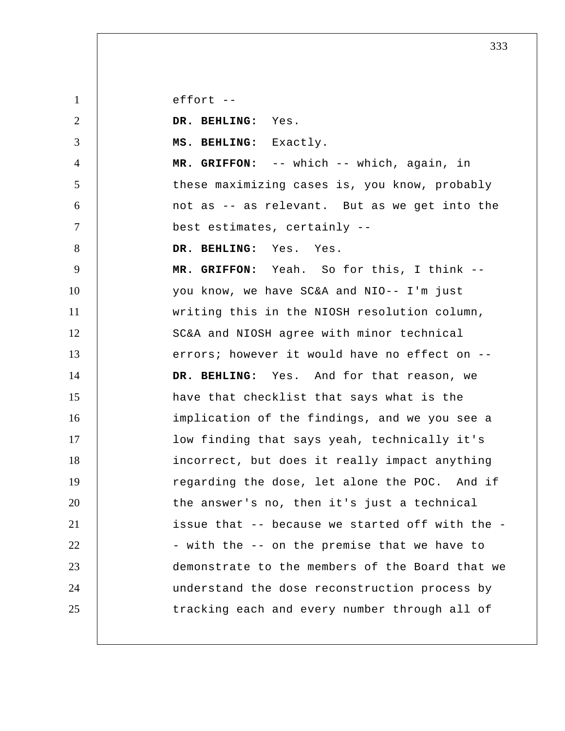effort --

**DR. BEHLING:** Yes.

**MS. BEHLING:** Exactly.

**MR. GRIFFON:** -- which -- which, again, in these maximizing cases is, you know, probably not as -- as relevant. But as we get into the best estimates, certainly --

**DR. BEHLING:** Yes. Yes.

**MR. GRIFFON:** Yeah. So for this, I think -- you know, we have SC&A and NIO-- I'm just writing this in the NIOSH resolution column, SC&A and NIOSH agree with minor technical errors; however it would have no effect on --

**DR. BEHLING:** Yes. And for that reason, we have that checklist that says what is the implication of the findings, and we you see a low finding that says yeah, technically it's incorrect, but does it really impact anything regarding the dose, let alone the POC. And if the answer's no, then it's just a technical issue that -- because we started off with the -- with the -- on the premise that we have to demonstrate to the members of the Board that we understand the dose reconstruction process by tracking each and every number through all of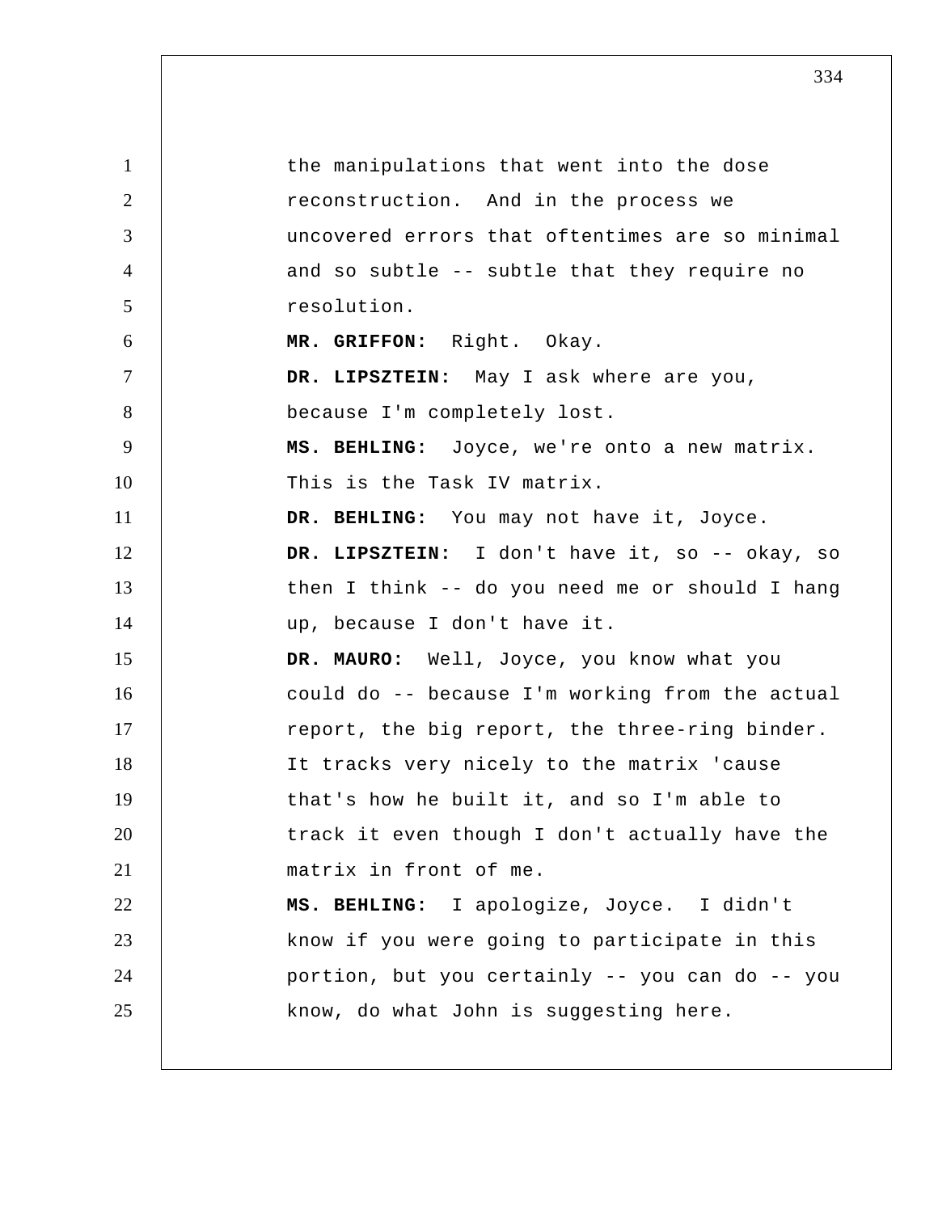the manipulations that went into the dose reconstruction. And in the process we uncovered errors that oftentimes are so minimal and so subtle -- subtle that they require no resolution.

**MR. GRIFFON:** Right. Okay.

**DR. LIPSZTEIN:** May I ask where are you, because I'm completely lost.

**MS. BEHLING:** Joyce, we're onto a new matrix. This is the Task IV matrix.

**DR. BEHLING:** You may not have it, Joyce.

**DR. LIPSZTEIN:** I don't have it, so -- okay, so then I think -- do you need me or should I hang up, because I don't have it.

**DR. MAURO:** Well, Joyce, you know what you could do -- because I'm working from the actual report, the big report, the three-ring binder. It tracks very nicely to the matrix 'cause that's how he built it, and so I'm able to track it even though I don't actually have the matrix in front of me.

**MS. BEHLING:** I apologize, Joyce. I didn't know if you were going to participate in this portion, but you certainly -- you can do -- you know, do what John is suggesting here.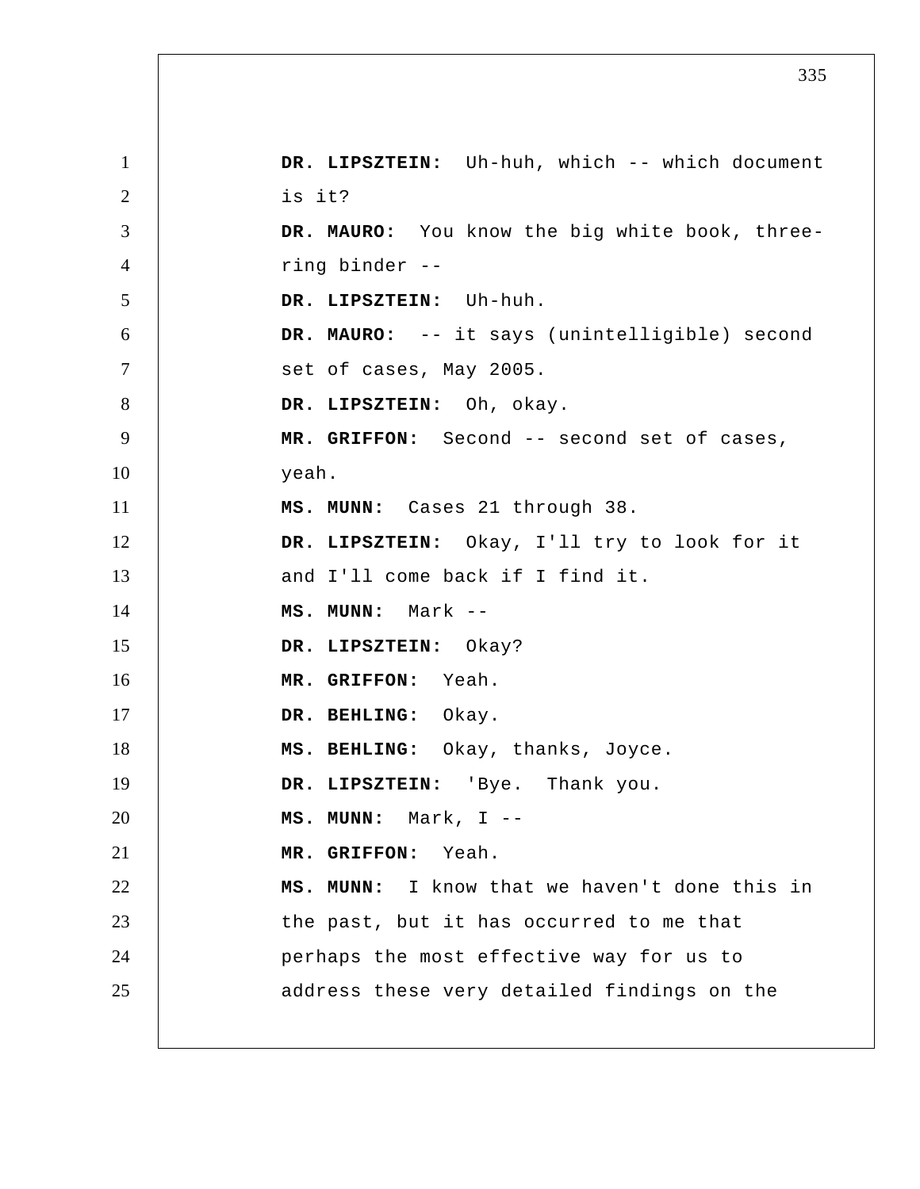**DR. LIPSZTEIN:** Uh-huh, which -- which document is it?

**DR. MAURO:** You know the big white book, three-ring binder --

**DR. LIPSZTEIN:** Uh-huh.

**DR. MAURO:** -- it says (unintelligible) second set of cases, May 2005.

**DR. LIPSZTEIN:** Oh, okay.

**MR. GRIFFON:** Second -- second set of cases, yeah.

**MS. MUNN:** Cases 21 through 38.

**DR. LIPSZTEIN:** Okay, I'll try to look for it and I'll come back if I find it.

**MS. MUNN:** Mark --

**DR. LIPSZTEIN:** Okay?

**MR. GRIFFON:** Yeah.

**DR. BEHLING:** Okay.

**MS. BEHLING:** Okay, thanks, Joyce.

**DR. LIPSZTEIN:** 'Bye. Thank you.

**MS. MUNN:** Mark, I --

**MR. GRIFFON:** Yeah.

**MS. MUNN:** I know that we haven't done this in the past, but it has occurred to me that perhaps the most effective way for us to address these very detailed findings on the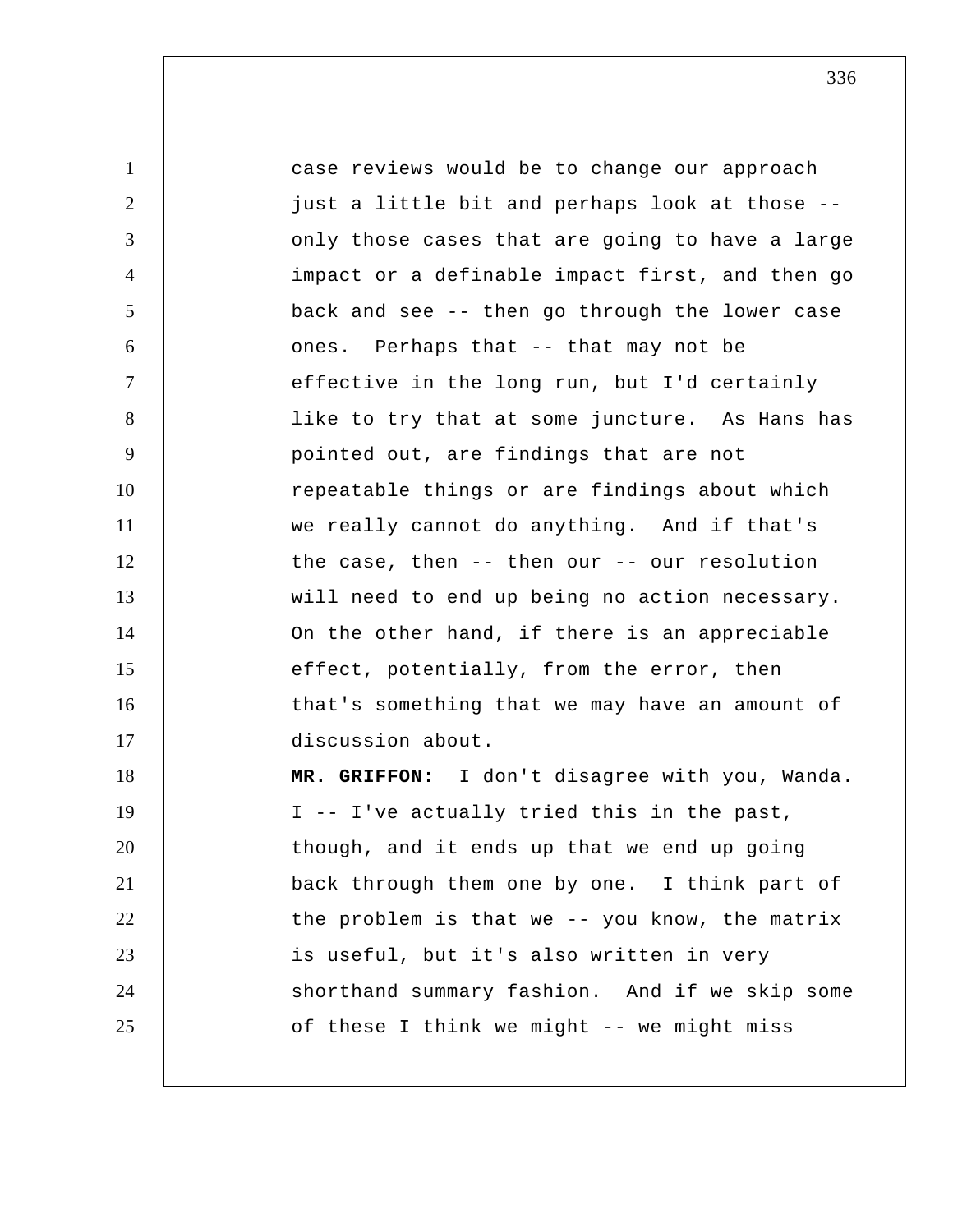case reviews would be to change our approach just a little bit and perhaps look at those -- only those cases that are going to have a large impact or a definable impact first, and then go back and see -- then go through the lower case ones. Perhaps that -- that may not be effective in the long run, but I'd certainly like to try that at some juncture. As Hans has pointed out, are findings that are not repeatable things or are findings about which we really cannot do anything. And if that's the case, then -- then our -- our resolution will need to end up being no action necessary. On the other hand, if there is an appreciable effect, potentially, from the error, then that's something that we may have an amount of discussion about.

**MR. GRIFFON:** I don't disagree with you, Wanda. I -- I've actually tried this in the past, though, and it ends up that we end up going back through them one by one. I think part of the problem is that we -- you know, the matrix is useful, but it's also written in very shorthand summary fashion. And if we skip some of these I think we might -- we might miss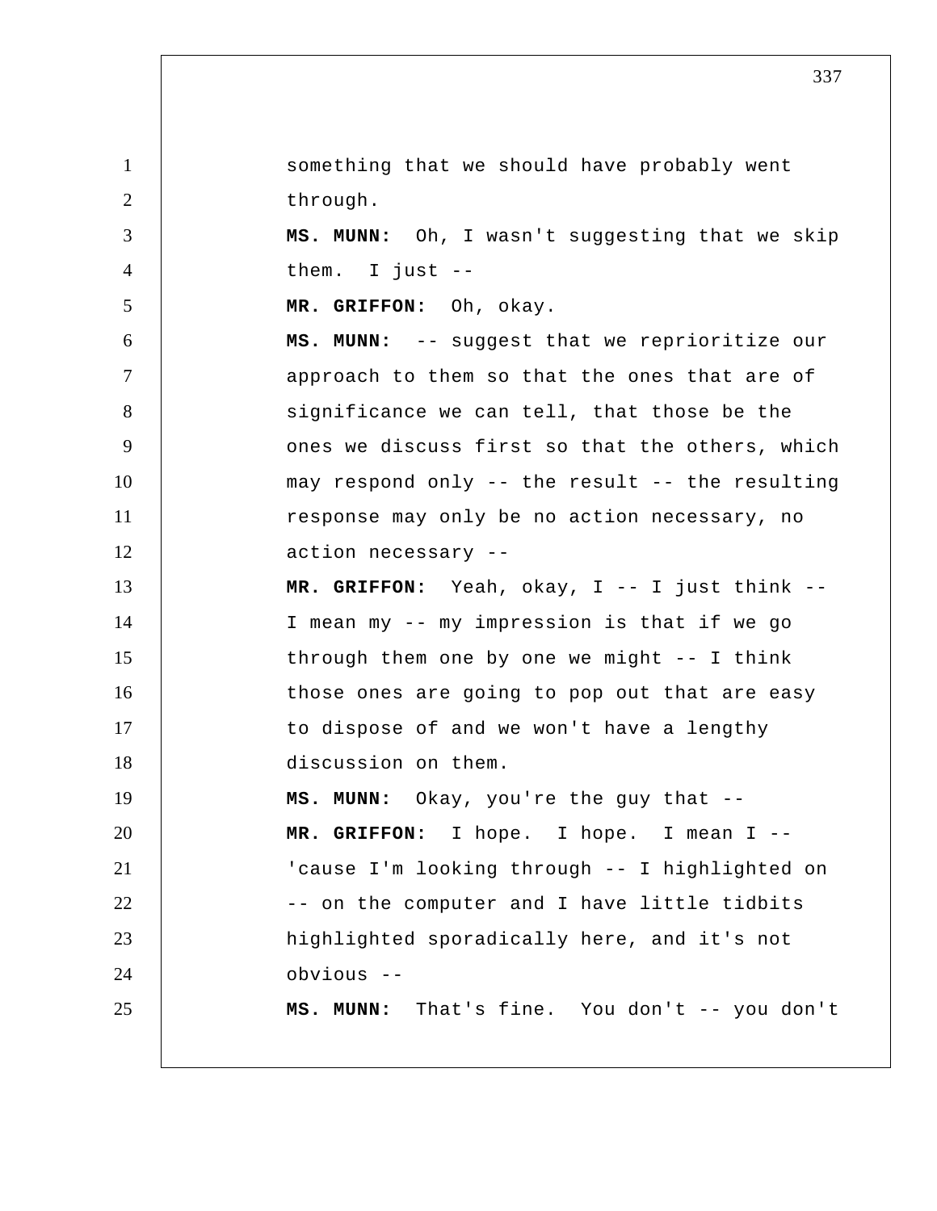something that we should have probably went through.

**MS. MUNN:** Oh, I wasn't suggesting that we skip them. I just --

**MR. GRIFFON:** Oh, okay.

**MS. MUNN:** -- suggest that we reprioritize our approach to them so that the ones that are of significance we can tell, that those be the ones we discuss first so that the others, which may respond only -- the result -- the resulting response may only be no action necessary, no action necessary --

**MR. GRIFFON:** Yeah, okay, I -- I just think -- I mean my -- my impression is that if we go through them one by one we might -- I think those ones are going to pop out that are easy to dispose of and we won't have a lengthy discussion on them.

**MS. MUNN:** Okay, you're the guy that --

**MR. GRIFFON:** I hope. I hope. I mean I -- 'cause I'm looking through -- I highlighted on -- on the computer and I have little tidbits highlighted sporadically here, and it's not obvious --

**MS. MUNN:** That's fine. You don't -- you don't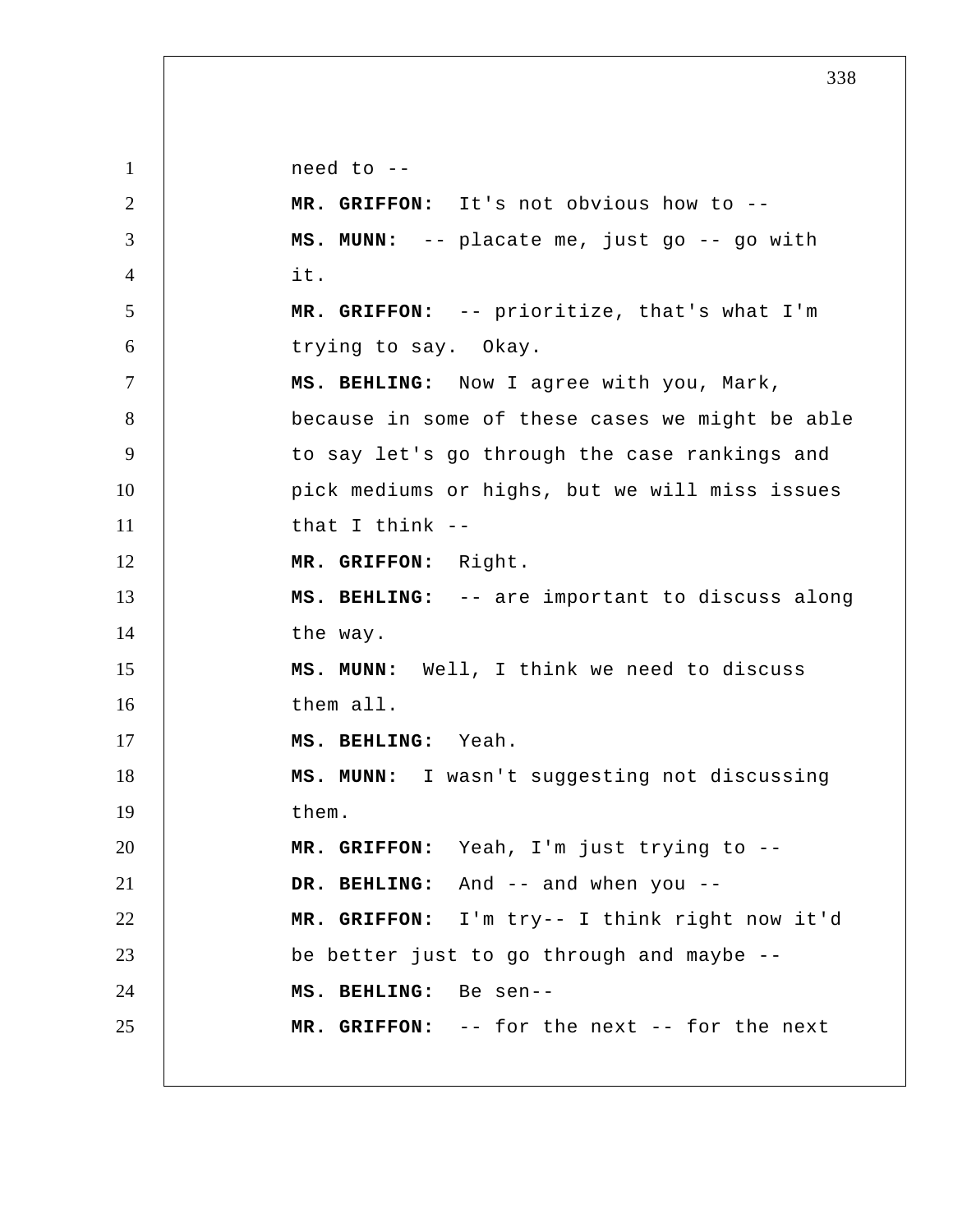need to --

**MR. GRIFFON:** It's not obvious how to --

**MS. MUNN:** -- placate me, just go -- go with it.

**MR. GRIFFON:** -- prioritize, that's what I'm trying to say. Okay.

**MS. BEHLING:** Now I agree with you, Mark, because in some of these cases we might be able to say let's go through the case rankings and pick mediums or highs, but we will miss issues that I think --

**MR. GRIFFON:** Right.

**MS. BEHLING:** -- are important to discuss along the way.

**MS. MUNN:** Well, I think we need to discuss them all.

**MS. BEHLING:** Yeah.

**MS. MUNN:** I wasn't suggesting not discussing them.

**MR. GRIFFON:** Yeah, I'm just trying to --

**DR. BEHLING:** And -- and when you --

**MR. GRIFFON:** I'm try-- I think right now it'd be better just to go through and maybe --

**MS. BEHLING:** Be sen--

**MR. GRIFFON:** -- for the next -- for the next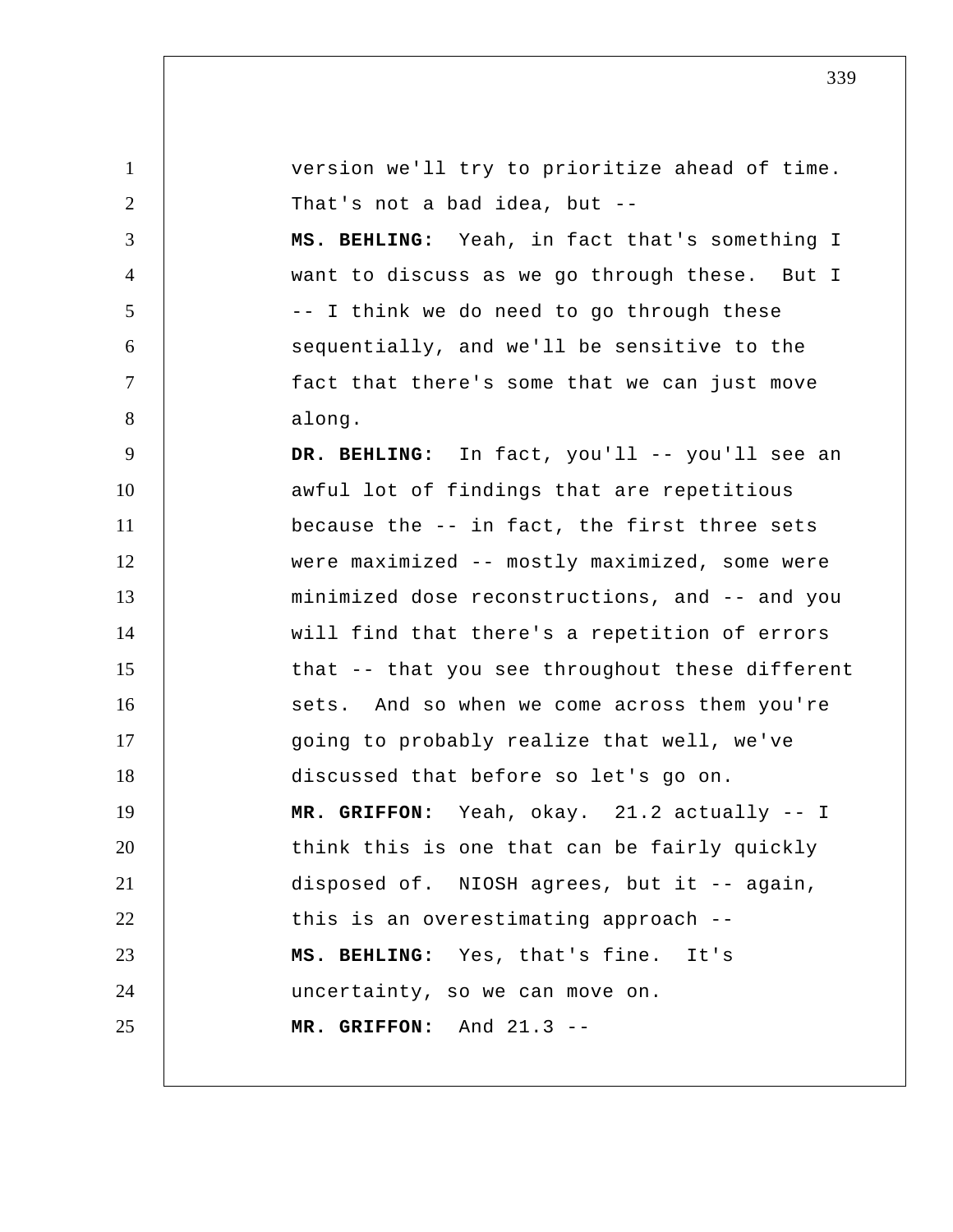version we'll try to prioritize ahead of time. That's not a bad idea, but --

**MS. BEHLING:** Yeah, in fact that's something I want to discuss as we go through these. But I -- I think we do need to go through these sequentially, and we'll be sensitive to the fact that there's some that we can just move along.

**DR. BEHLING:** In fact, you'll -- you'll see an awful lot of findings that are repetitious because the -- in fact, the first three sets were maximized -- mostly maximized, some were minimized dose reconstructions, and -- and you will find that there's a repetition of errors that -- that you see throughout these different sets. And so when we come across them you're going to probably realize that well, we've discussed that before so let's go on.

**MR. GRIFFON:** Yeah, okay. 21.2 actually -- I think this is one that can be fairly quickly disposed of. NIOSH agrees, but it -- again, this is an overestimating approach --

**MS. BEHLING:** Yes, that's fine. It's uncertainty, so we can move on.

**MR. GRIFFON:** And 21.3 --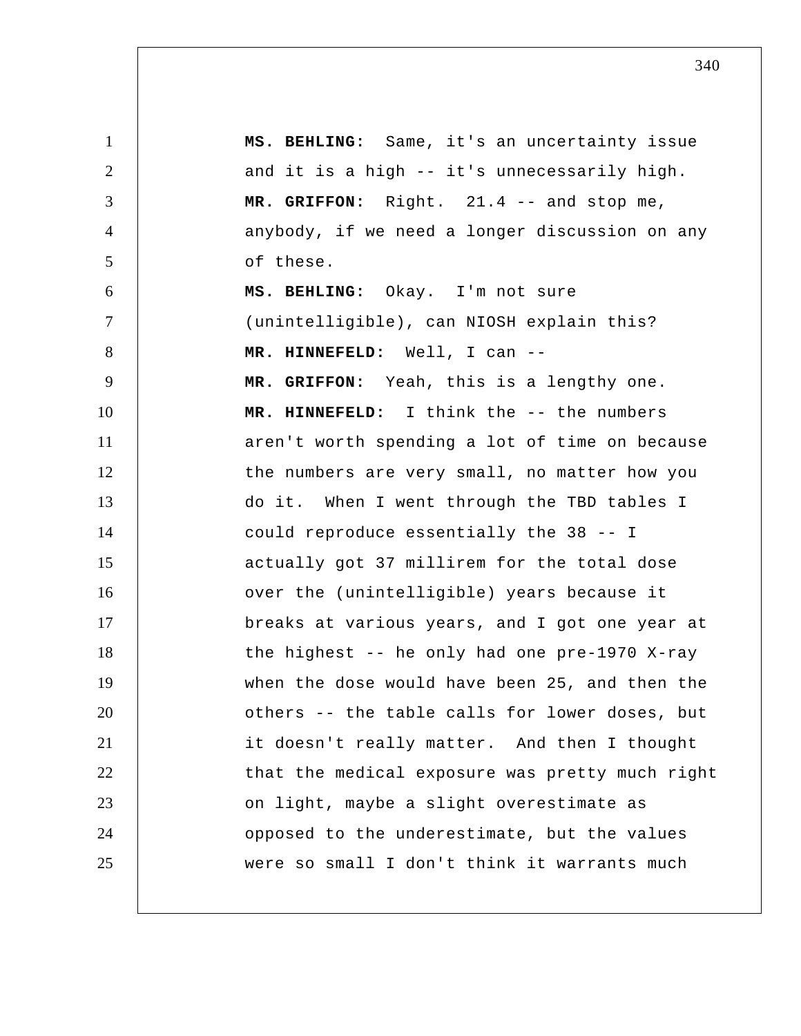**MS. BEHLING:** Same, it's an uncertainty issue and it is a high -- it's unnecessarily high.

**MR. GRIFFON:** Right. 21.4 -- and stop me, anybody, if we need a longer discussion on any of these.

**MS. BEHLING:** Okay. I'm not sure (unintelligible), can NIOSH explain this?

**MR. HINNEFELD:** Well, I can --

**MR. GRIFFON:** Yeah, this is a lengthy one.

**MR. HINNEFELD:** I think the -- the numbers aren't worth spending a lot of time on because the numbers are very small, no matter how you do it. When I went through the TBD tables I could reproduce essentially the 38 -- I actually got 37 millirem for the total dose over the (unintelligible) years because it breaks at various years, and I got one year at the highest -- he only had one pre-1970 X-ray when the dose would have been 25, and then the others -- the table calls for lower doses, but it doesn't really matter. And then I thought that the medical exposure was pretty much right on light, maybe a slight overestimate as opposed to the underestimate, but the values were so small I don't think it warrants much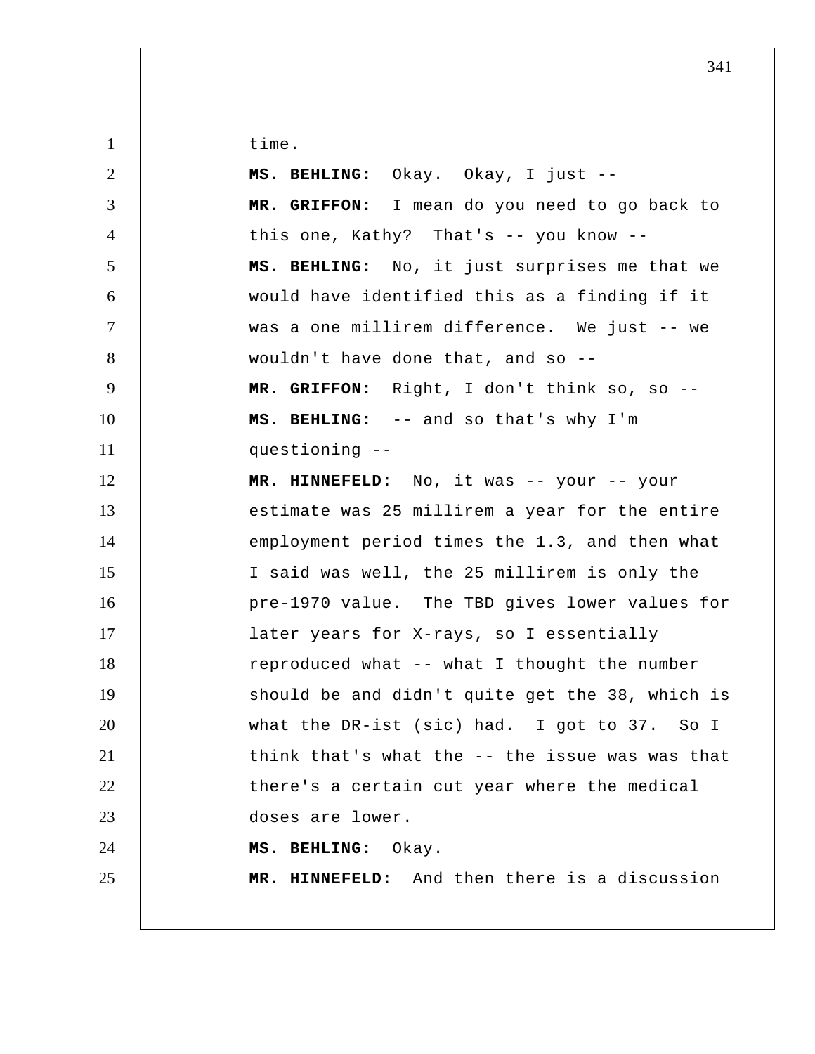time.

**MS. BEHLING:** Okay. Okay, I just --

**MR. GRIFFON:** I mean do you need to go back to this one, Kathy? That's -- you know --

**MS. BEHLING:** No, it just surprises me that we would have identified this as a finding if it was a one millirem difference. We just -- we wouldn't have done that, and so --

**MR. GRIFFON:** Right, I don't think so, so --

**MS. BEHLING:** -- and so that's why I'm questioning --

**MR. HINNEFELD:** No, it was -- your -- your estimate was 25 millirem a year for the entire employment period times the 1.3, and then what I said was well, the 25 millirem is only the pre-1970 value. The TBD gives lower values for later years for X-rays, so I essentially reproduced what -- what I thought the number should be and didn't quite get the 38, which is what the DR-ist (sic) had. I got to 37. So I think that's what the -- the issue was was that there's a certain cut year where the medical doses are lower.

**MS. BEHLING:** Okay.

**MR. HINNEFELD:** And then there is a discussion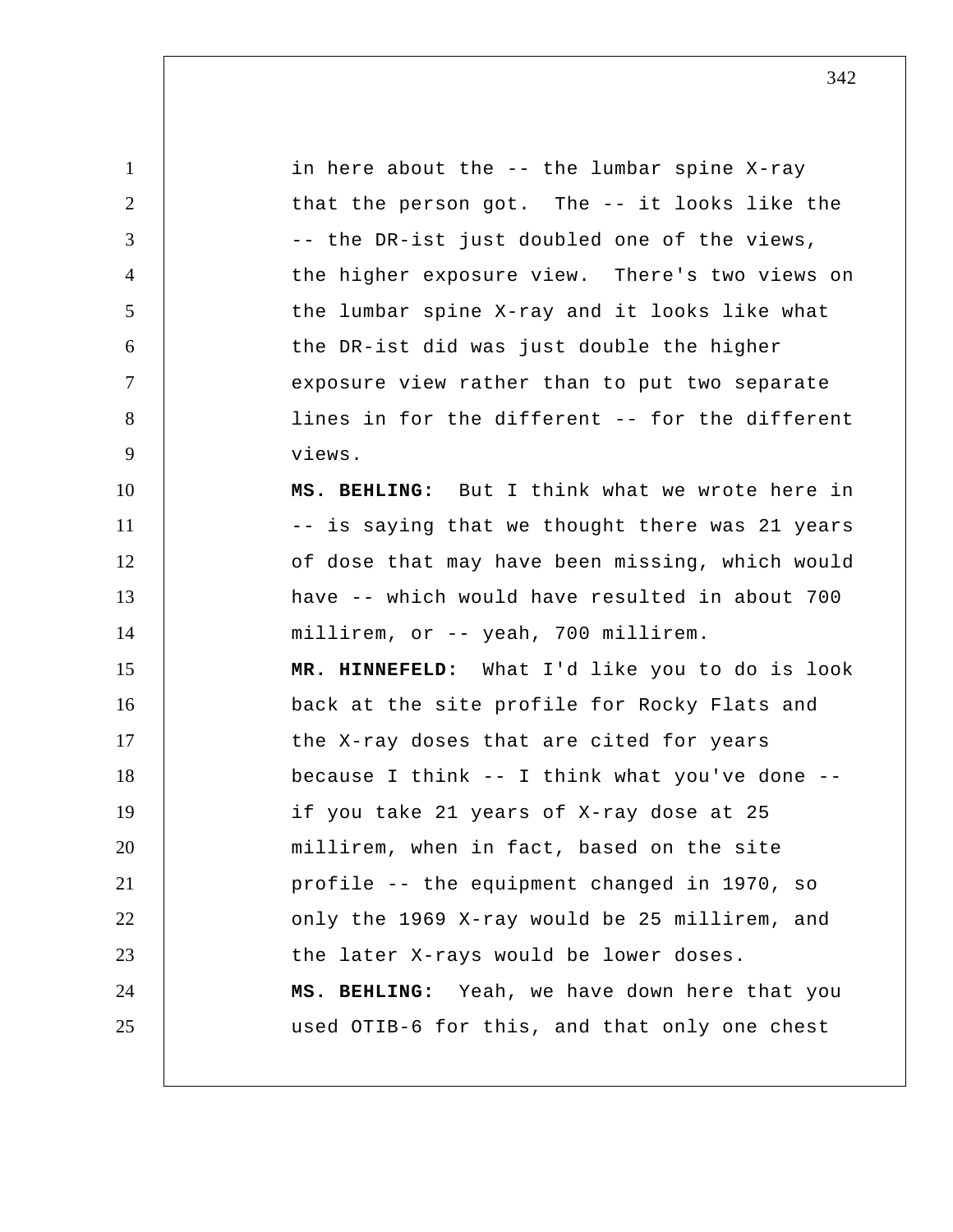in here about the -- the lumbar spine X-ray that the person got. The -- it looks like the -- the DR-ist just doubled one of the views, the higher exposure view. There's two views on the lumbar spine X-ray and it looks like what the DR-ist did was just double the higher exposure view rather than to put two separate lines in for the different -- for the different views.

**MS. BEHLING:** But I think what we wrote here in -- is saying that we thought there was 21 years of dose that may have been missing, which would have -- which would have resulted in about 700 millirem, or -- yeah, 700 millirem.

**MR. HINNEFELD:** What I'd like you to do is look back at the site profile for Rocky Flats and the X-ray doses that are cited for years because I think -- I think what you've done -- if you take 21 years of X-ray dose at 25 millirem, when in fact, based on the site profile -- the equipment changed in 1970, so only the 1969 X-ray would be 25 millirem, and the later X-rays would be lower doses.

**MS. BEHLING:** Yeah, we have down here that you used OTIB-6 for this, and that only one chest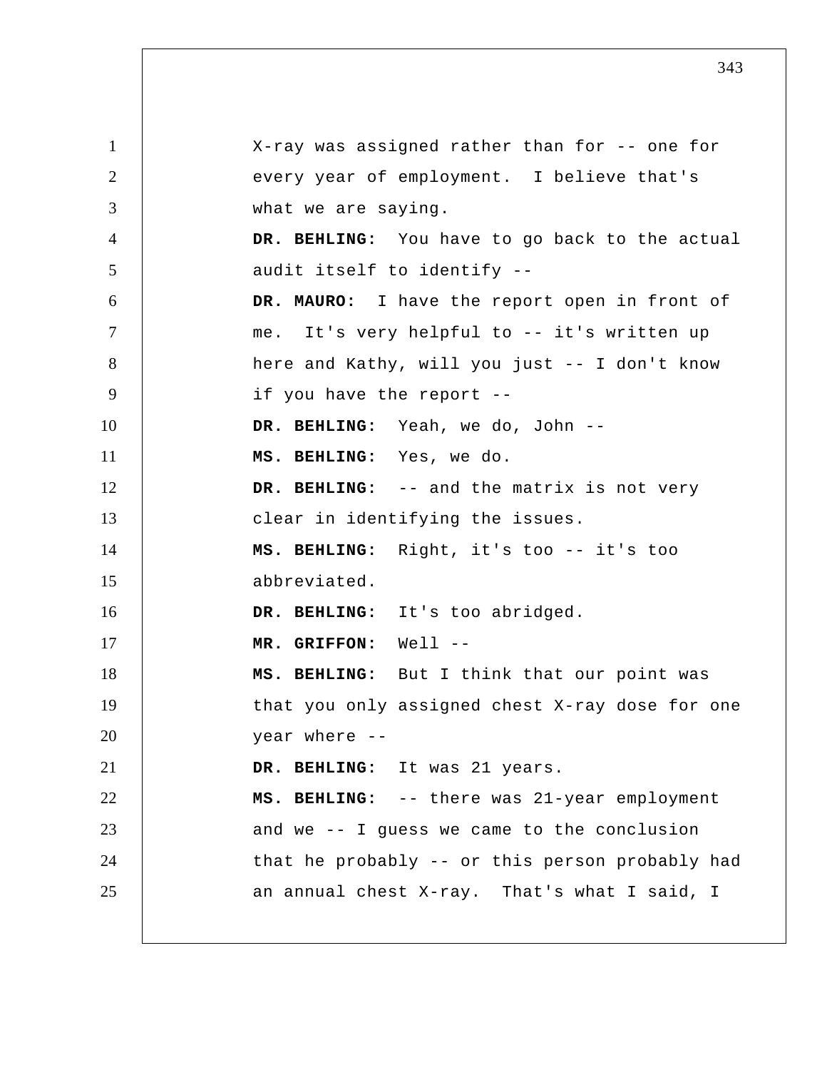X-ray was assigned rather than for -- one for every year of employment. I believe that's what we are saying.

**DR. BEHLING:** You have to go back to the actual audit itself to identify --

**DR. MAURO:** I have the report open in front of me. It's very helpful to -- it's written up here and Kathy, will you just -- I don't know if you have the report --

**DR. BEHLING:** Yeah, we do, John --

**MS. BEHLING:** Yes, we do.

**DR. BEHLING:** -- and the matrix is not very clear in identifying the issues.

**MS. BEHLING:** Right, it's too -- it's too abbreviated.

**DR. BEHLING:** It's too abridged.

**MR. GRIFFON:** Well --

**MS. BEHLING:** But I think that our point was that you only assigned chest X-ray dose for one year where --

**DR. BEHLING:** It was 21 years.

**MS. BEHLING:** -- there was 21-year employment and we -- I guess we came to the conclusion that he probably -- or this person probably had an annual chest X-ray. That's what I said, I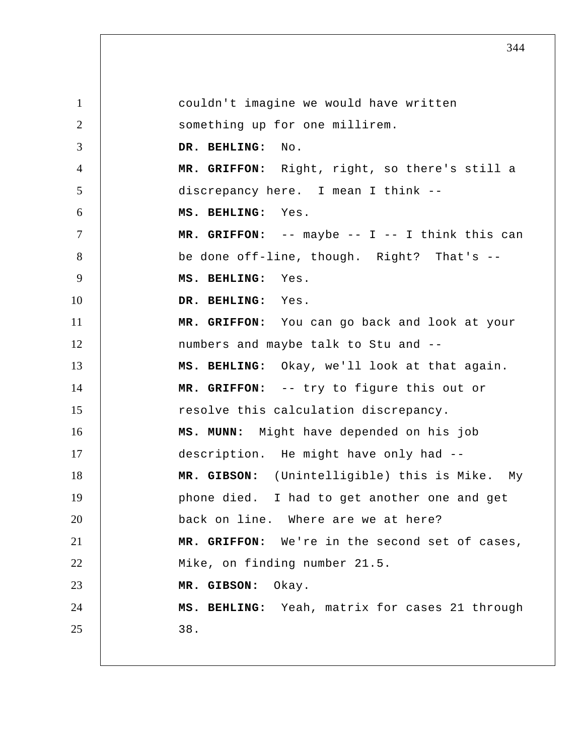couldn't imagine we would have written something up for one millirem.

**DR. BEHLING:** No.

**MR. GRIFFON:** Right, right, so there's still a discrepancy here. I mean I think --

**MS. BEHLING:** Yes.

**MR. GRIFFON:** -- maybe -- I -- I think this can be done off-line, though. Right? That's --

**MS. BEHLING:** Yes.

**DR. BEHLING:** Yes.

**MR. GRIFFON:** You can go back and look at your numbers and maybe talk to Stu and --

**MS. BEHLING:** Okay, we'll look at that again.

**MR. GRIFFON:** -- try to figure this out or resolve this calculation discrepancy.

**MS. MUNN:** Might have depended on his job description. He might have only had --

**MR. GIBSON:** (Unintelligible) this is Mike. My phone died. I had to get another one and get back on line. Where are we at here?

**MR. GRIFFON:** We're in the second set of cases, Mike, on finding number 21.5.

**MR. GIBSON:** Okay.

**MS. BEHLING:** Yeah, matrix for cases 21 through 38.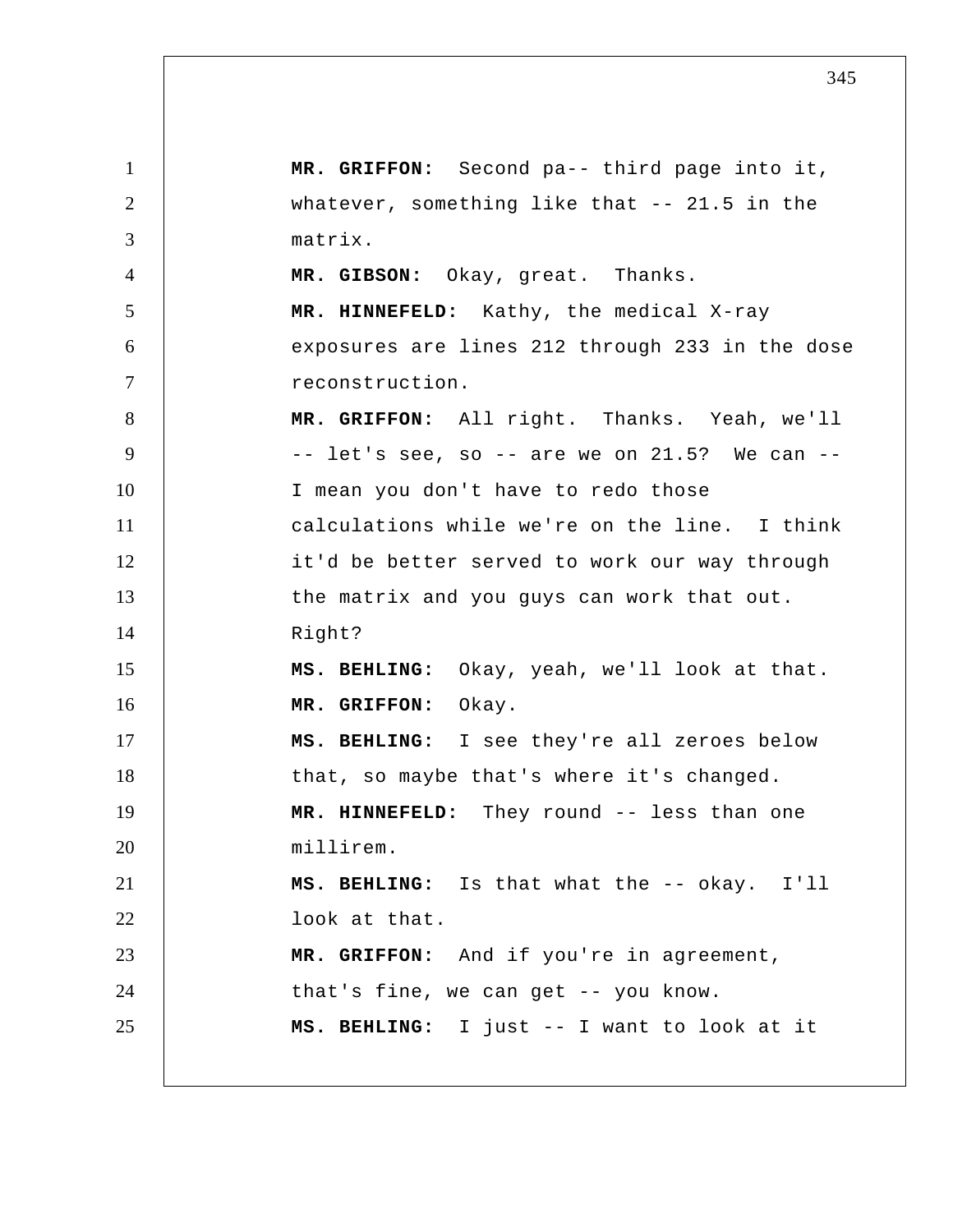**MR. GRIFFON:** Second pa-- third page into it, whatever, something like that -- 21.5 in the matrix.

**MR. GIBSON:** Okay, great. Thanks.

**MR. HINNEFELD:** Kathy, the medical X-ray exposures are lines 212 through 233 in the dose reconstruction.

**MR. GRIFFON:** All right. Thanks. Yeah, we'll -- let's see, so -- are we on 21.5? We can -- I mean you don't have to redo those calculations while we're on the line. I think it'd be better served to work our way through the matrix and you guys can work that out. Right?

**MS. BEHLING:** Okay, yeah, we'll look at that.

**MR. GRIFFON:** Okay.

**MS. BEHLING:** I see they're all zeroes below that, so maybe that's where it's changed.

**MR. HINNEFELD:** They round -- less than one millirem.

**MS. BEHLING:** Is that what the -- okay. I'll look at that.

**MR. GRIFFON:** And if you're in agreement, that's fine, we can get -- you know.

**MS. BEHLING:** I just -- I want to look at it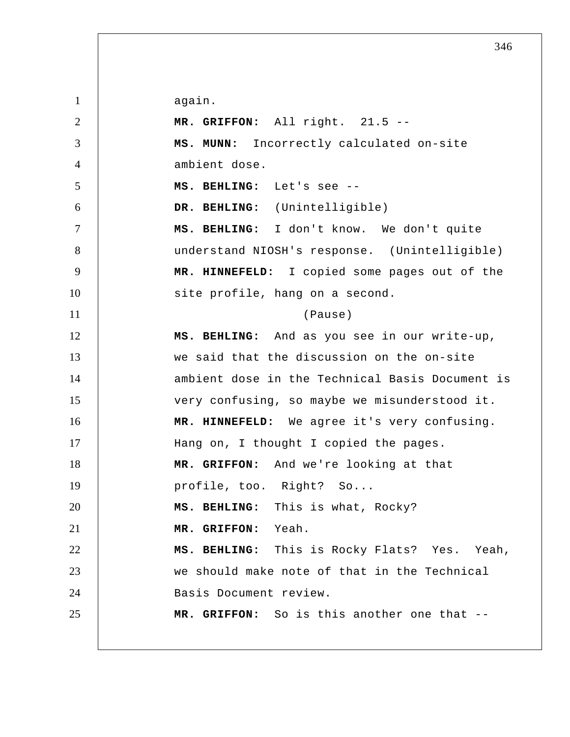again.

**MR. GRIFFON:** All right. 21.5 --

**MS. MUNN:** Incorrectly calculated on-site ambient dose.

**MS. BEHLING:** Let's see --

**DR. BEHLING:** (Unintelligible)

**MS. BEHLING:** I don't know. We don't quite understand NIOSH's response. (Unintelligible)

**MR. HINNEFELD:** I copied some pages out of the site profile, hang on a second.

(Pause)

**MS. BEHLING:** And as you see in our write-up, we said that the discussion on the on-site ambient dose in the Technical Basis Document is very confusing, so maybe we misunderstood it.

**MR. HINNEFELD:** We agree it's very confusing. Hang on, I thought I copied the pages.

**MR. GRIFFON:** And we're looking at that profile, too. Right? So...

**MS. BEHLING:** This is what, Rocky?

**MR. GRIFFON:** Yeah.

**MS. BEHLING:** This is Rocky Flats? Yes. Yeah, we should make note of that in the Technical Basis Document review.

**MR. GRIFFON:** So is this another one that --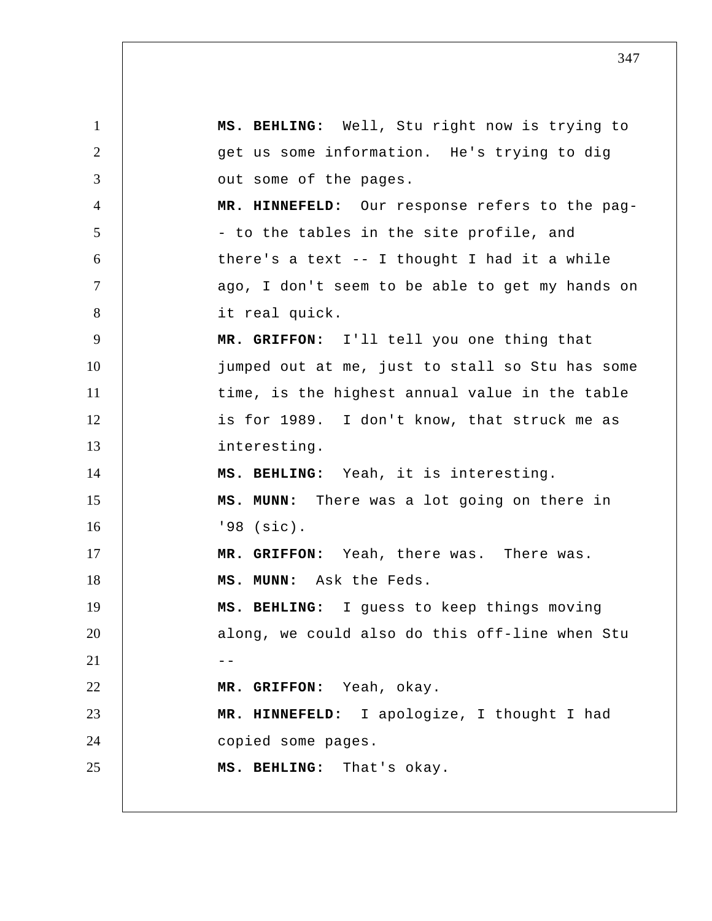**MS. BEHLING:** Well, Stu right now is trying to get us some information. He's trying to dig out some of the pages.

**MR. HINNEFELD:** Our response refers to the pag-- to the tables in the site profile, and there's a text -- I thought I had it a while ago, I don't seem to be able to get my hands on it real quick.

**MR. GRIFFON:** I'll tell you one thing that jumped out at me, just to stall so Stu has some time, is the highest annual value in the table is for 1989. I don't know, that struck me as interesting.

**MS. BEHLING:** Yeah, it is interesting.

**MS. MUNN:** There was a lot going on there in '98 (sic).

**MR. GRIFFON:** Yeah, there was. There was.

**MS. MUNN:** Ask the Feds.

**MS. BEHLING:** I guess to keep things moving along, we could also do this off-line when Stu --

**MR. GRIFFON:** Yeah, okay.

**MR. HINNEFELD:** I apologize, I thought I had copied some pages.

**MS. BEHLING:** That's okay.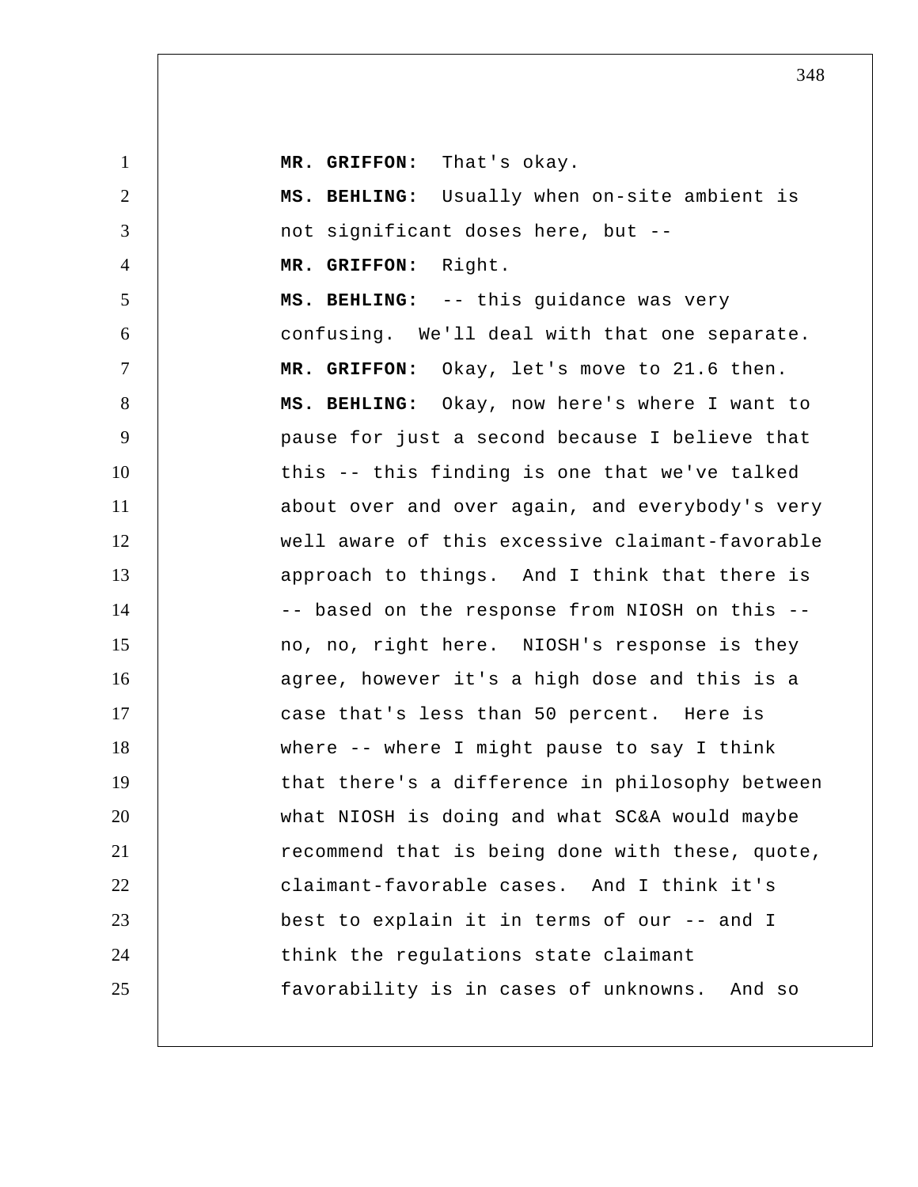**MR. GRIFFON:** That's okay.

**MS. BEHLING:** Usually when on-site ambient is not significant doses here, but --

**MR. GRIFFON:** Right.

**MS. BEHLING:** -- this guidance was very confusing. We'll deal with that one separate.

**MR. GRIFFON:** Okay, let's move to 21.6 then.

**MS. BEHLING:** Okay, now here's where I want to pause for just a second because I believe that this -- this finding is one that we've talked about over and over again, and everybody's very well aware of this excessive claimant-favorable approach to things. And I think that there is -- based on the response from NIOSH on this -- no, no, right here. NIOSH's response is they agree, however it's a high dose and this is a case that's less than 50 percent. Here is where -- where I might pause to say I think that there's a difference in philosophy between what NIOSH is doing and what SC&A would maybe recommend that is being done with these, quote, claimant-favorable cases. And I think it's best to explain it in terms of our -- and I think the regulations state claimant favorability is in cases of unknowns. And so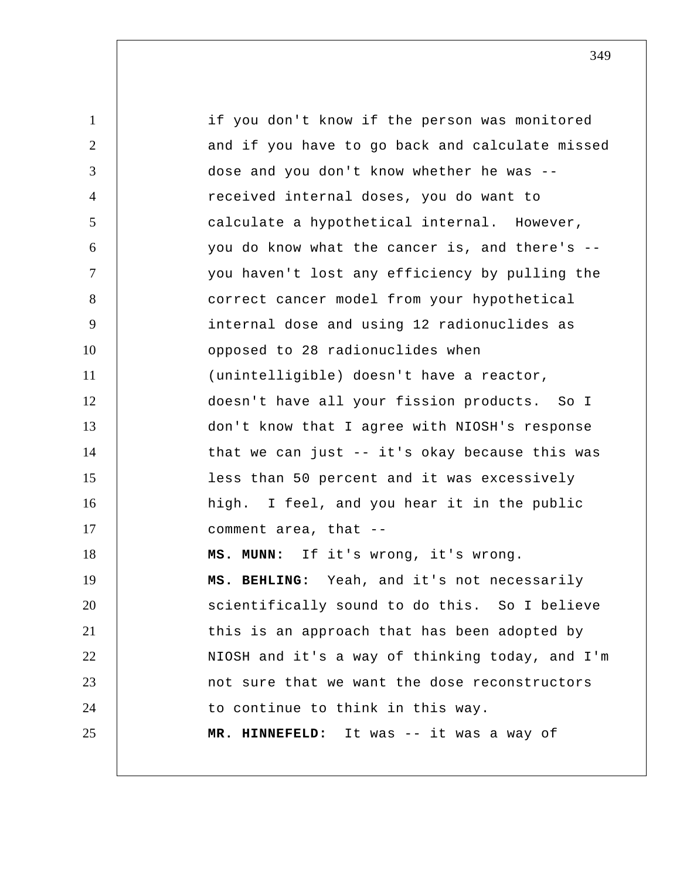if you don't know if the person was monitored and if you have to go back and calculate missed dose and you don't know whether he was -- received internal doses, you do want to calculate a hypothetical internal. However, you do know what the cancer is, and there's -- you haven't lost any efficiency by pulling the correct cancer model from your hypothetical internal dose and using 12 radionuclides as opposed to 28 radionuclides when (unintelligible) doesn't have a reactor, doesn't have all your fission products. So I don't know that I agree with NIOSH's response that we can just -- it's okay because this was less than 50 percent and it was excessively high. I feel, and you hear it in the public comment area, that --

**MS. MUNN:** If it's wrong, it's wrong.

**MS. BEHLING:** Yeah, and it's not necessarily scientifically sound to do this. So I believe this is an approach that has been adopted by NIOSH and it's a way of thinking today, and I'm not sure that we want the dose reconstructors to continue to think in this way.

**MR. HINNEFELD:** It was -- it was a way of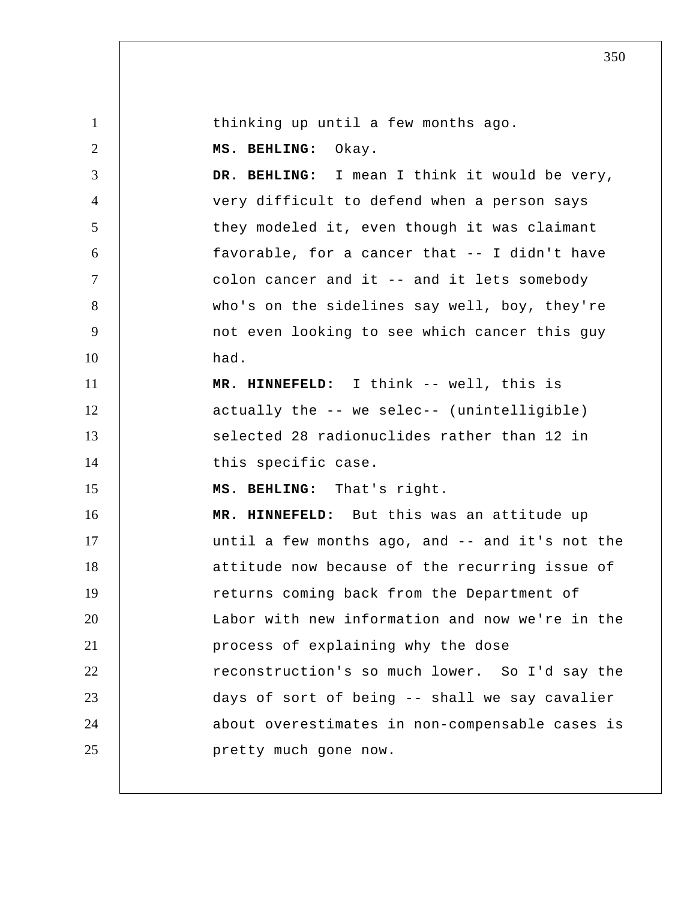thinking up until a few months ago.

**MS. BEHLING:** Okay.

**DR. BEHLING:** I mean I think it would be very, very difficult to defend when a person says they modeled it, even though it was claimant favorable, for a cancer that -- I didn't have colon cancer and it -- and it lets somebody who's on the sidelines say well, boy, they're not even looking to see which cancer this guy had.

**MR. HINNEFELD:** I think -- well, this is actually the -- we selec-- (unintelligible) selected 28 radionuclides rather than 12 in this specific case.

**MS. BEHLING:** That's right.

**MR. HINNEFELD:** But this was an attitude up until a few months ago, and -- and it's not the attitude now because of the recurring issue of returns coming back from the Department of Labor with new information and now we're in the process of explaining why the dose reconstruction's so much lower. So I'd say the days of sort of being -- shall we say cavalier about overestimates in non-compensable cases is pretty much gone now.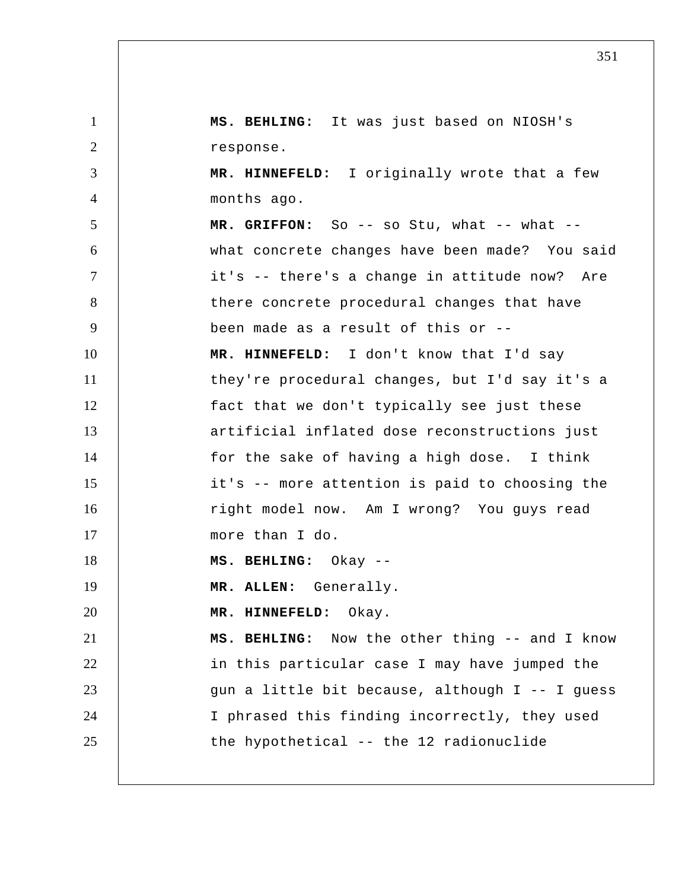**MS. BEHLING:** It was just based on NIOSH's response.

**MR. HINNEFELD:** I originally wrote that a few months ago.

**MR. GRIFFON:** So -- so Stu, what -- what -- what concrete changes have been made? You said it's -- there's a change in attitude now? Are there concrete procedural changes that have been made as a result of this or --

**MR. HINNEFELD:** I don't know that I'd say they're procedural changes, but I'd say it's a fact that we don't typically see just these artificial inflated dose reconstructions just for the sake of having a high dose. I think it's -- more attention is paid to choosing the right model now. Am I wrong? You guys read more than I do.

**MS. BEHLING:** Okay --

**MR. ALLEN:** Generally.

**MR. HINNEFELD:** Okay.

**MS. BEHLING:** Now the other thing -- and I know in this particular case I may have jumped the gun a little bit because, although I -- I guess I phrased this finding incorrectly, they used the hypothetical -- the 12 radionuclide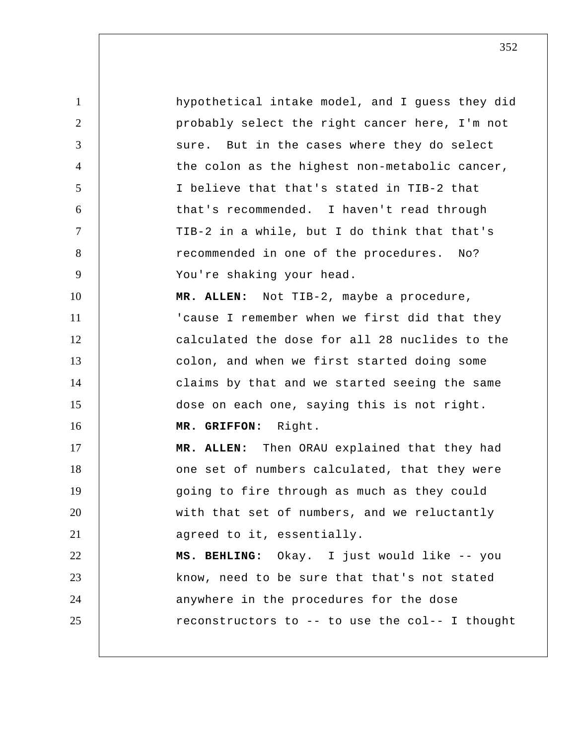hypothetical intake model, and I guess they did probably select the right cancer here, I'm not sure. But in the cases where they do select the colon as the highest non-metabolic cancer, I believe that that's stated in TIB-2 that that's recommended. I haven't read through TIB-2 in a while, but I do think that that's recommended in one of the procedures. No? You're shaking your head.

**MR. ALLEN:** Not TIB-2, maybe a procedure, 'cause I remember when we first did that they calculated the dose for all 28 nuclides to the colon, and when we first started doing some claims by that and we started seeing the same dose on each one, saying this is not right.

**MR. GRIFFON:** Right.

**MR. ALLEN:** Then ORAU explained that they had one set of numbers calculated, that they were going to fire through as much as they could with that set of numbers, and we reluctantly agreed to it, essentially.

**MS. BEHLING:** Okay. I just would like -- you know, need to be sure that that's not stated anywhere in the procedures for the dose reconstructors to -- to use the col-- I thought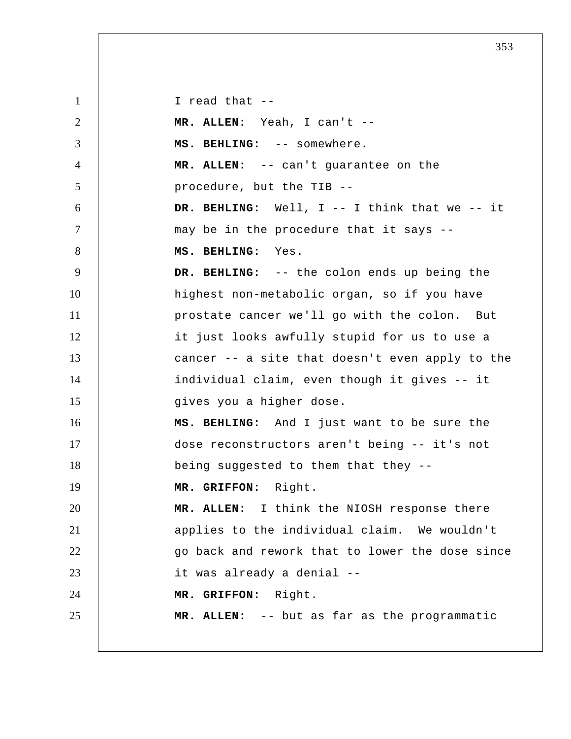I read that --

**MR. ALLEN:** Yeah, I can't --

**MS. BEHLING:** -- somewhere.

**MR. ALLEN:** -- can't guarantee on the procedure, but the TIB --

**DR. BEHLING:** Well, I -- I think that we -- it may be in the procedure that it says --

**MS. BEHLING:** Yes.

**DR. BEHLING:** -- the colon ends up being the highest non-metabolic organ, so if you have prostate cancer we'll go with the colon. But it just looks awfully stupid for us to use a cancer -- a site that doesn't even apply to the individual claim, even though it gives -- it gives you a higher dose.

**MS. BEHLING:** And I just want to be sure the dose reconstructors aren't being -- it's not being suggested to them that they --

**MR. GRIFFON:** Right.

**MR. ALLEN:** I think the NIOSH response there applies to the individual claim. We wouldn't go back and rework that to lower the dose since it was already a denial --

**MR. GRIFFON:** Right.

**MR. ALLEN:** -- but as far as the programmatic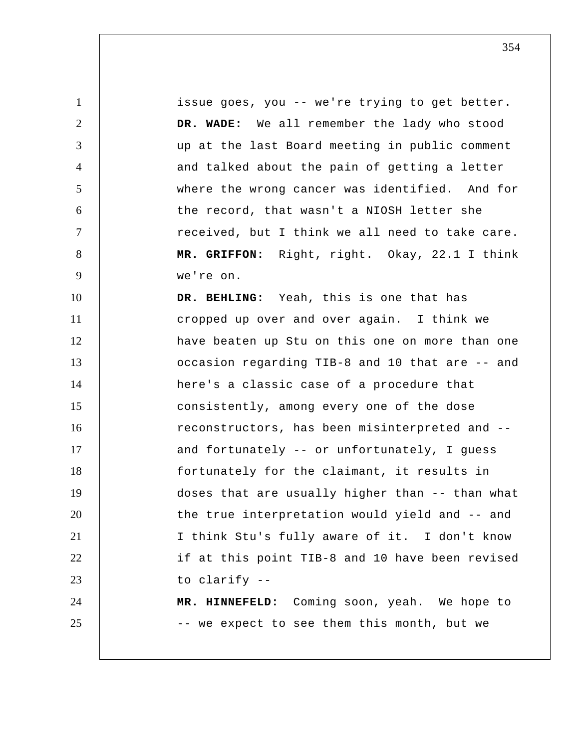issue goes, you -- we're trying to get better.

**DR. WADE:** We all remember the lady who stood up at the last Board meeting in public comment and talked about the pain of getting a letter where the wrong cancer was identified. And for the record, that wasn't a NIOSH letter she received, but I think we all need to take care.

**MR. GRIFFON:** Right, right. Okay, 22.1 I think we're on.

**DR. BEHLING:** Yeah, this is one that has cropped up over and over again. I think we have beaten up Stu on this one on more than one occasion regarding TIB-8 and 10 that are -- and here's a classic case of a procedure that consistently, among every one of the dose reconstructors, has been misinterpreted and -- and fortunately -- or unfortunately, I guess fortunately for the claimant, it results in doses that are usually higher than -- than what the true interpretation would yield and -- and I think Stu's fully aware of it. I don't know if at this point TIB-8 and 10 have been revised to clarify --

**MR. HINNEFELD:** Coming soon, yeah. We hope to -- we expect to see them this month, but we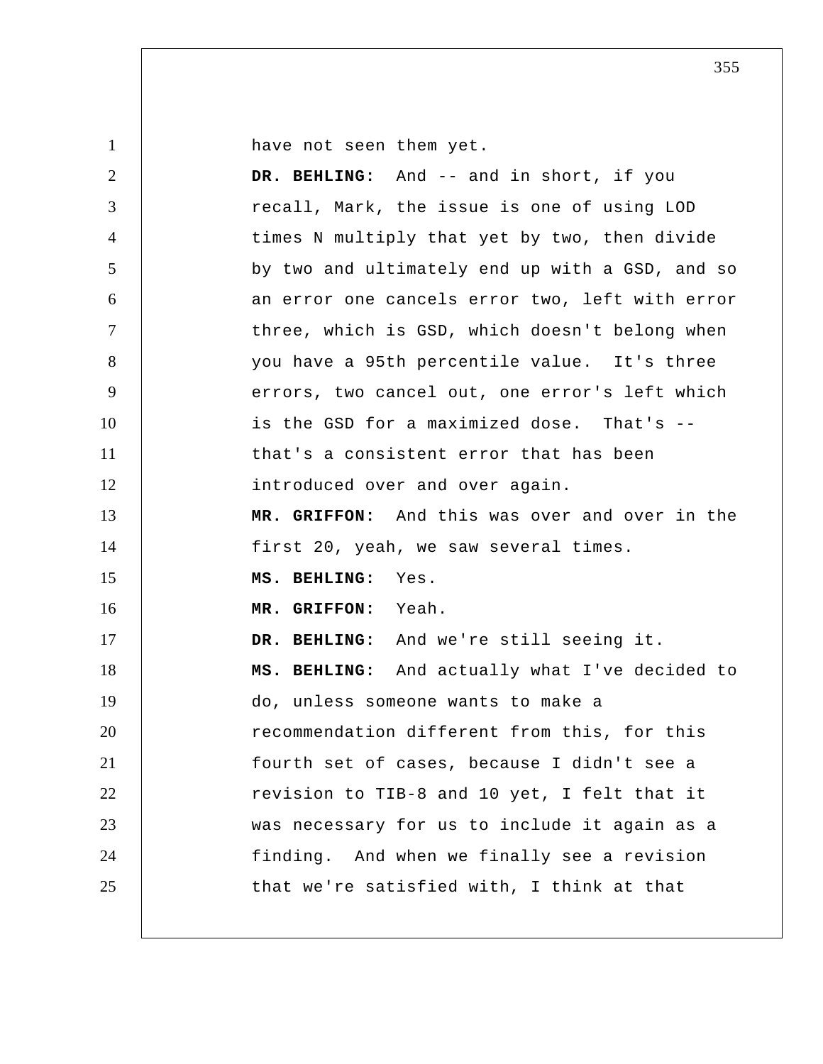have not seen them yet.

**DR. BEHLING:** And -- and in short, if you recall, Mark, the issue is one of using LOD times N multiply that yet by two, then divide by two and ultimately end up with a GSD, and so an error one cancels error two, left with error three, which is GSD, which doesn't belong when you have a 95th percentile value. It's three errors, two cancel out, one error's left which is the GSD for a maximized dose. That's -- that's a consistent error that has been introduced over and over again.

**MR. GRIFFON:** And this was over and over in the first 20, yeah, we saw several times.

**MS. BEHLING:** Yes.

**MR. GRIFFON:** Yeah.

**DR. BEHLING:** And we're still seeing it.

**MS. BEHLING:** And actually what I've decided to do, unless someone wants to make a recommendation different from this, for this fourth set of cases, because I didn't see a revision to TIB-8 and 10 yet, I felt that it was necessary for us to include it again as a finding. And when we finally see a revision that we're satisfied with, I think at that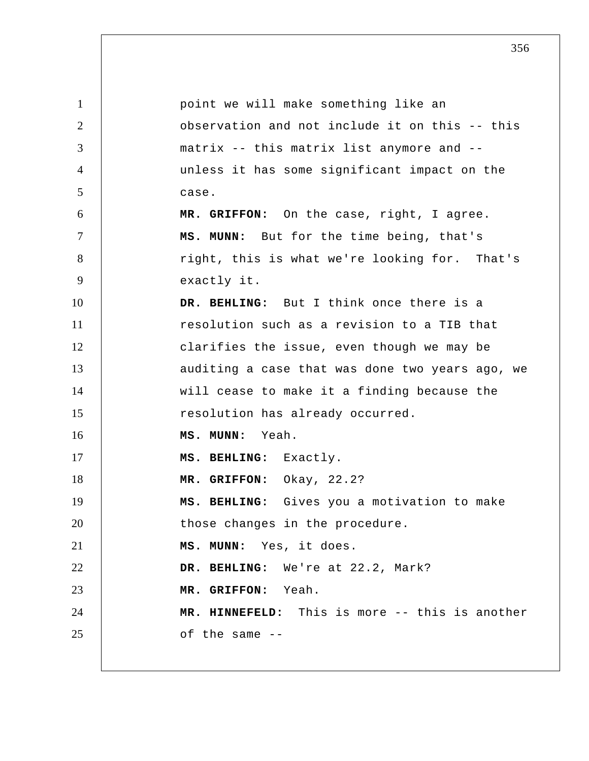point we will make something like an observation and not include it on this -- this matrix -- this matrix list anymore and -- unless it has some significant impact on the case.

**MR. GRIFFON:** On the case, right, I agree.

**MS. MUNN:** But for the time being, that's right, this is what we're looking for. That's exactly it.

**DR. BEHLING:** But I think once there is a resolution such as a revision to a TIB that clarifies the issue, even though we may be auditing a case that was done two years ago, we will cease to make it a finding because the resolution has already occurred.

**MS. MUNN:** Yeah.

**MS. BEHLING:** Exactly.

**MR. GRIFFON:** Okay, 22.2?

**MS. BEHLING:** Gives you a motivation to make those changes in the procedure.

**MS. MUNN:** Yes, it does.

**DR. BEHLING:** We're at 22.2, Mark?

**MR. GRIFFON:** Yeah.

**MR. HINNEFELD:** This is more -- this is another of the same --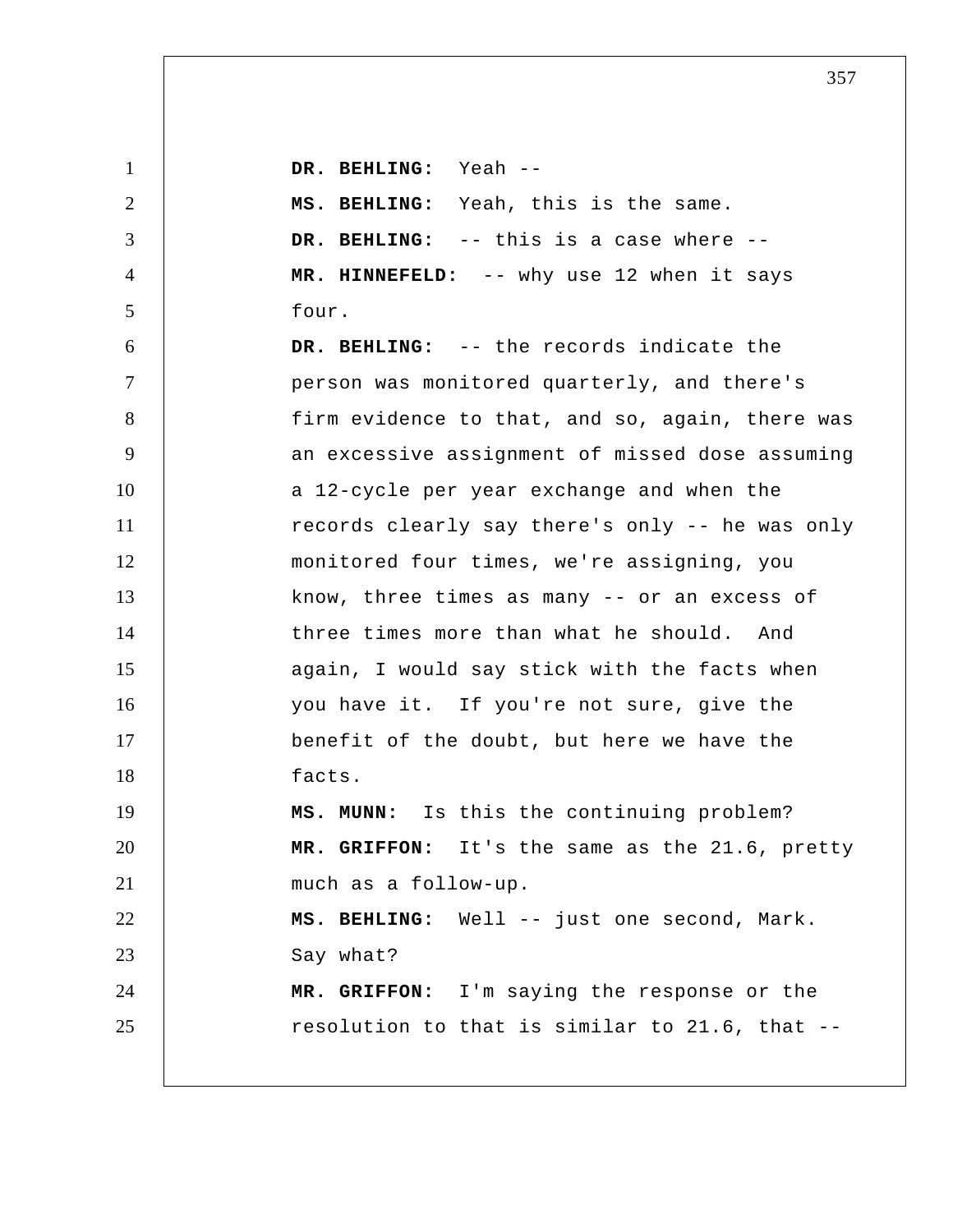**DR. BEHLING:** Yeah --

**MS. BEHLING:** Yeah, this is the same.

**DR. BEHLING:** -- this is a case where --

**MR. HINNEFELD:** -- why use 12 when it says four.

**DR. BEHLING:** -- the records indicate the person was monitored quarterly, and there's firm evidence to that, and so, again, there was an excessive assignment of missed dose assuming a 12-cycle per year exchange and when the records clearly say there's only -- he was only monitored four times, we're assigning, you know, three times as many -- or an excess of three times more than what he should. And again, I would say stick with the facts when you have it. If you're not sure, give the benefit of the doubt, but here we have the facts.

**MS. MUNN:** Is this the continuing problem?

**MR. GRIFFON:** It's the same as the 21.6, pretty much as a follow-up.

**MS. BEHLING:** Well -- just one second, Mark. Say what?

**MR. GRIFFON:** I'm saying the response or the resolution to that is similar to 21.6, that --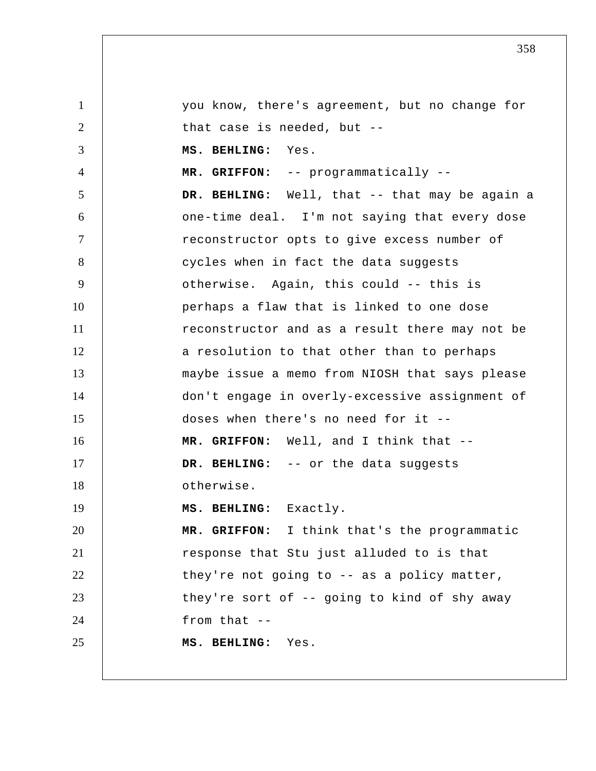you know, there's agreement, but no change for that case is needed, but --

**MS. BEHLING:** Yes.

**MR. GRIFFON:** -- programmatically --

**DR. BEHLING:** Well, that -- that may be again a one-time deal. I'm not saying that every dose reconstructor opts to give excess number of cycles when in fact the data suggests otherwise. Again, this could -- this is perhaps a flaw that is linked to one dose reconstructor and as a result there may not be a resolution to that other than to perhaps maybe issue a memo from NIOSH that says please don't engage in overly-excessive assignment of doses when there's no need for it --

**MR. GRIFFON:** Well, and I think that --

**DR. BEHLING:** -- or the data suggests otherwise.

**MS. BEHLING:** Exactly.

**MR. GRIFFON:** I think that's the programmatic response that Stu just alluded to is that they're not going to -- as a policy matter, they're sort of -- going to kind of shy away from that --

**MS. BEHLING:** Yes.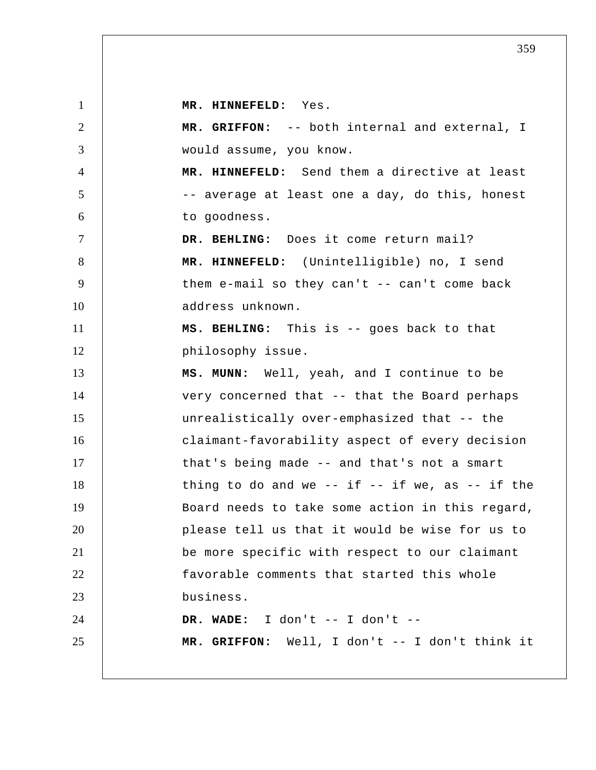**MR. HINNEFELD:** Yes.

**MR. GRIFFON:** -- both internal and external, I would assume, you know.

**MR. HINNEFELD:** Send them a directive at least -- average at least one a day, do this, honest to goodness.

**DR. BEHLING:** Does it come return mail?

**MR. HINNEFELD:** (Unintelligible) no, I send them e-mail so they can't -- can't come back address unknown.

**MS. BEHLING:** This is -- goes back to that philosophy issue.

**MS. MUNN:** Well, yeah, and I continue to be very concerned that -- that the Board perhaps unrealistically over-emphasized that -- the claimant-favorability aspect of every decision that's being made -- and that's not a smart thing to do and we -- if -- if we, as -- if the Board needs to take some action in this regard, please tell us that it would be wise for us to be more specific with respect to our claimant favorable comments that started this whole business.

**DR. WADE:** I don't -- I don't --

**MR. GRIFFON:** Well, I don't -- I don't think it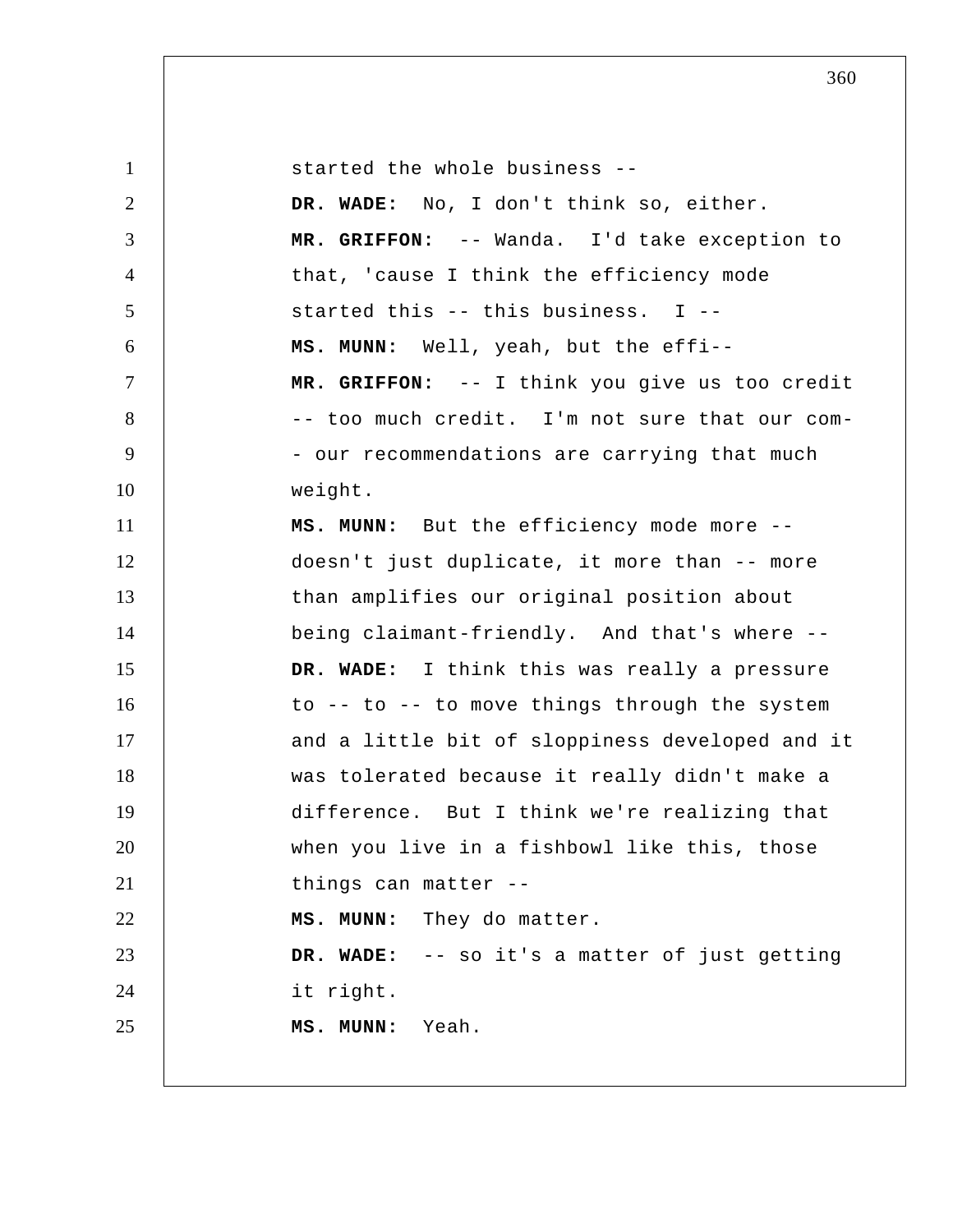started the whole business --

**DR. WADE:** No, I don't think so, either.

**MR. GRIFFON:** -- Wanda. I'd take exception to that, 'cause I think the efficiency mode started this -- this business. I --

**MS. MUNN:** Well, yeah, but the effi--

**MR. GRIFFON:** -- I think you give us too credit -- too much credit. I'm not sure that our com- - our recommendations are carrying that much weight.

**MS. MUNN:** But the efficiency mode more -- doesn't just duplicate, it more than -- more than amplifies our original position about being claimant-friendly. And that's where --

**DR. WADE:** I think this was really a pressure to -- to -- to move things through the system and a little bit of sloppiness developed and it was tolerated because it really didn't make a difference. But I think we're realizing that when you live in a fishbowl like this, those things can matter --

**MS. MUNN:** They do matter.

**DR. WADE:** -- so it's a matter of just getting it right.

**MS. MUNN:** Yeah.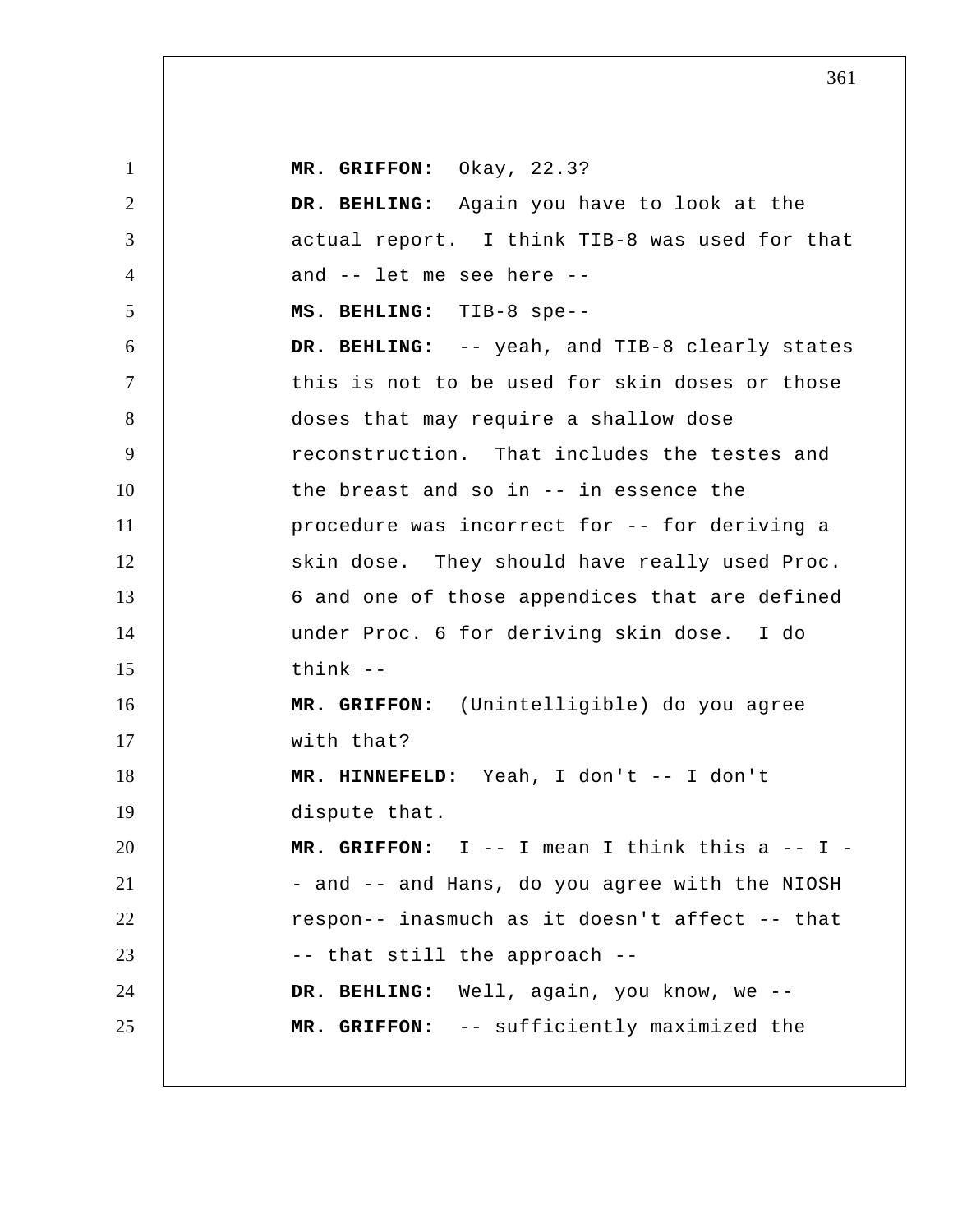**MR. GRIFFON:** Okay, 22.3?

**DR. BEHLING:** Again you have to look at the actual report. I think TIB-8 was used for that and -- let me see here --

**MS. BEHLING:** TIB-8 spe--

**DR. BEHLING:** -- yeah, and TIB-8 clearly states this is not to be used for skin doses or those doses that may require a shallow dose reconstruction. That includes the testes and the breast and so in -- in essence the procedure was incorrect for -- for deriving a skin dose. They should have really used Proc. 6 and one of those appendices that are defined under Proc. 6 for deriving skin dose. I do think --

**MR. GRIFFON:** (Unintelligible) do you agree with that?

**MR. HINNEFELD:** Yeah, I don't -- I don't dispute that.

**MR. GRIFFON:** I -- I mean I think this a -- I -- and -- and Hans, do you agree with the NIOSH respon-- inasmuch as it doesn't affect -- that -- that still the approach --

**DR. BEHLING:** Well, again, you know, we --

**MR. GRIFFON:** -- sufficiently maximized the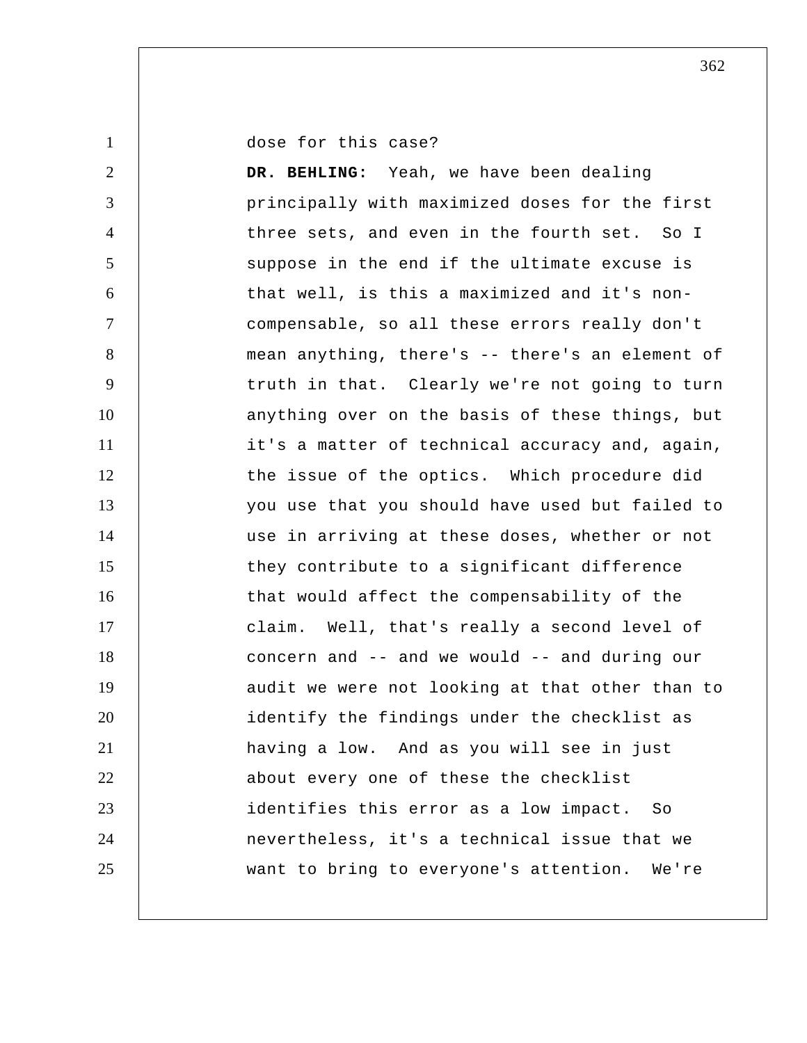dose for this case?

**DR. BEHLING:** Yeah, we have been dealing principally with maximized doses for the first three sets, and even in the fourth set. So I suppose in the end if the ultimate excuse is that well, is this a maximized and it's non-compensable, so all these errors really don't mean anything, there's -- there's an element of truth in that. Clearly we're not going to turn anything over on the basis of these things, but it's a matter of technical accuracy and, again, the issue of the optics. Which procedure did you use that you should have used but failed to use in arriving at these doses, whether or not they contribute to a significant difference that would affect the compensability of the claim. Well, that's really a second level of concern and -- and we would -- and during our audit we were not looking at that other than to identify the findings under the checklist as having a low. And as you will see in just about every one of these the checklist identifies this error as a low impact. So nevertheless, it's a technical issue that we want to bring to everyone's attention. We're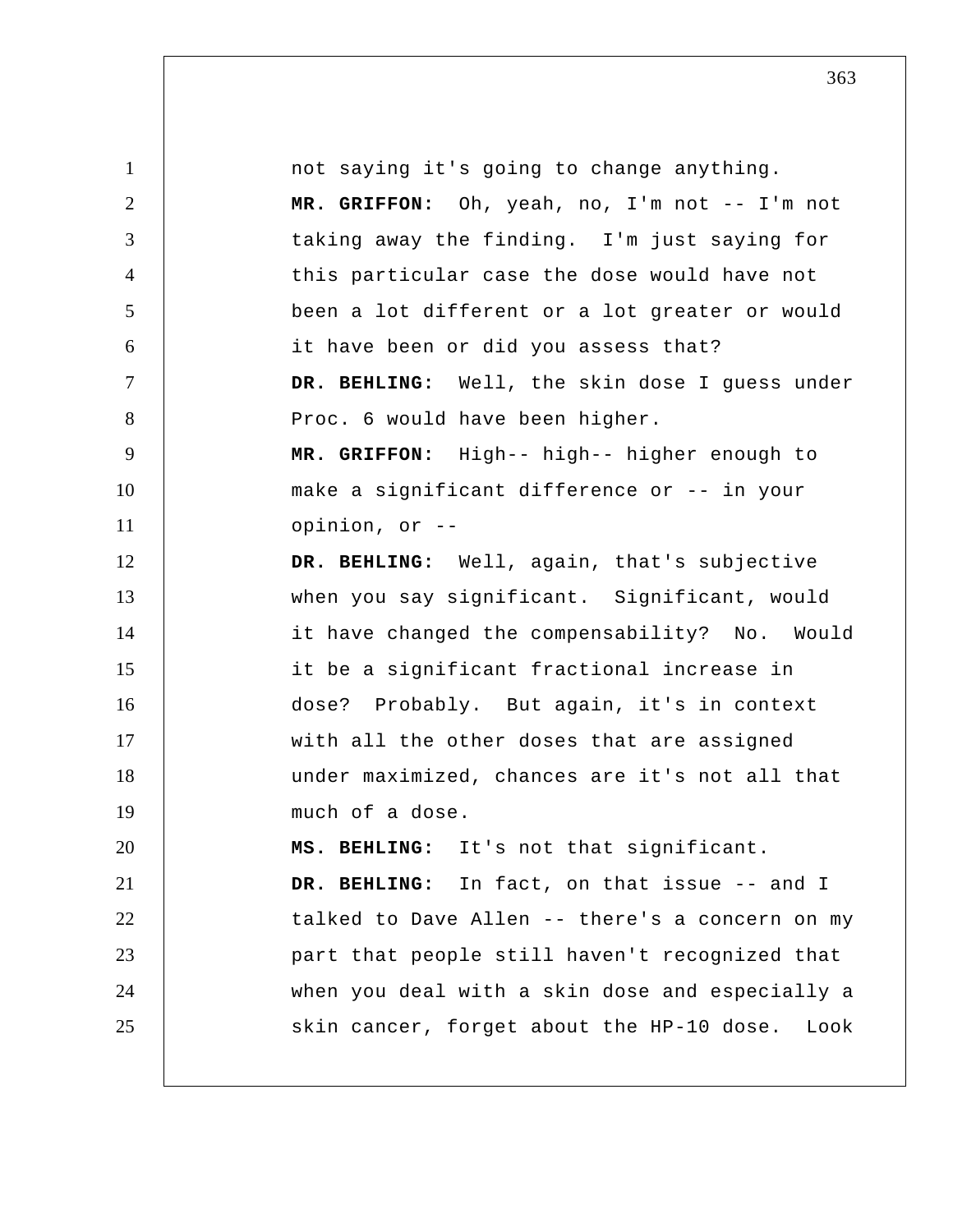not saying it's going to change anything.

**MR. GRIFFON:** Oh, yeah, no, I'm not -- I'm not taking away the finding. I'm just saying for this particular case the dose would have not been a lot different or a lot greater or would it have been or did you assess that?

**DR. BEHLING:** Well, the skin dose I guess under Proc. 6 would have been higher.

**MR. GRIFFON:** High-- high-- higher enough to make a significant difference or -- in your opinion, or --

**DR. BEHLING:** Well, again, that's subjective when you say significant. Significant, would it have changed the compensability? No. Would it be a significant fractional increase in dose? Probably. But again, it's in context with all the other doses that are assigned under maximized, chances are it's not all that much of a dose.

**MS. BEHLING:** It's not that significant.

**DR. BEHLING:** In fact, on that issue -- and I talked to Dave Allen -- there's a concern on my part that people still haven't recognized that when you deal with a skin dose and especially a skin cancer, forget about the HP-10 dose. Look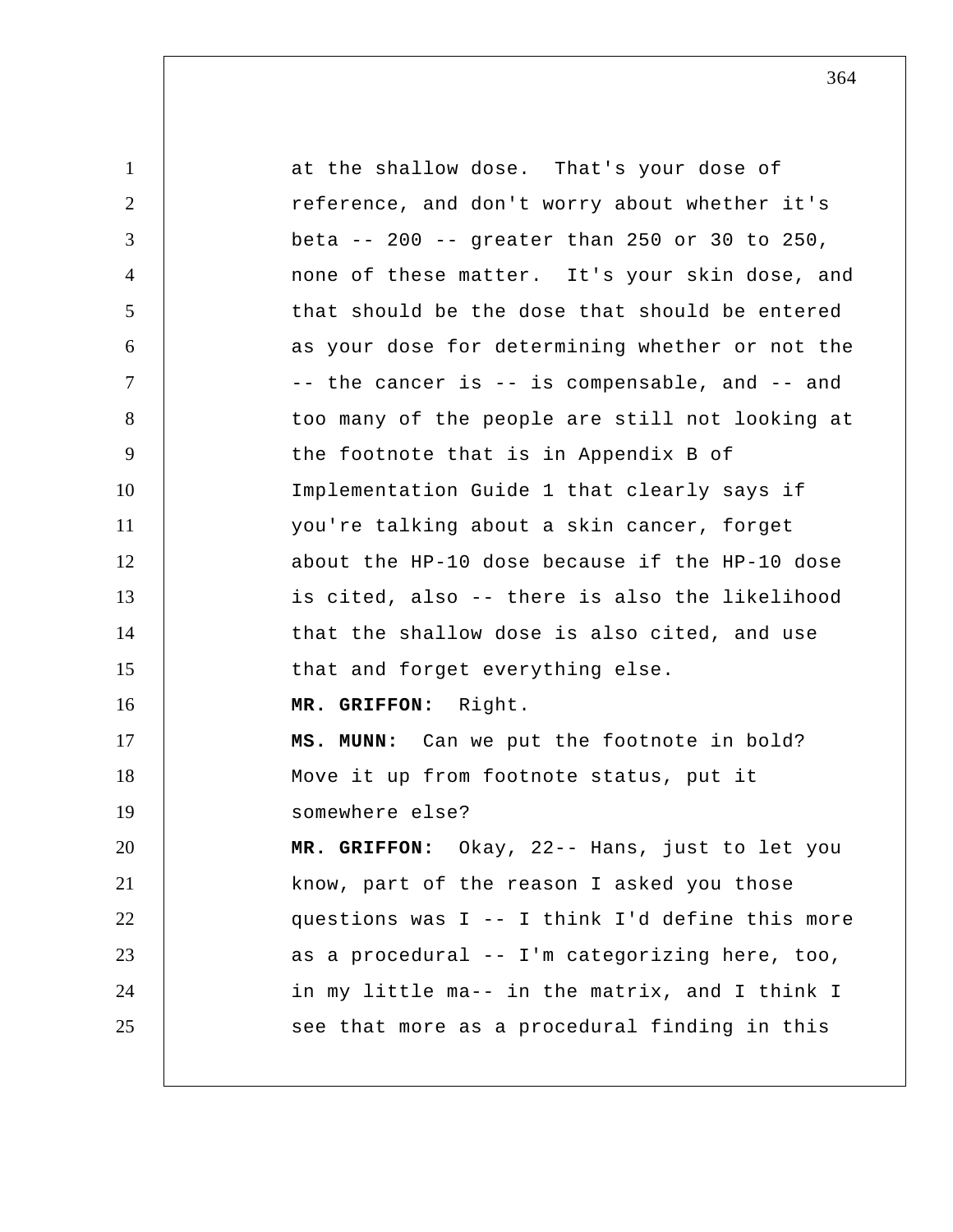at the shallow dose. That's your dose of reference, and don't worry about whether it's beta -- 200 -- greater than 250 or 30 to 250, none of these matter. It's your skin dose, and that should be the dose that should be entered as your dose for determining whether or not the -- the cancer is -- is compensable, and -- and too many of the people are still not looking at the footnote that is in Appendix B of Implementation Guide 1 that clearly says if you're talking about a skin cancer, forget about the HP-10 dose because if the HP-10 dose is cited, also -- there is also the likelihood that the shallow dose is also cited, and use that and forget everything else.

**MR. GRIFFON:** Right.

**MS. MUNN:** Can we put the footnote in bold? Move it up from footnote status, put it somewhere else?

**MR. GRIFFON:** Okay, 22-- Hans, just to let you know, part of the reason I asked you those questions was I -- I think I'd define this more as a procedural -- I'm categorizing here, too, in my little ma-- in the matrix, and I think I see that more as a procedural finding in this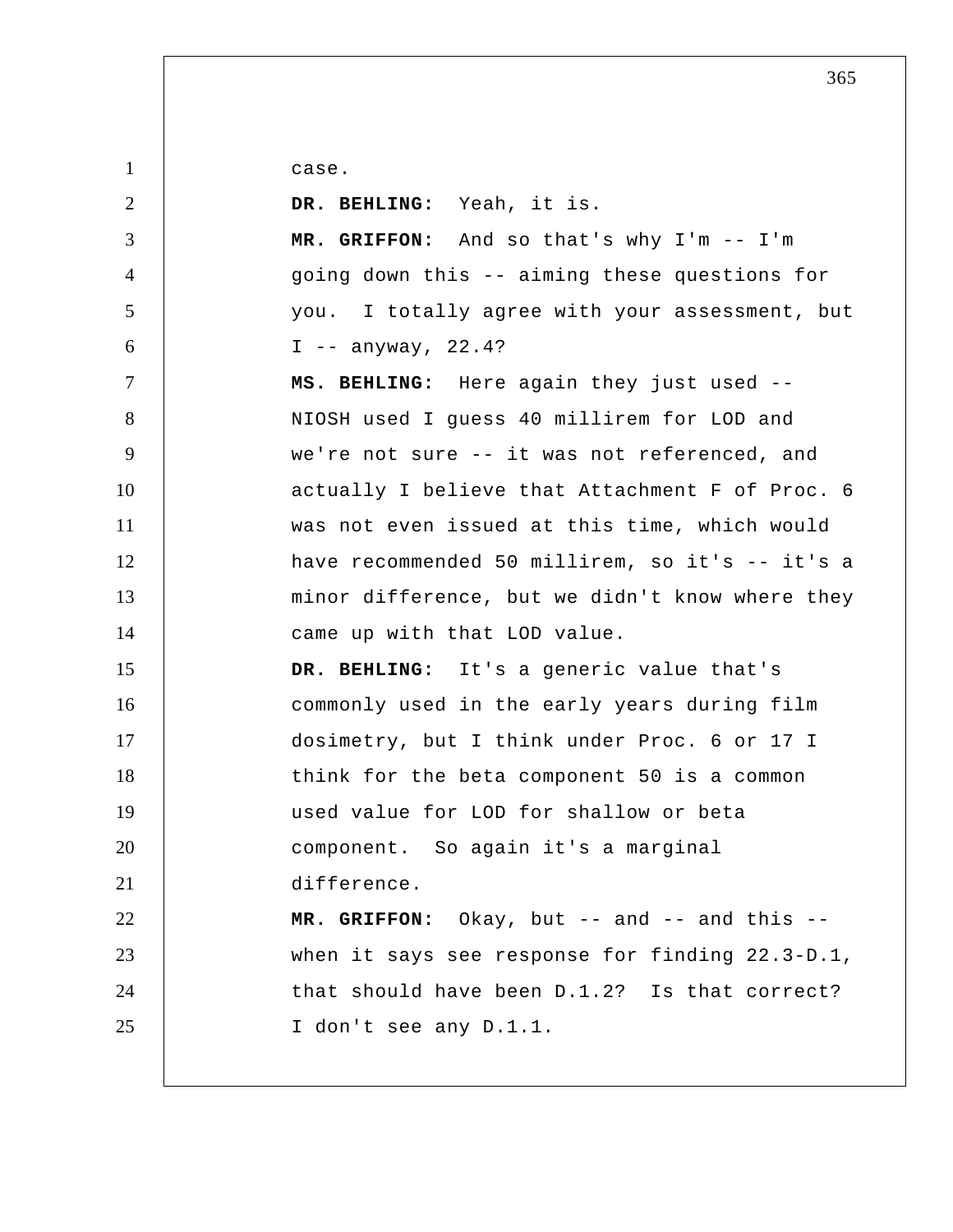case.

**DR. BEHLING:** Yeah, it is.

**MR. GRIFFON:** And so that's why I'm -- I'm going down this -- aiming these questions for you. I totally agree with your assessment, but I -- anyway, 22.4?

**MS. BEHLING:** Here again they just used -- NIOSH used I guess 40 millirem for LOD and we're not sure -- it was not referenced, and actually I believe that Attachment F of Proc. 6 was not even issued at this time, which would have recommended 50 millirem, so it's -- it's a minor difference, but we didn't know where they came up with that LOD value.

**DR. BEHLING:** It's a generic value that's commonly used in the early years during film dosimetry, but I think under Proc. 6 or 17 I think for the beta component 50 is a common used value for LOD for shallow or beta component. So again it's a marginal difference.

**MR. GRIFFON:** Okay, but -- and -- and this -- when it says see response for finding 22.3-D.1, that should have been D.1.2? Is that correct? I don't see any D.1.1.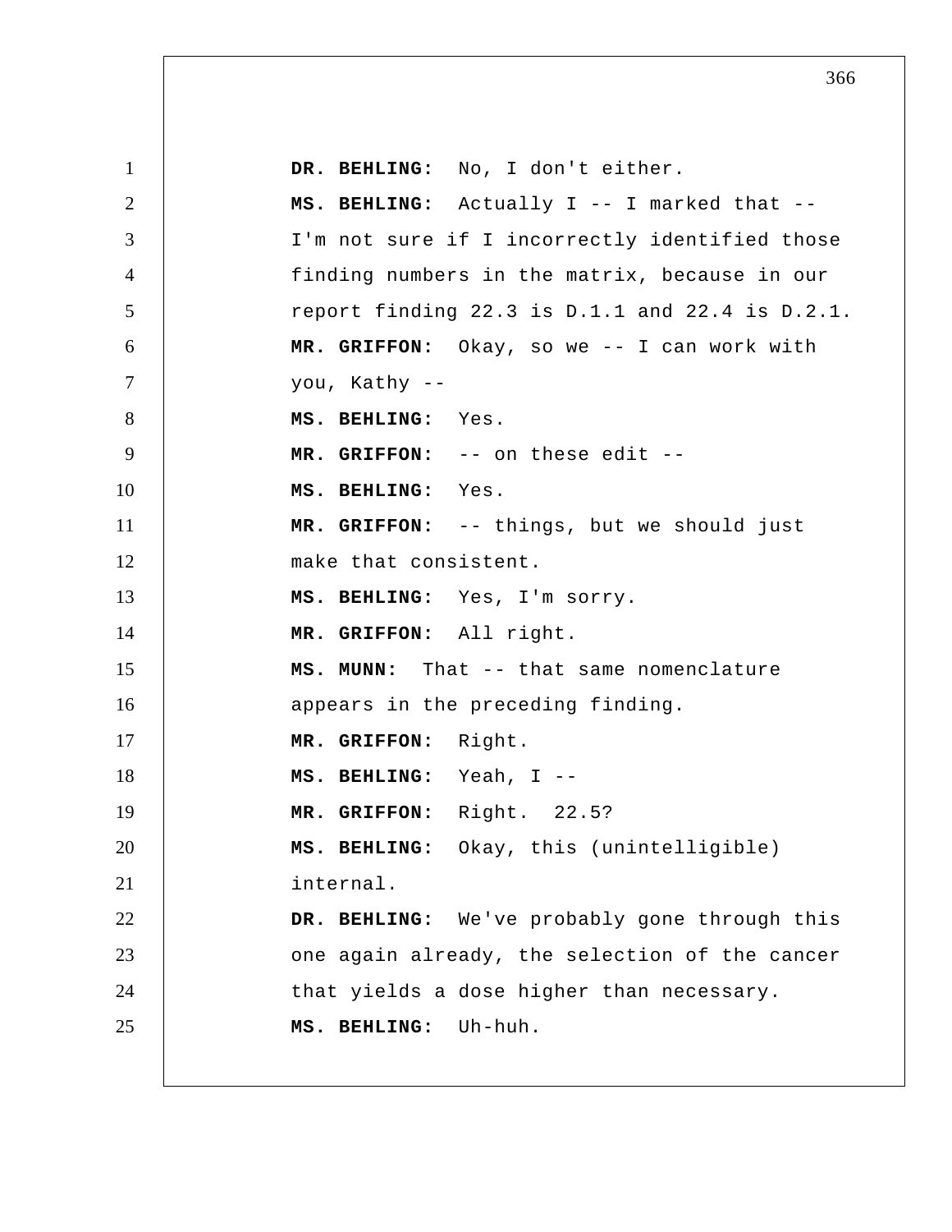**DR. BEHLING:** No, I don't either.

**MS. BEHLING:** Actually I -- I marked that -- I'm not sure if I incorrectly identified those finding numbers in the matrix, because in our report finding 22.3 is D.1.1 and 22.4 is D.2.1.

**MR. GRIFFON:** Okay, so we -- I can work with you, Kathy --

**MS. BEHLING:** Yes.

**MR. GRIFFON:** -- on these edit --

**MS. BEHLING:** Yes.

**MR. GRIFFON:** -- things, but we should just make that consistent.

**MS. BEHLING:** Yes, I'm sorry.

**MR. GRIFFON:** All right.

**MS. MUNN:** That -- that same nomenclature appears in the preceding finding.

**MR. GRIFFON:** Right.

**MS. BEHLING:** Yeah, I --

**MR. GRIFFON:** Right. 22.5?

**MS. BEHLING:** Okay, this (unintelligible) internal.

**DR. BEHLING:** We've probably gone through this one again already, the selection of the cancer that yields a dose higher than necessary.

**MS. BEHLING:** Uh-huh.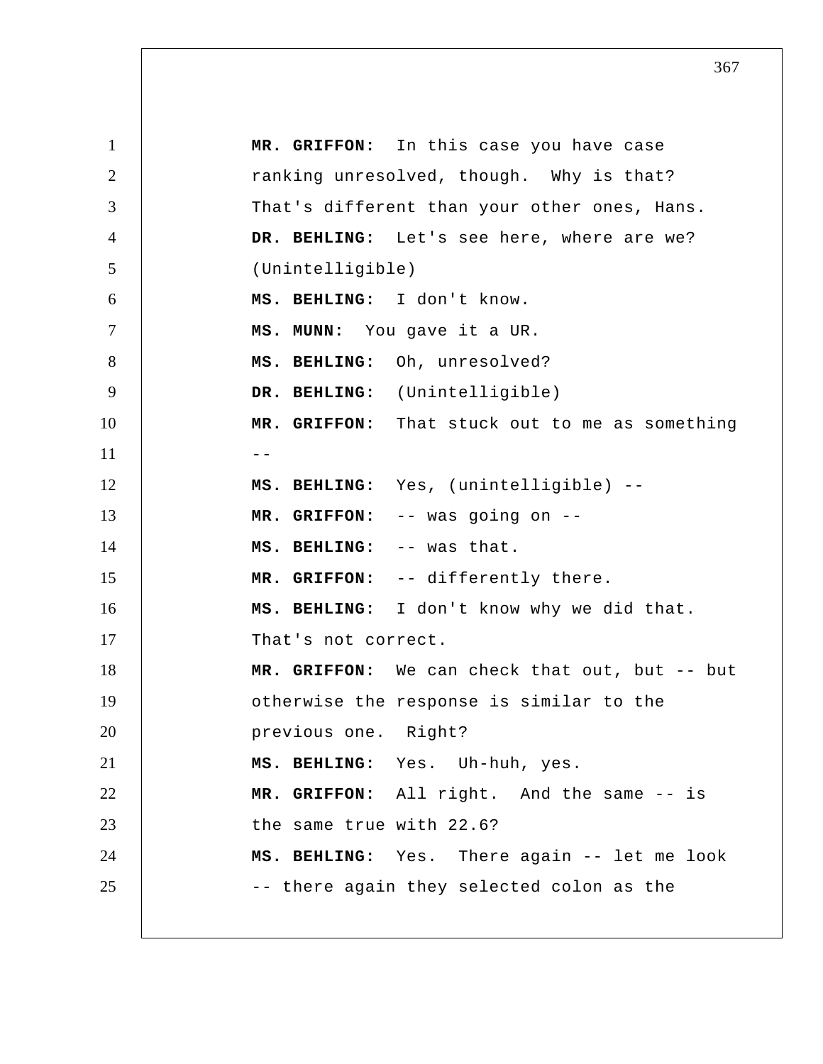**MR. GRIFFON:** In this case you have case ranking unresolved, though. Why is that? That's different than your other ones, Hans.

**DR. BEHLING:** Let's see here, where are we? (Unintelligible)

**MS. BEHLING:** I don't know.

**MS. MUNN:** You gave it a UR.

**MS. BEHLING:** Oh, unresolved?

**DR. BEHLING:** (Unintelligible)

**MR. GRIFFON:** That stuck out to me as something --

**MS. BEHLING:** Yes, (unintelligible) --

**MR. GRIFFON:** -- was going on --

**MS. BEHLING:** -- was that.

**MR. GRIFFON:** -- differently there.

**MS. BEHLING:** I don't know why we did that. That's not correct.

**MR. GRIFFON:** We can check that out, but -- but otherwise the response is similar to the previous one. Right?

**MS. BEHLING:** Yes. Uh-huh, yes.

**MR. GRIFFON:** All right. And the same -- is the same true with 22.6?

**MS. BEHLING:** Yes. There again -- let me look -- there again they selected colon as the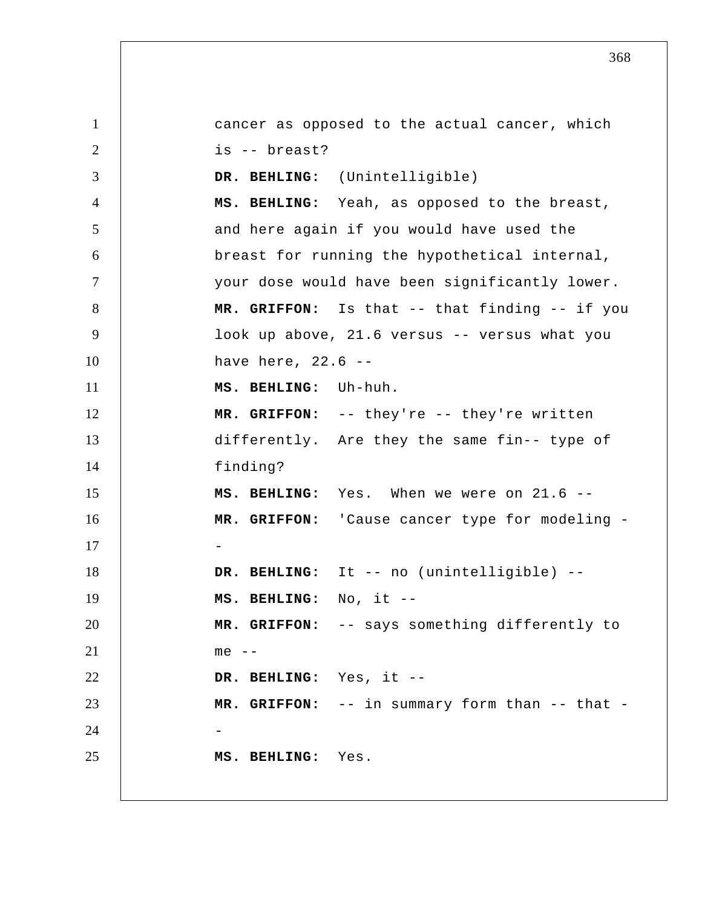cancer as opposed to the actual cancer, which is -- breast?

**DR. BEHLING:** (Unintelligible)

**MS. BEHLING:** Yeah, as opposed to the breast, and here again if you would have used the breast for running the hypothetical internal, your dose would have been significantly lower.

**MR. GRIFFON:** Is that -- that finding -- if you look up above, 21.6 versus -- versus what you have here, 22.6 --

**MS. BEHLING:** Uh-huh.

**MR. GRIFFON:** -- they're -- they're written differently. Are they the same fin-- type of finding?

**MS. BEHLING:** Yes. When we were on 21.6 --

**MR. GRIFFON:** 'Cause cancer type for modeling --

**DR. BEHLING:** It -- no (unintelligible) --

**MS. BEHLING:** No, it --

**MR. GRIFFON:** -- says something differently to me --

**DR. BEHLING:** Yes, it --

**MR. GRIFFON:** -- in summary form than -- that --

**MS. BEHLING:** Yes.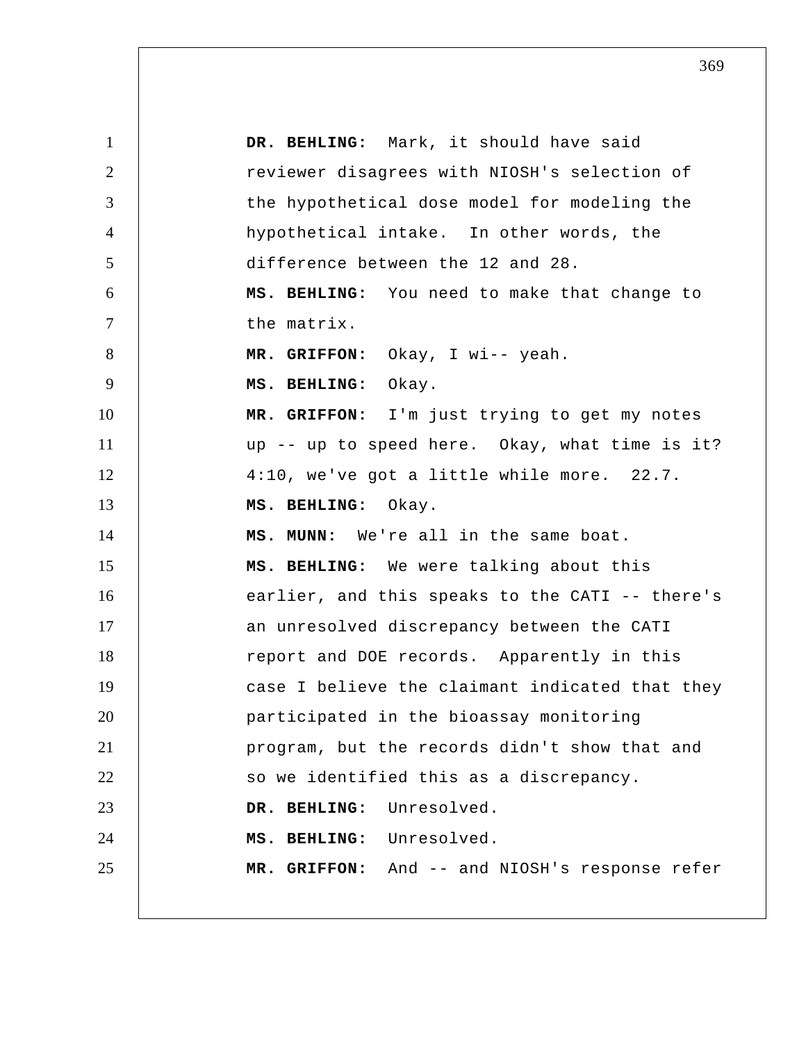**DR. BEHLING:** Mark, it should have said reviewer disagrees with NIOSH's selection of the hypothetical dose model for modeling the hypothetical intake. In other words, the difference between the 12 and 28.

**MS. BEHLING:** You need to make that change to the matrix.

**MR. GRIFFON:** Okay, I wi-- yeah.

**MS. BEHLING:** Okay.

**MR. GRIFFON:** I'm just trying to get my notes up -- up to speed here. Okay, what time is it? 4:10, we've got a little while more. 22.7.

**MS. BEHLING:** Okay.

**MS. MUNN:** We're all in the same boat.

**MS. BEHLING:** We were talking about this earlier, and this speaks to the CATI -- there's an unresolved discrepancy between the CATI report and DOE records. Apparently in this case I believe the claimant indicated that they participated in the bioassay monitoring program, but the records didn't show that and so we identified this as a discrepancy.

**DR. BEHLING:** Unresolved.

**MS. BEHLING:** Unresolved.

**MR. GRIFFON:** And -- and NIOSH's response refer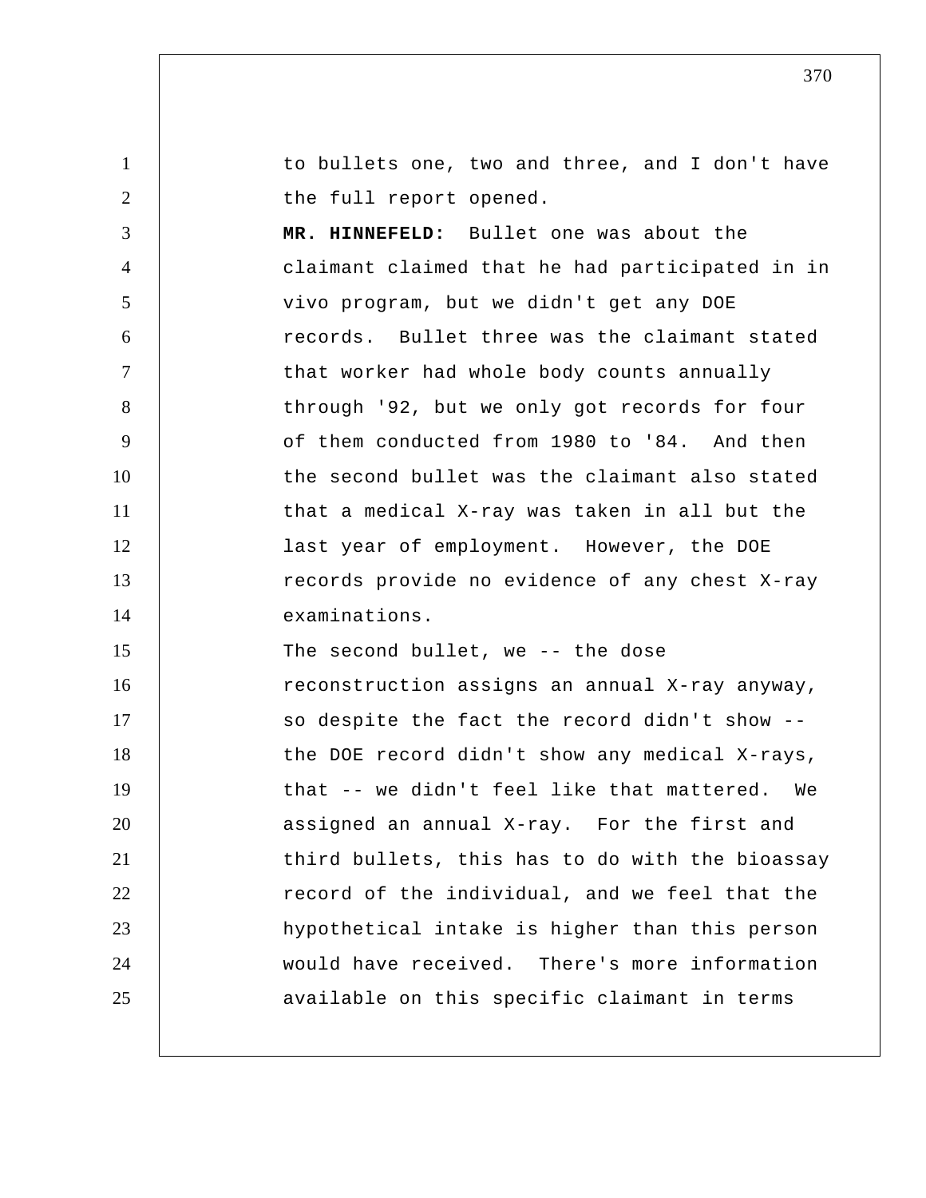to bullets one, two and three, and I don't have the full report opened.

**MR. HINNEFELD:** Bullet one was about the claimant claimed that he had participated in in vivo program, but we didn't get any DOE records. Bullet three was the claimant stated that worker had whole body counts annually through '92, but we only got records for four of them conducted from 1980 to '84. And then the second bullet was the claimant also stated that a medical X-ray was taken in all but the last year of employment. However, the DOE records provide no evidence of any chest X-ray examinations.

The second bullet, we -- the dose reconstruction assigns an annual X-ray anyway, so despite the fact the record didn't show -- the DOE record didn't show any medical X-rays, that -- we didn't feel like that mattered. We assigned an annual X-ray. For the first and third bullets, this has to do with the bioassay record of the individual, and we feel that the hypothetical intake is higher than this person would have received. There's more information available on this specific claimant in terms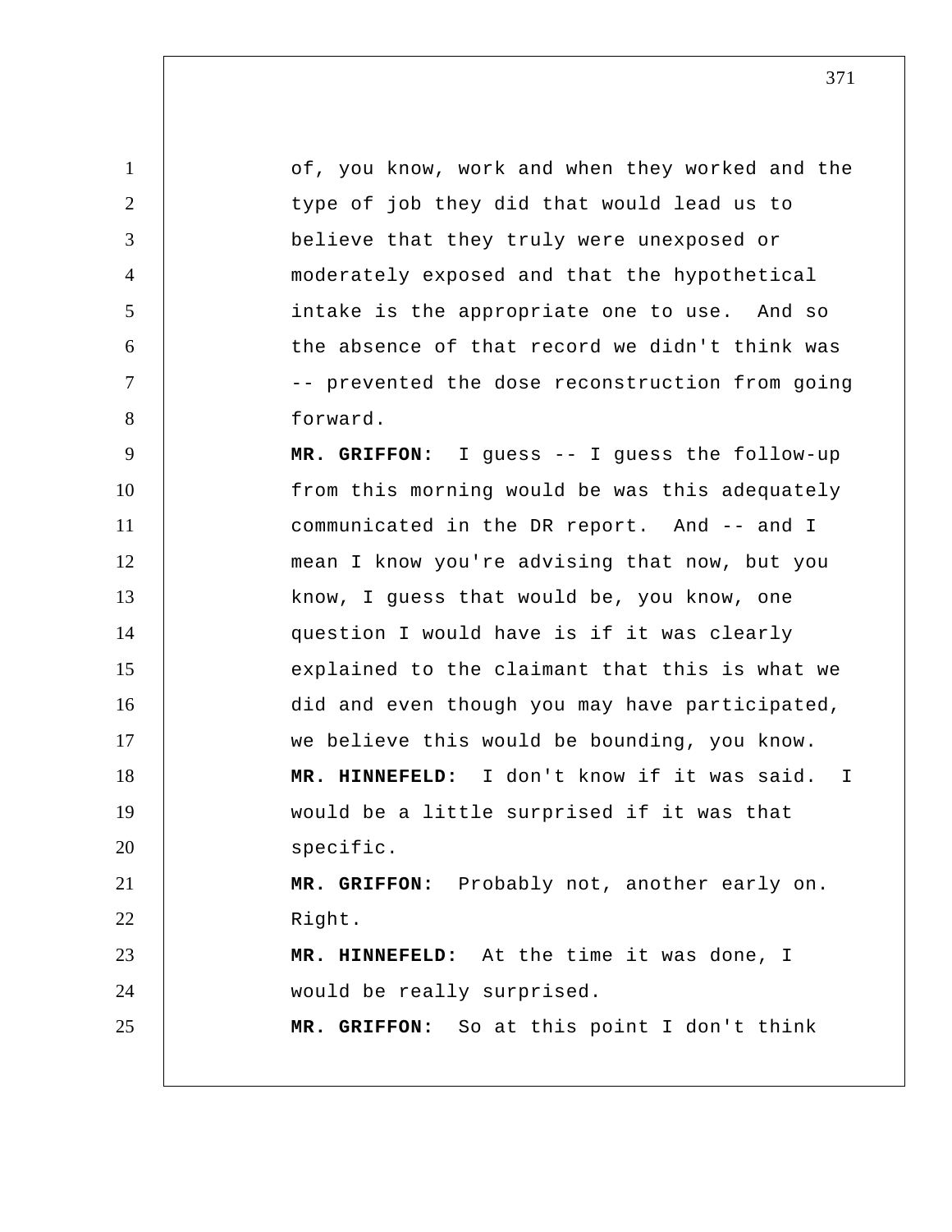of, you know, work and when they worked and the type of job they did that would lead us to believe that they truly were unexposed or moderately exposed and that the hypothetical intake is the appropriate one to use. And so the absence of that record we didn't think was -- prevented the dose reconstruction from going forward.

**MR. GRIFFON:** I guess -- I guess the follow-up from this morning would be was this adequately communicated in the DR report. And -- and I mean I know you're advising that now, but you know, I guess that would be, you know, one question I would have is if it was clearly explained to the claimant that this is what we did and even though you may have participated, we believe this would be bounding, you know.

**MR. HINNEFELD:** I don't know if it was said. I would be a little surprised if it was that specific.

**MR. GRIFFON:** Probably not, another early on. Right.

**MR. HINNEFELD:** At the time it was done, I would be really surprised.

**MR. GRIFFON:** So at this point I don't think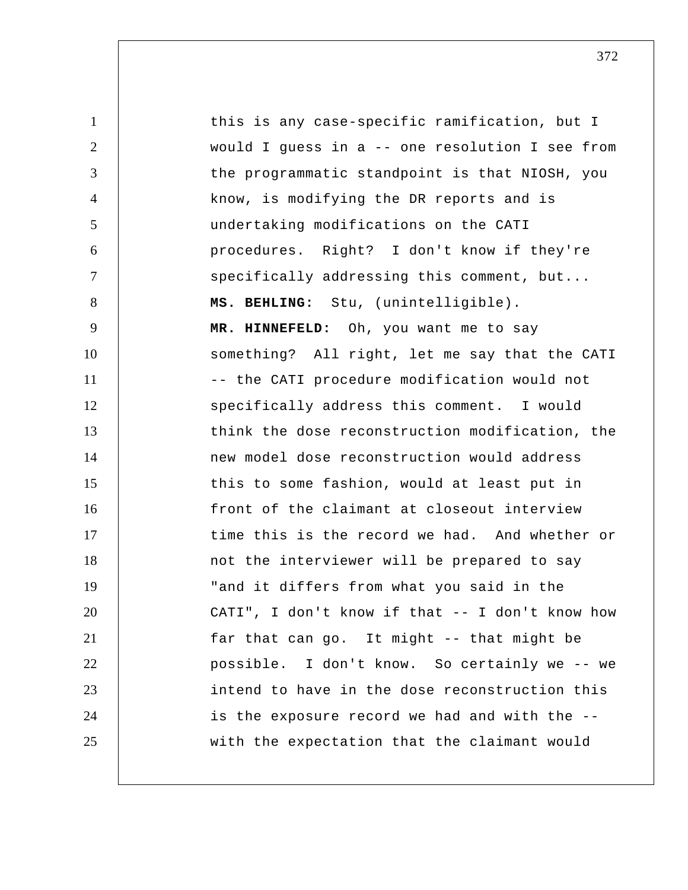this is any case-specific ramification, but I would I guess in a -- one resolution I see from the programmatic standpoint is that NIOSH, you know, is modifying the DR reports and is undertaking modifications on the CATI procedures. Right? I don't know if they're specifically addressing this comment, but...

**MS. BEHLING:** Stu, (unintelligible).

**MR. HINNEFELD:** Oh, you want me to say something? All right, let me say that the CATI -- the CATI procedure modification would not specifically address this comment. I would think the dose reconstruction modification, the new model dose reconstruction would address this to some fashion, would at least put in front of the claimant at closeout interview time this is the record we had. And whether or not the interviewer will be prepared to say "and it differs from what you said in the CATI", I don't know if that -- I don't know how far that can go. It might -- that might be possible. I don't know. So certainly we -- we intend to have in the dose reconstruction this is the exposure record we had and with the -- with the expectation that the claimant would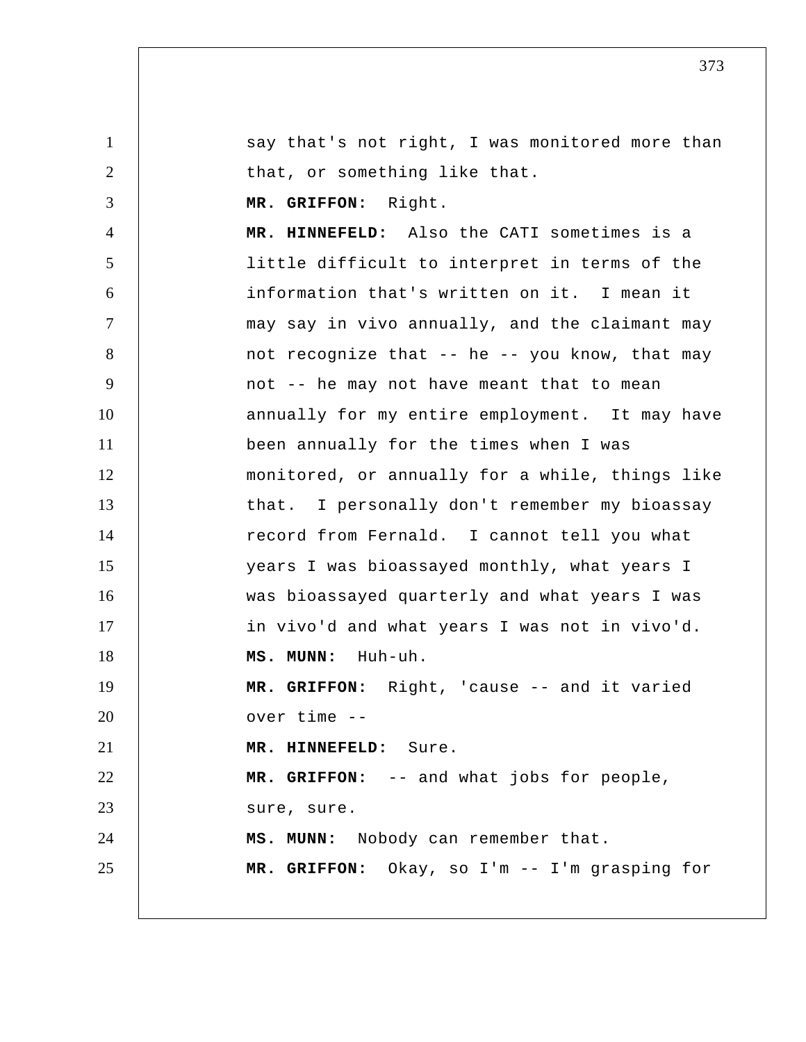say that's not right, I was monitored more than that, or something like that.

**MR. GRIFFON:** Right.

**MR. HINNEFELD:** Also the CATI sometimes is a little difficult to interpret in terms of the information that's written on it. I mean it may say in vivo annually, and the claimant may not recognize that -- he -- you know, that may not -- he may not have meant that to mean annually for my entire employment. It may have been annually for the times when I was monitored, or annually for a while, things like that. I personally don't remember my bioassay record from Fernald. I cannot tell you what years I was bioassayed monthly, what years I was bioassayed quarterly and what years I was in vivo'd and what years I was not in vivo'd.

**MS. MUNN:** Huh-uh.

**MR. GRIFFON:** Right, 'cause -- and it varied over time --

**MR. HINNEFELD:** Sure.

**MR. GRIFFON:** -- and what jobs for people, sure, sure.

**MS. MUNN:** Nobody can remember that.

**MR. GRIFFON:** Okay, so I'm -- I'm grasping for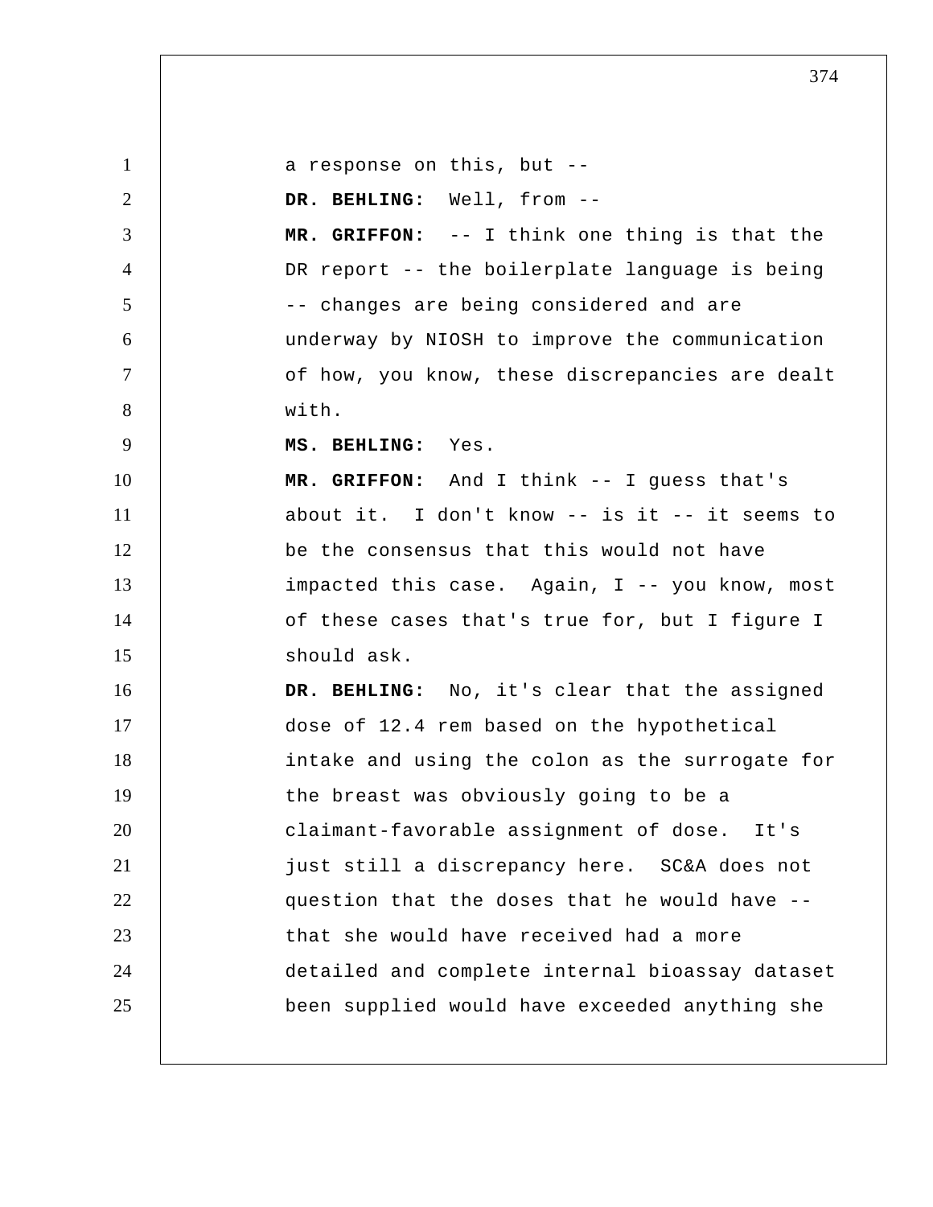a response on this, but --

**DR. BEHLING:** Well, from --

**MR. GRIFFON:** -- I think one thing is that the DR report -- the boilerplate language is being -- changes are being considered and are underway by NIOSH to improve the communication of how, you know, these discrepancies are dealt with.

**MS. BEHLING:** Yes.

**MR. GRIFFON:** And I think -- I guess that's about it. I don't know -- is it -- it seems to be the consensus that this would not have impacted this case. Again, I -- you know, most of these cases that's true for, but I figure I should ask.

**DR. BEHLING:** No, it's clear that the assigned dose of 12.4 rem based on the hypothetical intake and using the colon as the surrogate for the breast was obviously going to be a claimant-favorable assignment of dose. It's just still a discrepancy here. SC&A does not question that the doses that he would have -- that she would have received had a more detailed and complete internal bioassay dataset been supplied would have exceeded anything she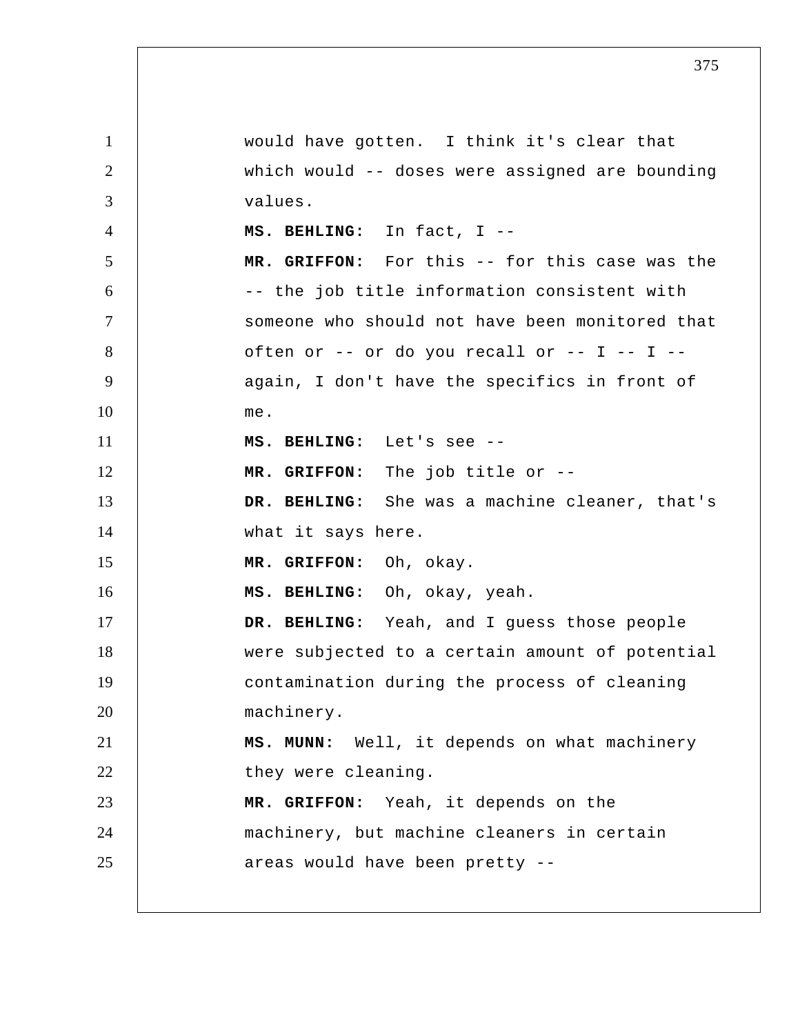would have gotten. I think it's clear that which would -- doses were assigned are bounding values.

**MS. BEHLING:** In fact, I --

**MR. GRIFFON:** For this -- for this case was the -- the job title information consistent with someone who should not have been monitored that often or -- or do you recall or -- I -- I -- again, I don't have the specifics in front of me.

**MS. BEHLING:** Let's see --

**MR. GRIFFON:** The job title or --

**DR. BEHLING:** She was a machine cleaner, that's what it says here.

**MR. GRIFFON:** Oh, okay.

**MS. BEHLING:** Oh, okay, yeah.

**DR. BEHLING:** Yeah, and I guess those people were subjected to a certain amount of potential contamination during the process of cleaning machinery.

**MS. MUNN:** Well, it depends on what machinery they were cleaning.

**MR. GRIFFON:** Yeah, it depends on the machinery, but machine cleaners in certain areas would have been pretty --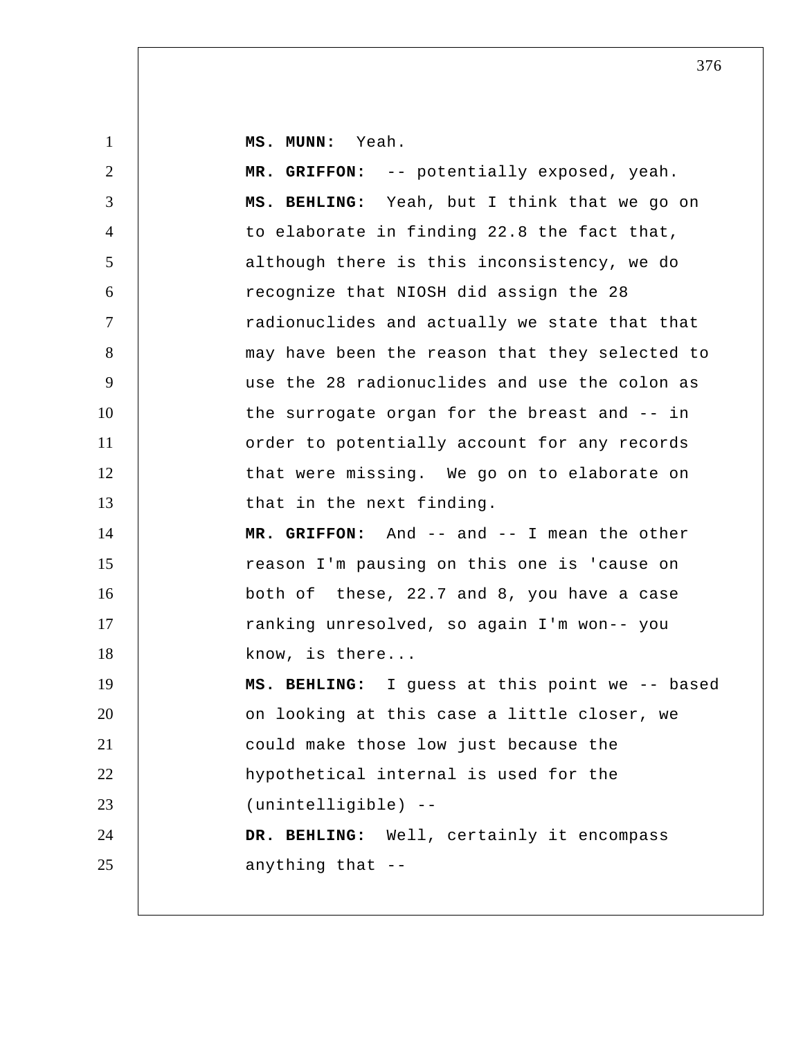**MS. MUNN:** Yeah.

**MR. GRIFFON:** -- potentially exposed, yeah.

**MS. BEHLING:** Yeah, but I think that we go on to elaborate in finding 22.8 the fact that, although there is this inconsistency, we do recognize that NIOSH did assign the 28 radionuclides and actually we state that that may have been the reason that they selected to use the 28 radionuclides and use the colon as the surrogate organ for the breast and -- in order to potentially account for any records that were missing. We go on to elaborate on that in the next finding.

**MR. GRIFFON:** And -- and -- I mean the other reason I'm pausing on this one is 'cause on both of these, 22.7 and 8, you have a case ranking unresolved, so again I'm won-- you know, is there...

**MS. BEHLING:** I guess at this point we -- based on looking at this case a little closer, we could make those low just because the hypothetical internal is used for the (unintelligible) --

**DR. BEHLING:** Well, certainly it encompass anything that --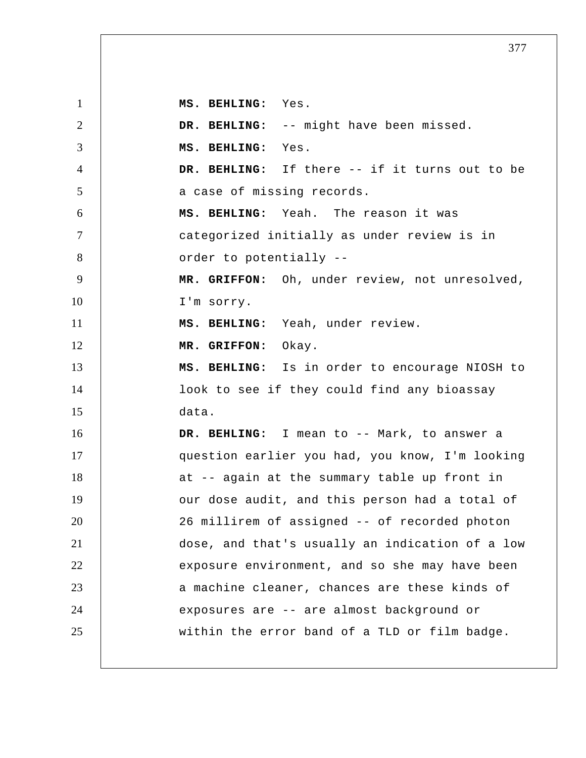**MS. BEHLING:** Yes.

**DR. BEHLING:** -- might have been missed.

**MS. BEHLING:** Yes.

**DR. BEHLING:** If there -- if it turns out to be a case of missing records.

**MS. BEHLING:** Yeah. The reason it was categorized initially as under review is in order to potentially --

**MR. GRIFFON:** Oh, under review, not unresolved, I'm sorry.

**MS. BEHLING:** Yeah, under review.

**MR. GRIFFON:** Okay.

**MS. BEHLING:** Is in order to encourage NIOSH to look to see if they could find any bioassay data.

**DR. BEHLING:** I mean to -- Mark, to answer a question earlier you had, you know, I'm looking at -- again at the summary table up front in our dose audit, and this person had a total of 26 millirem of assigned -- of recorded photon dose, and that's usually an indication of a low exposure environment, and so she may have been a machine cleaner, chances are these kinds of exposures are -- are almost background or within the error band of a TLD or film badge.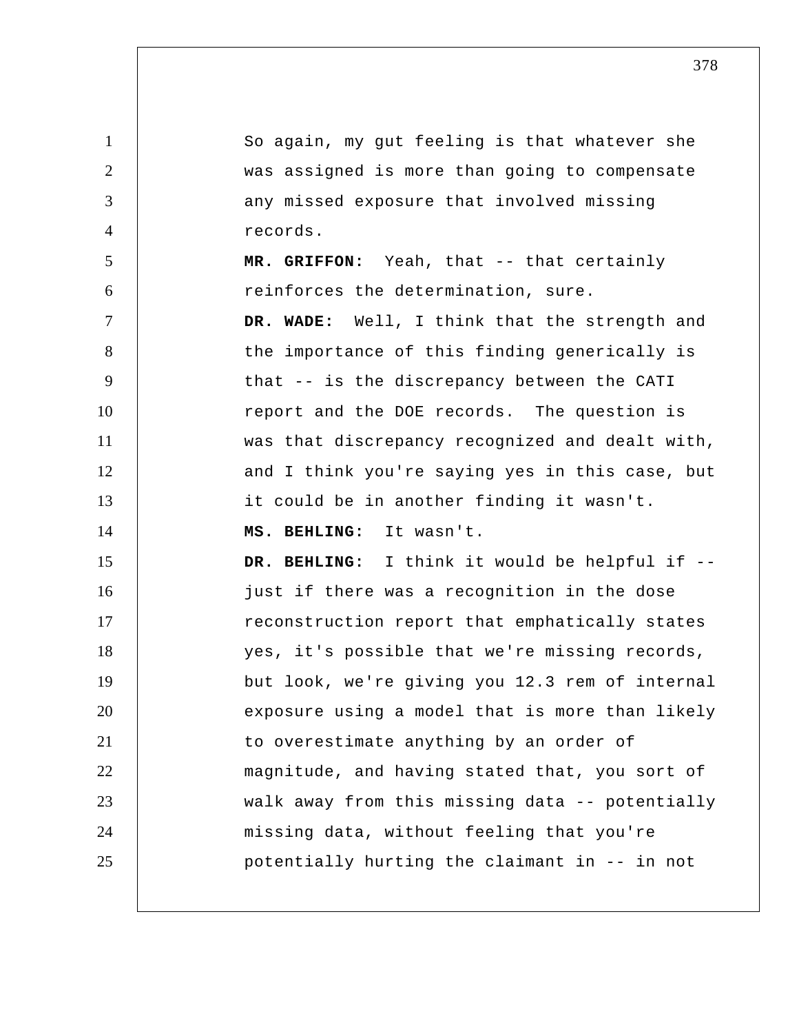So again, my gut feeling is that whatever she was assigned is more than going to compensate any missed exposure that involved missing records.

**MR. GRIFFON:** Yeah, that -- that certainly reinforces the determination, sure.

**DR. WADE:** Well, I think that the strength and the importance of this finding generically is that -- is the discrepancy between the CATI report and the DOE records. The question is was that discrepancy recognized and dealt with, and I think you're saying yes in this case, but it could be in another finding it wasn't.

**MS. BEHLING:** It wasn't.

**DR. BEHLING:** I think it would be helpful if -- just if there was a recognition in the dose reconstruction report that emphatically states yes, it's possible that we're missing records, but look, we're giving you 12.3 rem of internal exposure using a model that is more than likely to overestimate anything by an order of magnitude, and having stated that, you sort of walk away from this missing data -- potentially missing data, without feeling that you're potentially hurting the claimant in -- in not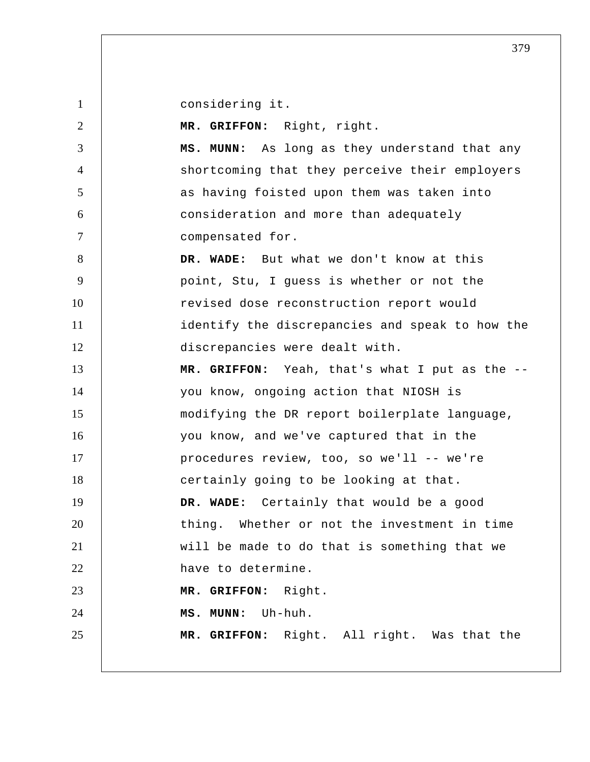considering it.

**MR. GRIFFON:** Right, right.

**MS. MUNN:** As long as they understand that any shortcoming that they perceive their employers as having foisted upon them was taken into consideration and more than adequately compensated for.

**DR. WADE:** But what we don't know at this point, Stu, I guess is whether or not the revised dose reconstruction report would identify the discrepancies and speak to how the discrepancies were dealt with.

**MR. GRIFFON:** Yeah, that's what I put as the -- you know, ongoing action that NIOSH is modifying the DR report boilerplate language, you know, and we've captured that in the procedures review, too, so we'll -- we're certainly going to be looking at that.

**DR. WADE:** Certainly that would be a good thing. Whether or not the investment in time will be made to do that is something that we have to determine.

**MR. GRIFFON:** Right.

**MS. MUNN:** Uh-huh.

**MR. GRIFFON:** Right. All right. Was that the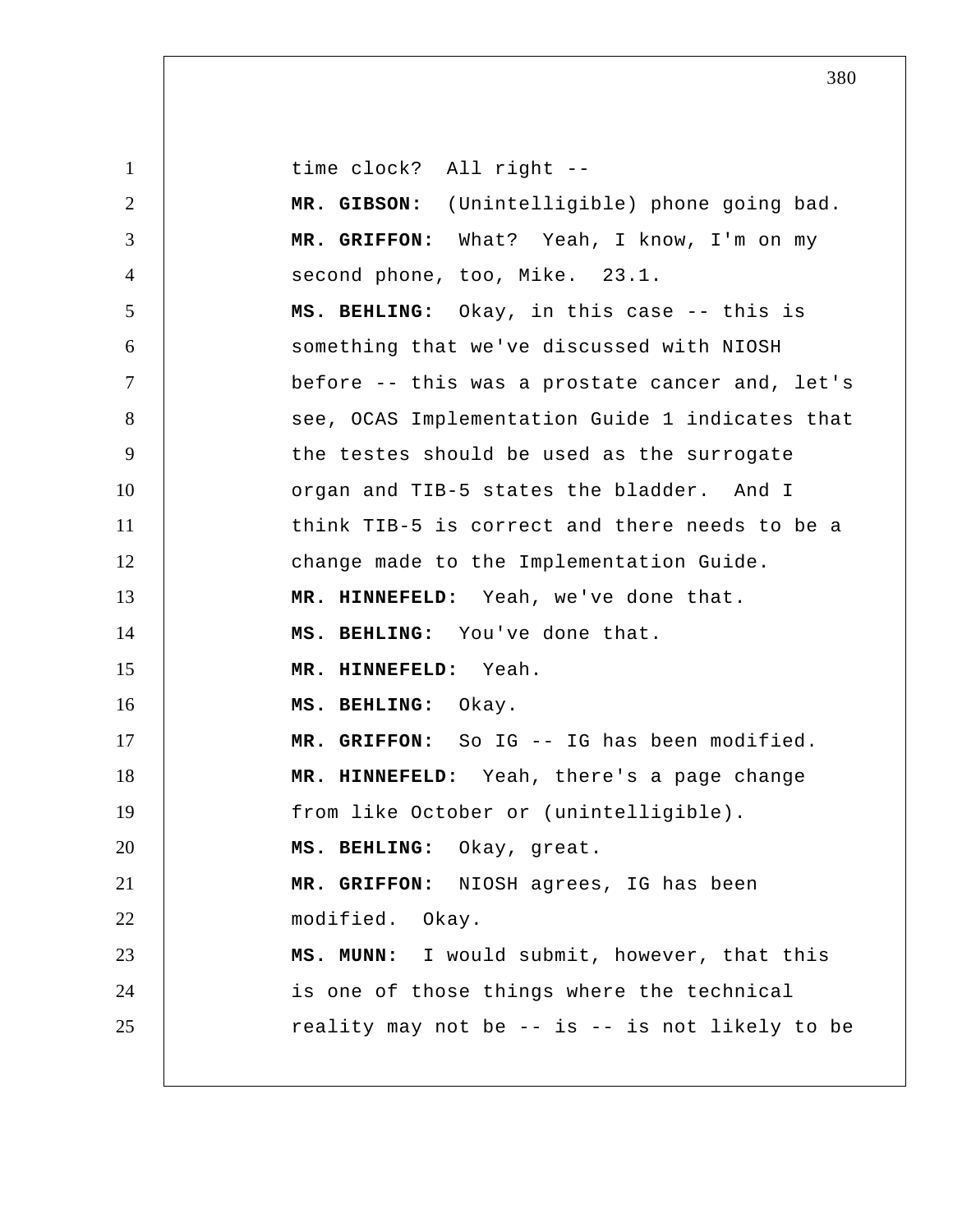time clock? All right --

**MR. GIBSON:** (Unintelligible) phone going bad.

**MR. GRIFFON:** What? Yeah, I know, I'm on my second phone, too, Mike. 23.1.

**MS. BEHLING:** Okay, in this case -- this is something that we've discussed with NIOSH before -- this was a prostate cancer and, let's see, OCAS Implementation Guide 1 indicates that the testes should be used as the surrogate organ and TIB-5 states the bladder. And I think TIB-5 is correct and there needs to be a change made to the Implementation Guide.

**MR. HINNEFELD:** Yeah, we've done that.

**MS. BEHLING:** You've done that.

**MR. HINNEFELD:** Yeah.

**MS. BEHLING:** Okay.

**MR. GRIFFON:** So IG -- IG has been modified.

**MR. HINNEFELD:** Yeah, there's a page change from like October or (unintelligible).

**MS. BEHLING:** Okay, great.

**MR. GRIFFON:** NIOSH agrees, IG has been modified. Okay.

**MS. MUNN:** I would submit, however, that this is one of those things where the technical reality may not be -- is -- is not likely to be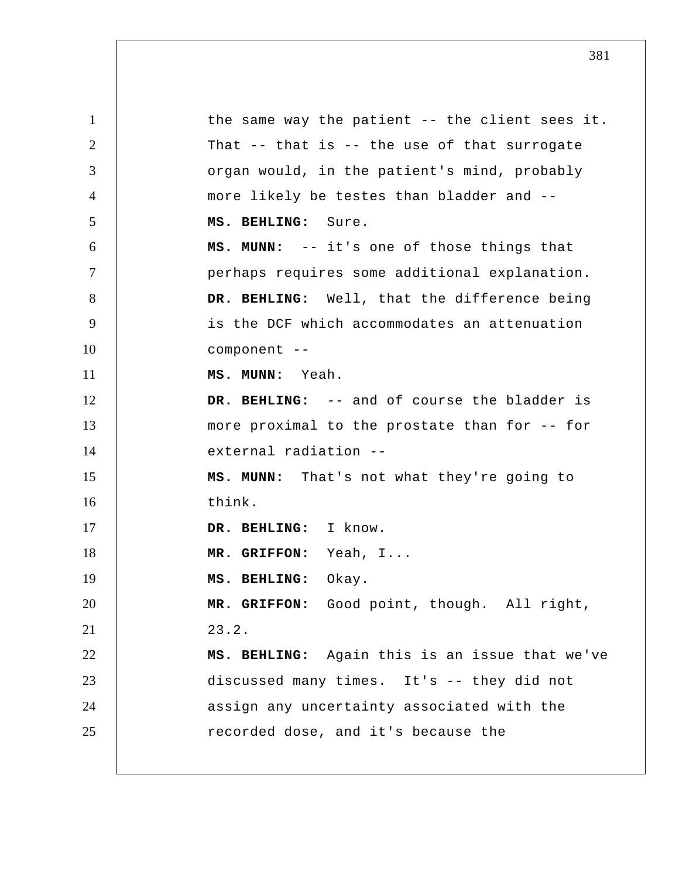the same way the patient -- the client sees it. That -- that is -- the use of that surrogate organ would, in the patient's mind, probably more likely be testes than bladder and --

**MS. BEHLING:** Sure.

**MS. MUNN:** -- it's one of those things that perhaps requires some additional explanation.

**DR. BEHLING:** Well, that the difference being is the DCF which accommodates an attenuation component --

**MS. MUNN:** Yeah.

**DR. BEHLING:** -- and of course the bladder is more proximal to the prostate than for -- for external radiation --

**MS. MUNN:** That's not what they're going to think.

**DR. BEHLING:** I know.

**MR. GRIFFON:** Yeah, I...

**MS. BEHLING:** Okay.

**MR. GRIFFON:** Good point, though. All right, 23.2.

**MS. BEHLING:** Again this is an issue that we've discussed many times. It's -- they did not assign any uncertainty associated with the recorded dose, and it's because the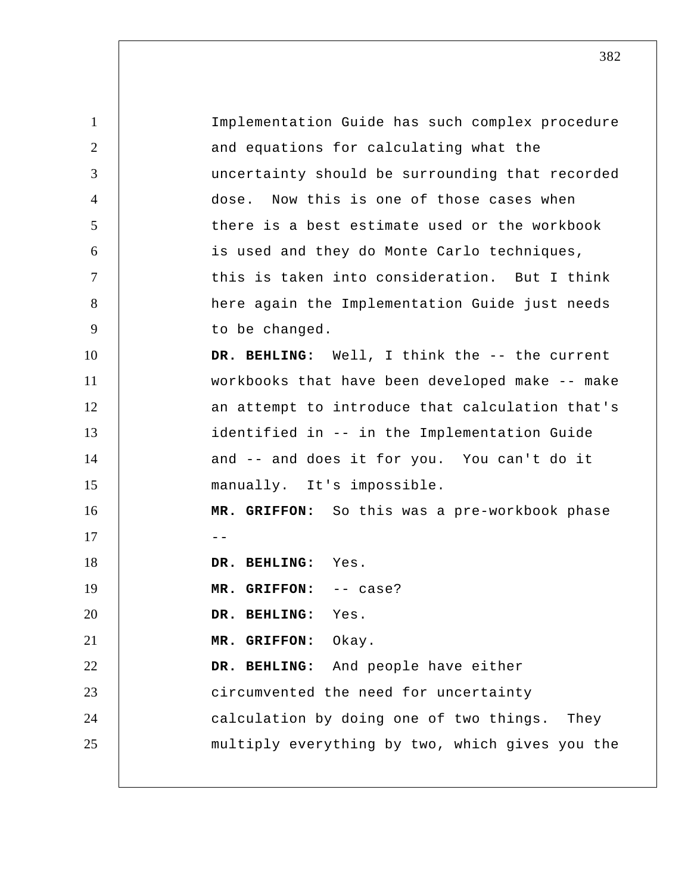Implementation Guide has such complex procedure and equations for calculating what the uncertainty should be surrounding that recorded dose. Now this is one of those cases when there is a best estimate used or the workbook is used and they do Monte Carlo techniques, this is taken into consideration. But I think here again the Implementation Guide just needs to be changed.

**DR. BEHLING:** Well, I think the -- the current workbooks that have been developed make -- make an attempt to introduce that calculation that's identified in -- in the Implementation Guide and -- and does it for you. You can't do it manually. It's impossible.

**MR. GRIFFON:** So this was a pre-workbook phase --

**DR. BEHLING:** Yes.

**MR. GRIFFON:** -- case?

**DR. BEHLING:** Yes.

**MR. GRIFFON:** Okay.

**DR. BEHLING:** And people have either circumvented the need for uncertainty calculation by doing one of two things. They multiply everything by two, which gives you the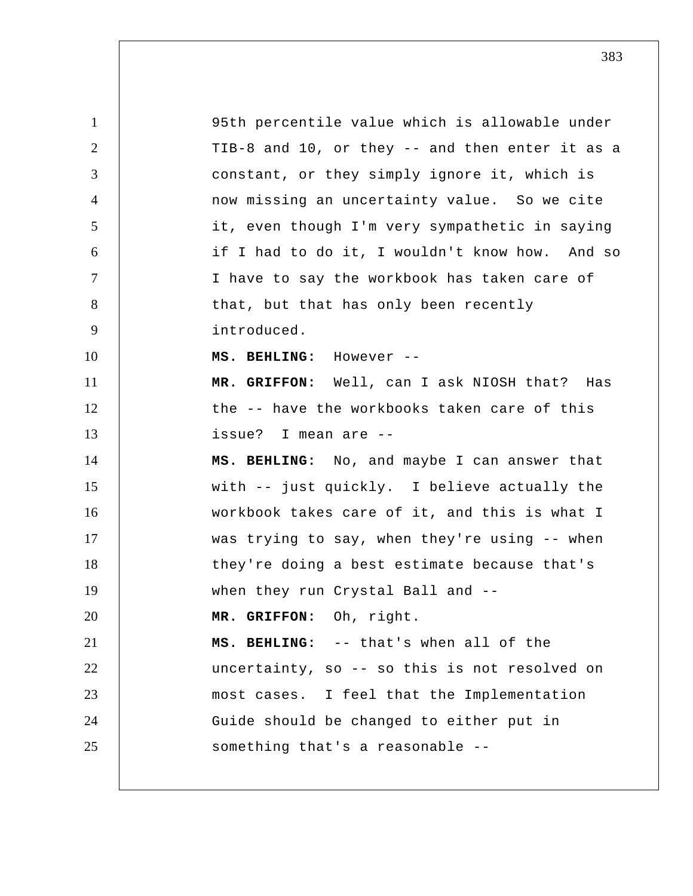95th percentile value which is allowable under TIB-8 and 10, or they -- and then enter it as a constant, or they simply ignore it, which is now missing an uncertainty value. So we cite it, even though I'm very sympathetic in saying if I had to do it, I wouldn't know how. And so I have to say the workbook has taken care of that, but that has only been recently introduced.

**MS. BEHLING:** However --

**MR. GRIFFON:** Well, can I ask NIOSH that? Has the -- have the workbooks taken care of this issue? I mean are --

**MS. BEHLING:** No, and maybe I can answer that with -- just quickly. I believe actually the workbook takes care of it, and this is what I was trying to say, when they're using -- when they're doing a best estimate because that's when they run Crystal Ball and --

**MR. GRIFFON:** Oh, right.

**MS. BEHLING:** -- that's when all of the uncertainty, so -- so this is not resolved on most cases. I feel that the Implementation Guide should be changed to either put in something that's a reasonable --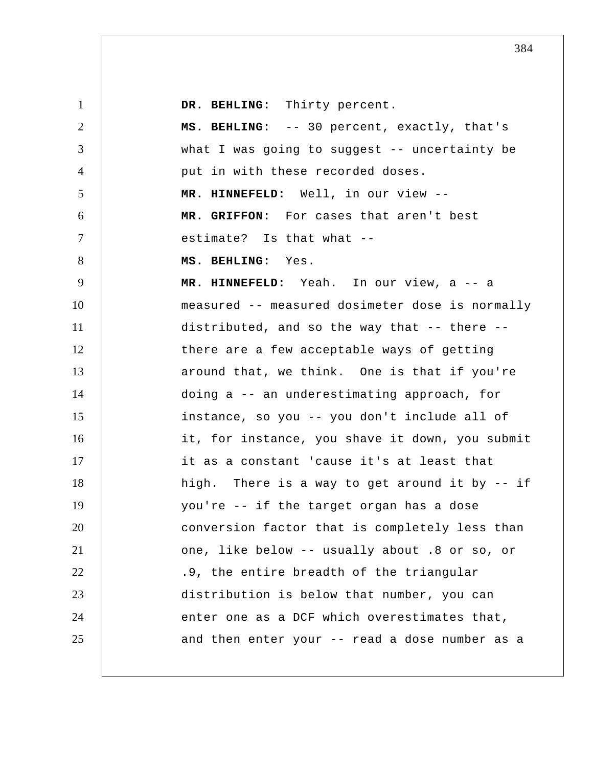**DR. BEHLING:** Thirty percent.

**MS. BEHLING:** -- 30 percent, exactly, that's what I was going to suggest -- uncertainty be put in with these recorded doses.

**MR. HINNEFELD:** Well, in our view --

**MR. GRIFFON:** For cases that aren't best estimate? Is that what --

**MS. BEHLING:** Yes.

**MR. HINNEFELD:** Yeah. In our view, a -- a measured -- measured dosimeter dose is normally distributed, and so the way that -- there -- there are a few acceptable ways of getting around that, we think. One is that if you're doing a -- an underestimating approach, for instance, so you -- you don't include all of it, for instance, you shave it down, you submit it as a constant 'cause it's at least that high. There is a way to get around it by -- if you're -- if the target organ has a dose conversion factor that is completely less than one, like below -- usually about .8 or so, or .9, the entire breadth of the triangular distribution is below that number, you can enter one as a DCF which overestimates that, and then enter your -- read a dose number as a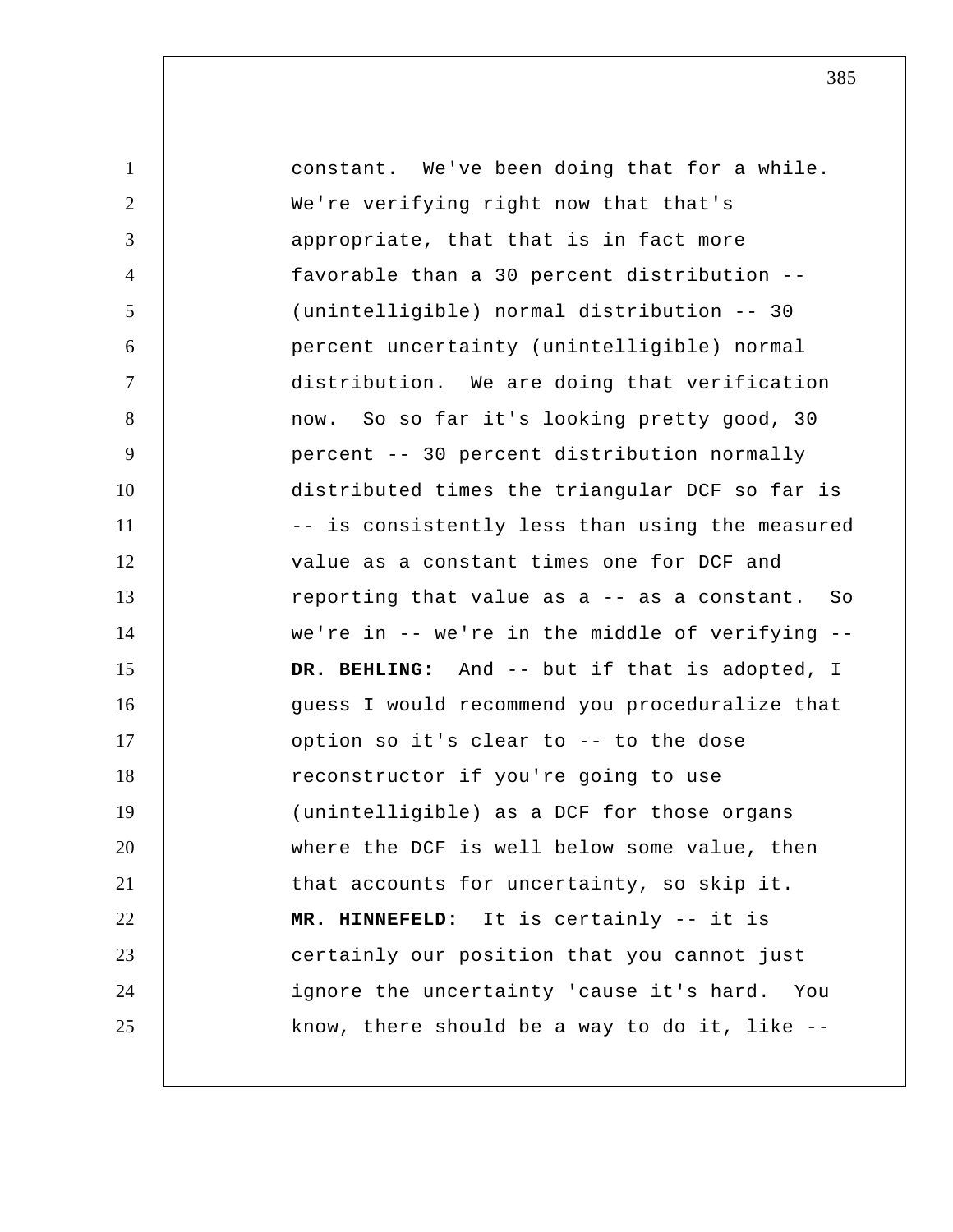constant. We've been doing that for a while. We're verifying right now that that's appropriate, that that is in fact more favorable than a 30 percent distribution -- (unintelligible) normal distribution -- 30 percent uncertainty (unintelligible) normal distribution. We are doing that verification now. So so far it's looking pretty good, 30 percent -- 30 percent distribution normally distributed times the triangular DCF so far is -- is consistently less than using the measured value as a constant times one for DCF and reporting that value as a -- as a constant. So we're in -- we're in the middle of verifying --

**DR. BEHLING:** And -- but if that is adopted, I guess I would recommend you proceduralize that option so it's clear to -- to the dose reconstructor if you're going to use (unintelligible) as a DCF for those organs where the DCF is well below some value, then that accounts for uncertainty, so skip it.

**MR. HINNEFELD:** It is certainly -- it is certainly our position that you cannot just ignore the uncertainty 'cause it's hard. You know, there should be a way to do it, like --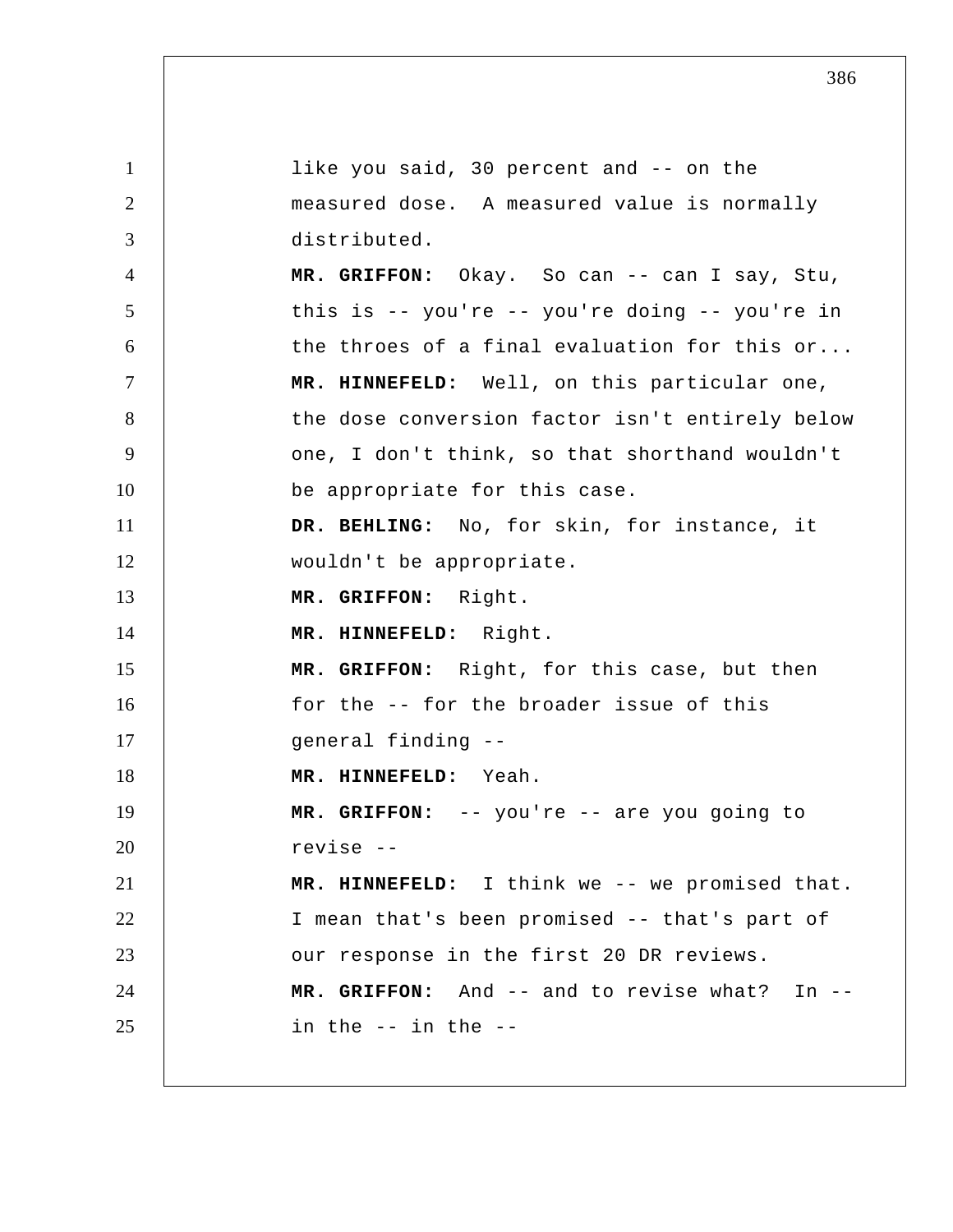like you said, 30 percent and -- on the measured dose. A measured value is normally distributed.

**MR. GRIFFON:** Okay. So can -- can I say, Stu, this is -- you're -- you're doing -- you're in the throes of a final evaluation for this or...

**MR. HINNEFELD:** Well, on this particular one, the dose conversion factor isn't entirely below one, I don't think, so that shorthand wouldn't be appropriate for this case.

**DR. BEHLING:** No, for skin, for instance, it wouldn't be appropriate.

**MR. GRIFFON:** Right.

**MR. HINNEFELD:** Right.

**MR. GRIFFON:** Right, for this case, but then for the -- for the broader issue of this general finding --

**MR. HINNEFELD:** Yeah.

**MR. GRIFFON:** -- you're -- are you going to revise --

**MR. HINNEFELD:** I think we -- we promised that. I mean that's been promised -- that's part of our response in the first 20 DR reviews.

**MR. GRIFFON:** And -- and to revise what? In -- in the -- in the --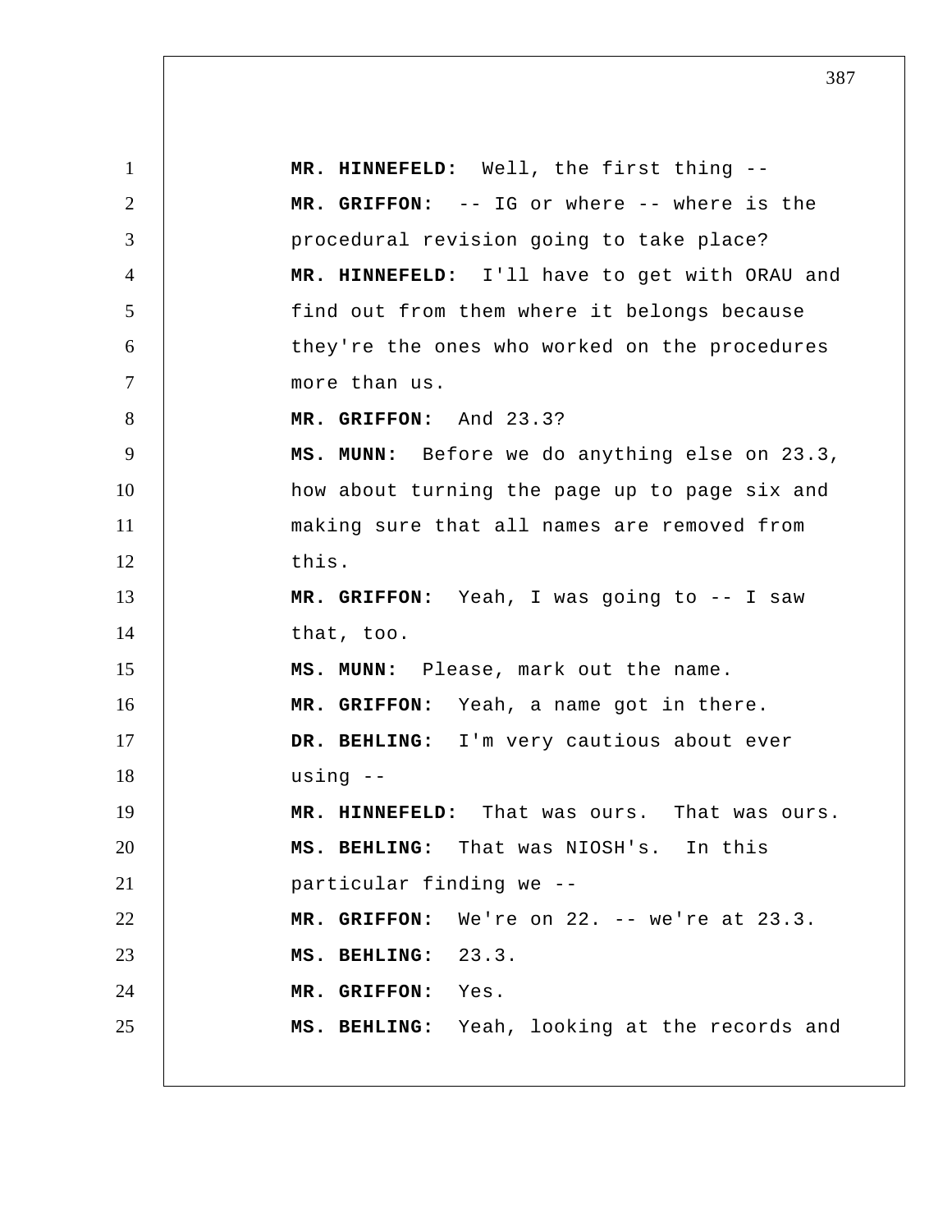**MR. HINNEFELD:** Well, the first thing --

**MR. GRIFFON:** -- IG or where -- where is the procedural revision going to take place?

**MR. HINNEFELD:** I'll have to get with ORAU and find out from them where it belongs because they're the ones who worked on the procedures more than us.

**MR. GRIFFON:** And 23.3?

**MS. MUNN:** Before we do anything else on 23.3, how about turning the page up to page six and making sure that all names are removed from this.

**MR. GRIFFON:** Yeah, I was going to -- I saw that, too.

**MS. MUNN:** Please, mark out the name.

**MR. GRIFFON:** Yeah, a name got in there.

**DR. BEHLING:** I'm very cautious about ever using --

**MR. HINNEFELD:** That was ours. That was ours.

**MS. BEHLING:** That was NIOSH's. In this particular finding we --

**MR. GRIFFON:** We're on 22. -- we're at 23.3.

**MS. BEHLING:** 23.3.

**MR. GRIFFON:** Yes.

**MS. BEHLING:** Yeah, looking at the records and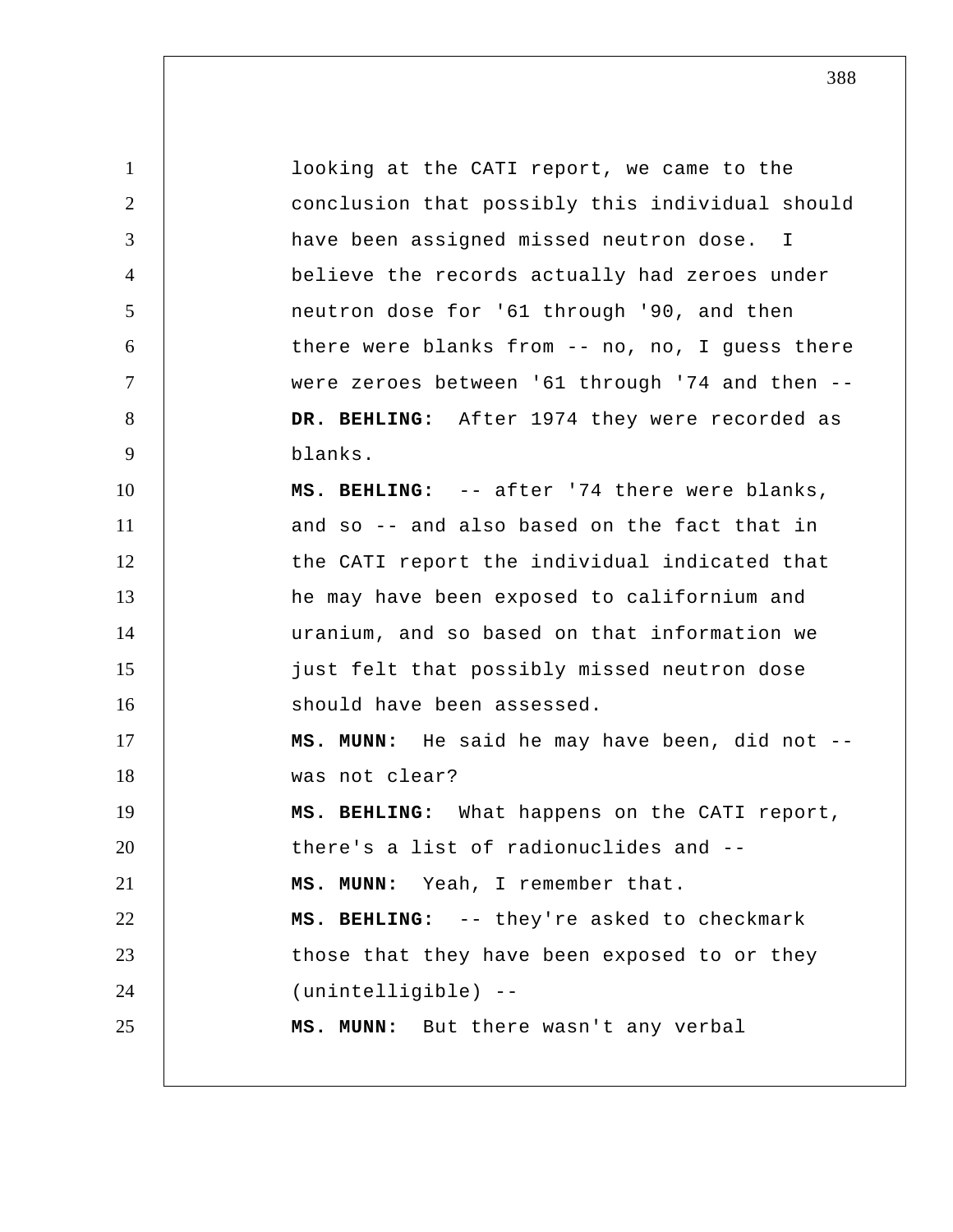looking at the CATI report, we came to the conclusion that possibly this individual should have been assigned missed neutron dose. I believe the records actually had zeroes under neutron dose for '61 through '90, and then there were blanks from -- no, no, I guess there were zeroes between '61 through '74 and then --

**DR. BEHLING:** After 1974 they were recorded as blanks.

**MS. BEHLING:** -- after '74 there were blanks, and so -- and also based on the fact that in the CATI report the individual indicated that he may have been exposed to californium and uranium, and so based on that information we just felt that possibly missed neutron dose should have been assessed.

**MS. MUNN:** He said he may have been, did not -- was not clear?

**MS. BEHLING:** What happens on the CATI report, there's a list of radionuclides and --

**MS. MUNN:** Yeah, I remember that.

**MS. BEHLING:** -- they're asked to checkmark those that they have been exposed to or they (unintelligible) --

**MS. MUNN:** But there wasn't any verbal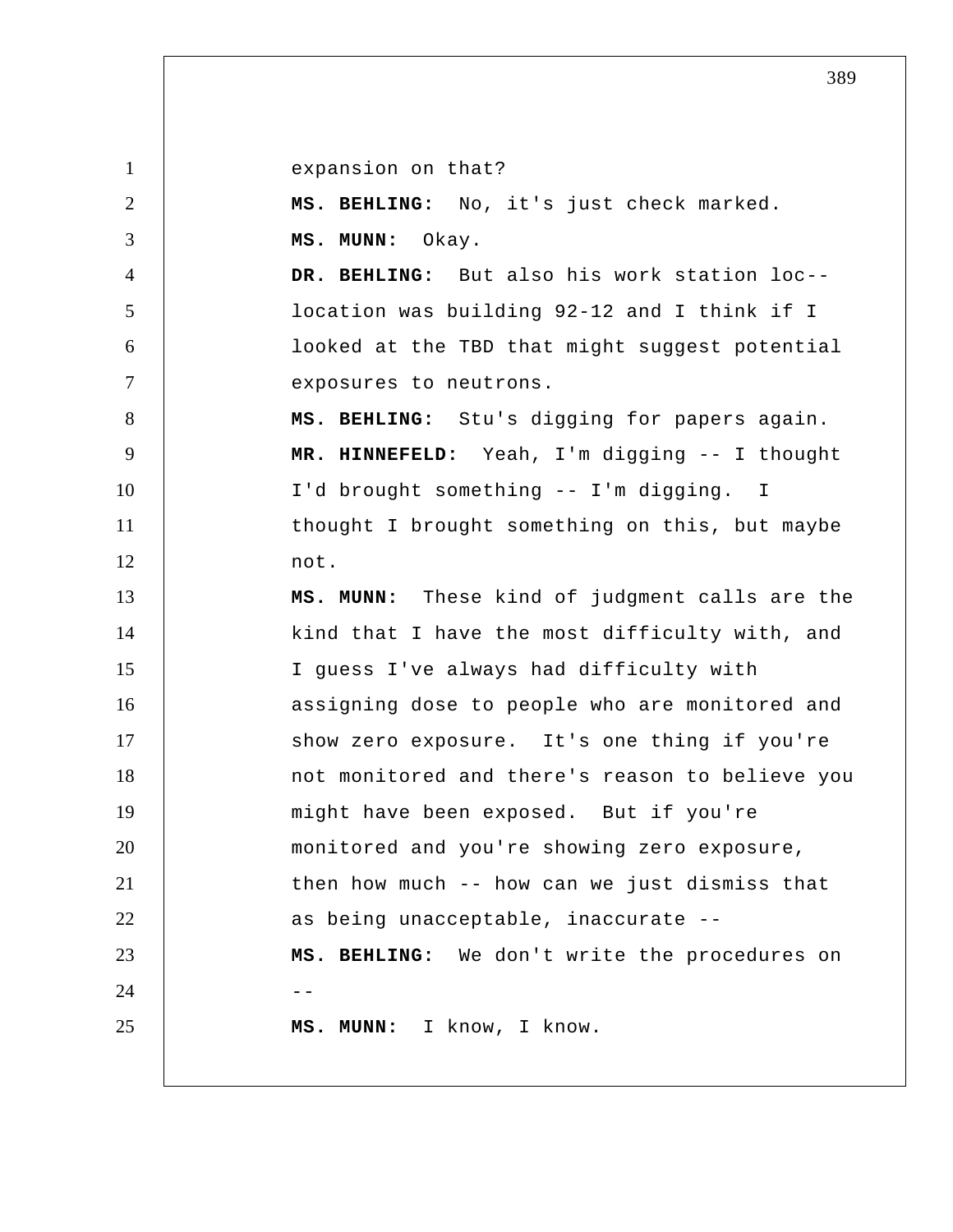expansion on that?

**MS. BEHLING:** No, it's just check marked.

**MS. MUNN:** Okay.

**DR. BEHLING:** But also his work station loc-- location was building 92-12 and I think if I looked at the TBD that might suggest potential exposures to neutrons.

**MS. BEHLING:** Stu's digging for papers again.

**MR. HINNEFELD:** Yeah, I'm digging -- I thought I'd brought something -- I'm digging. I thought I brought something on this, but maybe not.

**MS. MUNN:** These kind of judgment calls are the kind that I have the most difficulty with, and I guess I've always had difficulty with assigning dose to people who are monitored and show zero exposure. It's one thing if you're not monitored and there's reason to believe you might have been exposed. But if you're monitored and you're showing zero exposure, then how much -- how can we just dismiss that as being unacceptable, inaccurate --

**MS. BEHLING:** We don't write the procedures on --

**MS. MUNN:** I know, I know.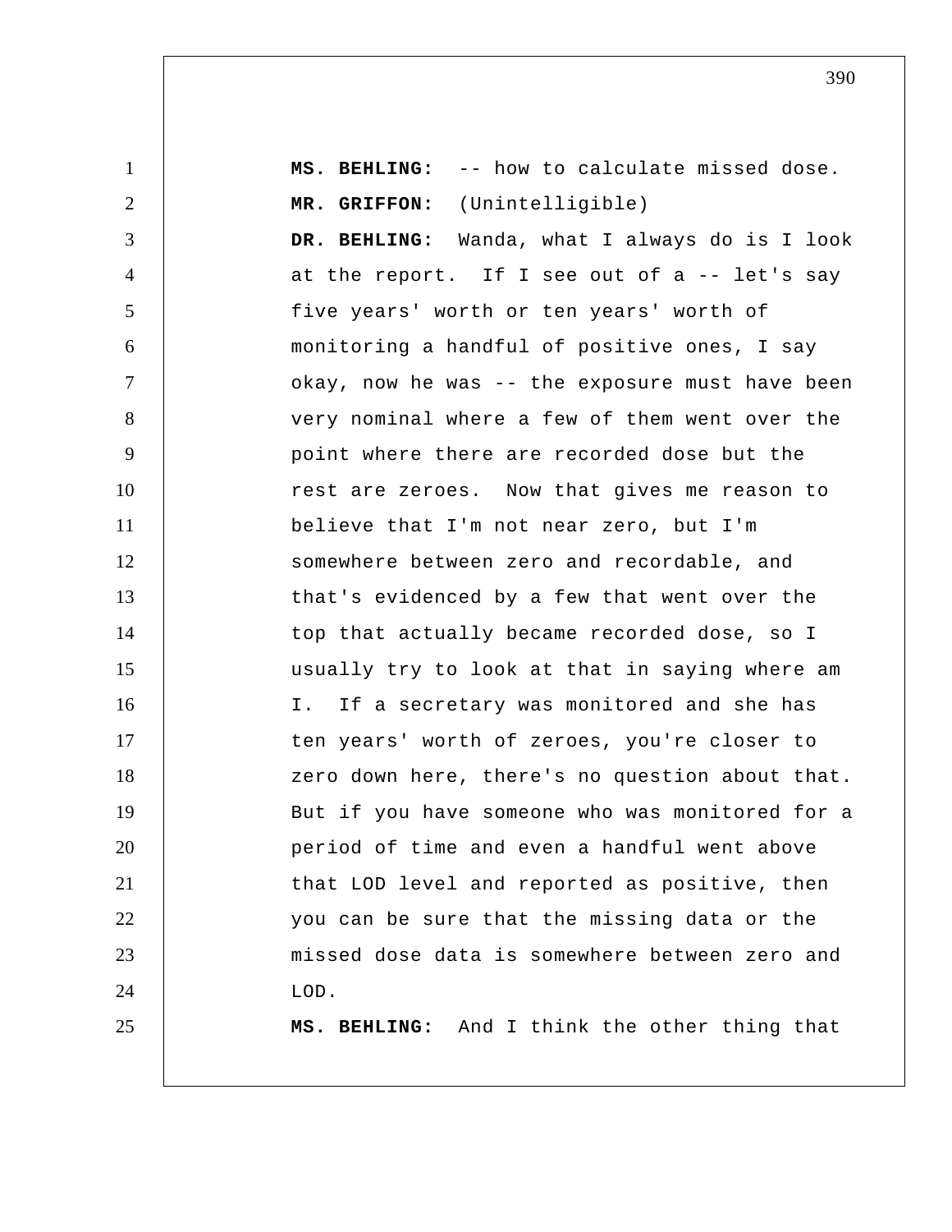**MS. BEHLING:** -- how to calculate missed dose.

**MR. GRIFFON:** (Unintelligible)

**DR. BEHLING:** Wanda, what I always do is I look at the report. If I see out of a -- let's say five years' worth or ten years' worth of monitoring a handful of positive ones, I say okay, now he was -- the exposure must have been very nominal where a few of them went over the point where there are recorded dose but the rest are zeroes. Now that gives me reason to believe that I'm not near zero, but I'm somewhere between zero and recordable, and that's evidenced by a few that went over the top that actually became recorded dose, so I usually try to look at that in saying where am I. If a secretary was monitored and she has ten years' worth of zeroes, you're closer to zero down here, there's no question about that. But if you have someone who was monitored for a period of time and even a handful went above that LOD level and reported as positive, then you can be sure that the missing data or the missed dose data is somewhere between zero and LOD.

**MS. BEHLING:** And I think the other thing that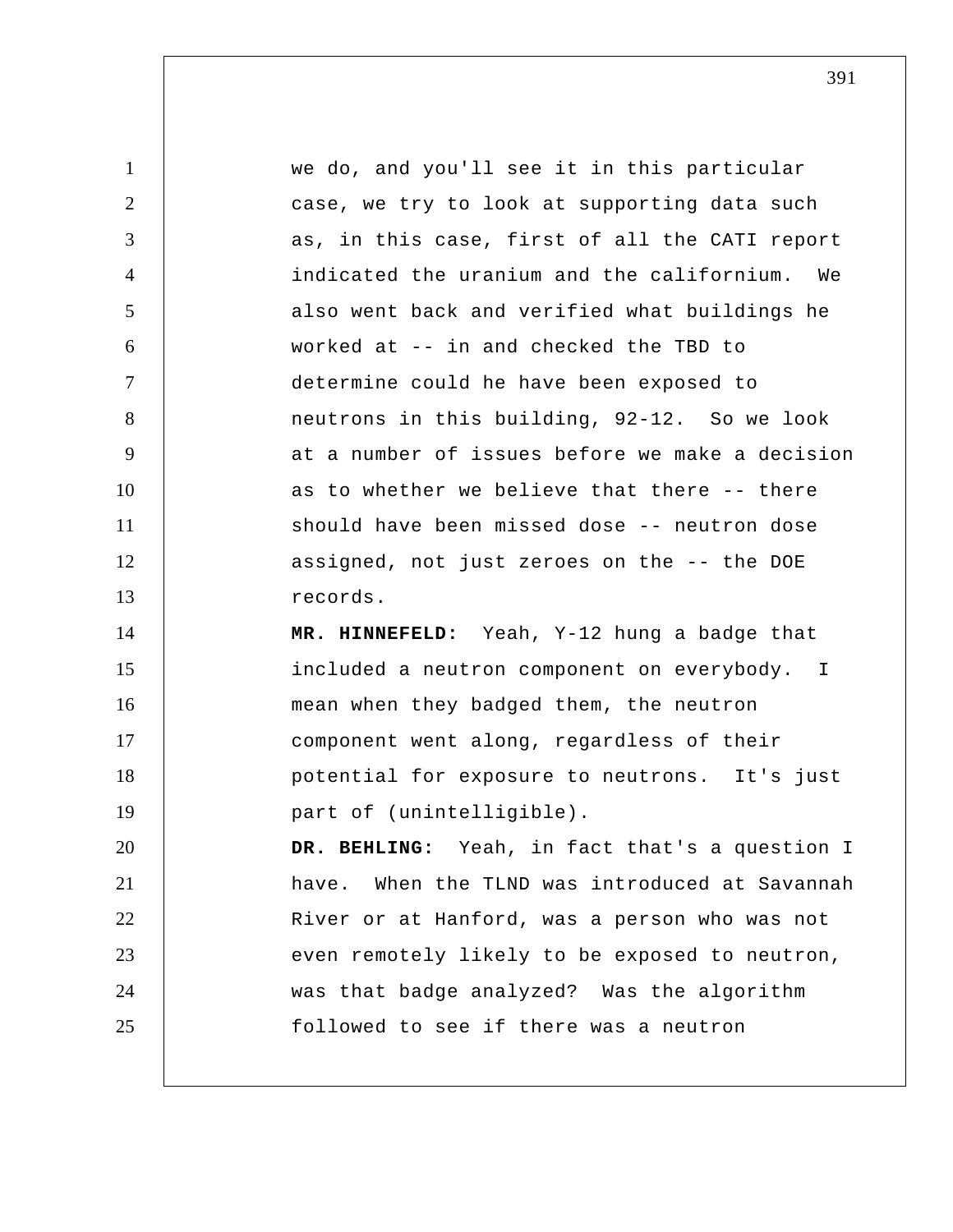we do, and you'll see it in this particular case, we try to look at supporting data such as, in this case, first of all the CATI report indicated the uranium and the californium. We also went back and verified what buildings he worked at -- in and checked the TBD to determine could he have been exposed to neutrons in this building, 92-12. So we look at a number of issues before we make a decision as to whether we believe that there -- there should have been missed dose -- neutron dose assigned, not just zeroes on the -- the DOE records.

**MR. HINNEFELD:** Yeah, Y-12 hung a badge that included a neutron component on everybody. I mean when they badged them, the neutron component went along, regardless of their potential for exposure to neutrons. It's just part of (unintelligible).

**DR. BEHLING:** Yeah, in fact that's a question I have. When the TLND was introduced at Savannah River or at Hanford, was a person who was not even remotely likely to be exposed to neutron, was that badge analyzed? Was the algorithm followed to see if there was a neutron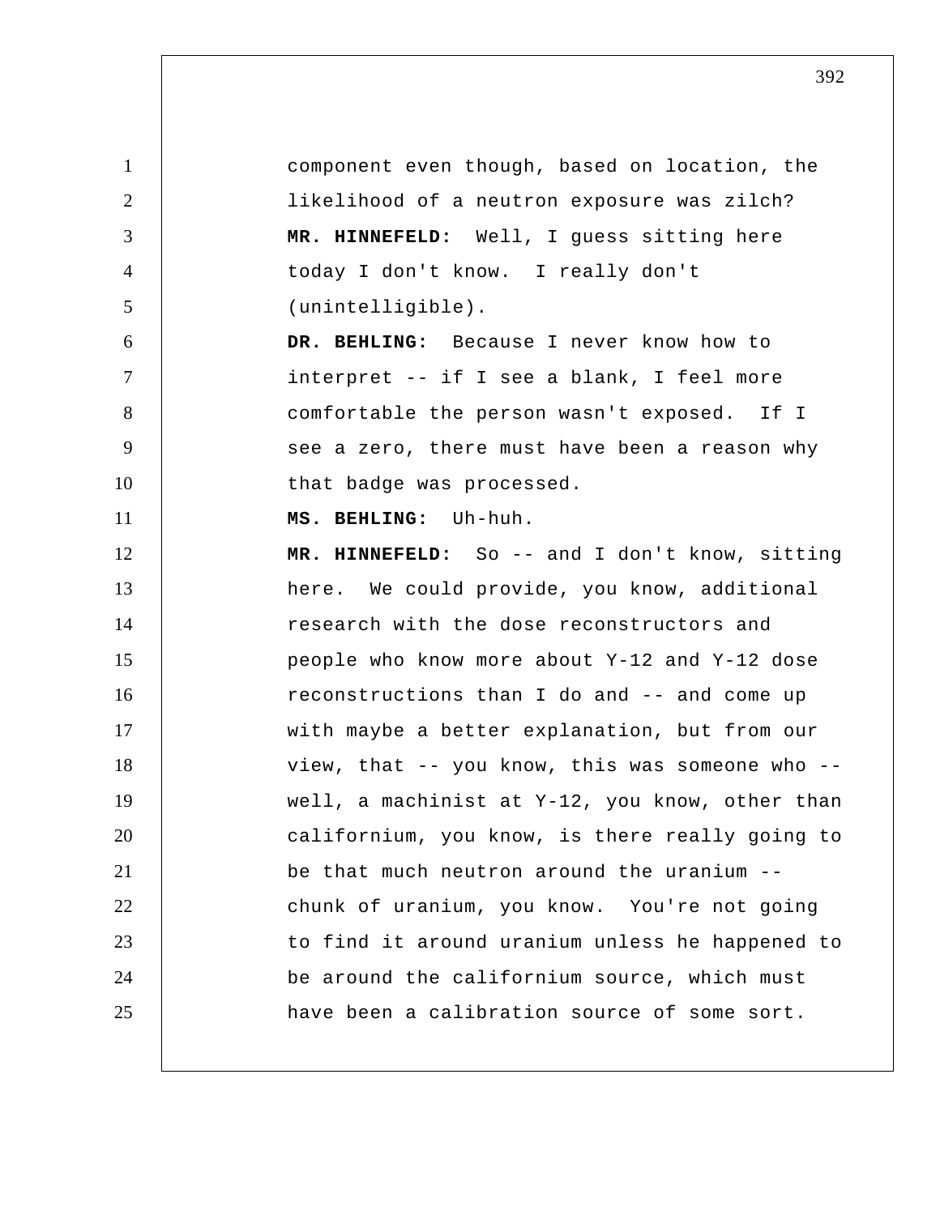component even though, based on location, the likelihood of a neutron exposure was zilch?

**MR. HINNEFELD:** Well, I guess sitting here today I don't know. I really don't (unintelligible).

**DR. BEHLING:** Because I never know how to interpret -- if I see a blank, I feel more comfortable the person wasn't exposed. If I see a zero, there must have been a reason why that badge was processed.

**MS. BEHLING:** Uh-huh.

**MR. HINNEFELD:** So -- and I don't know, sitting here. We could provide, you know, additional research with the dose reconstructors and people who know more about Y-12 and Y-12 dose reconstructions than I do and -- and come up with maybe a better explanation, but from our view, that -- you know, this was someone who -- well, a machinist at Y-12, you know, other than californium, you know, is there really going to be that much neutron around the uranium -- chunk of uranium, you know. You're not going to find it around uranium unless he happened to be around the californium source, which must have been a calibration source of some sort.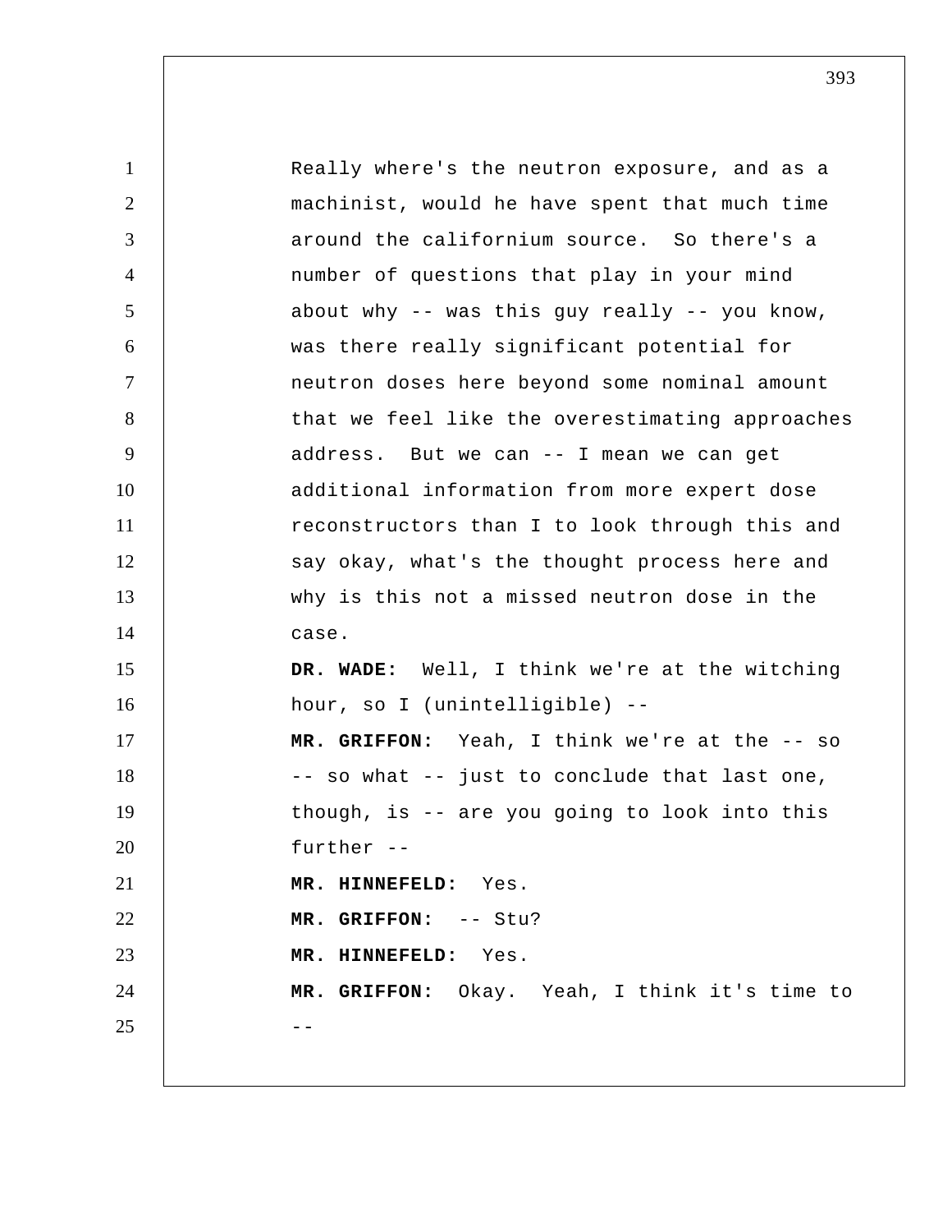Really where's the neutron exposure, and as a machinist, would he have spent that much time around the californium source. So there's a number of questions that play in your mind about why -- was this guy really -- you know, was there really significant potential for neutron doses here beyond some nominal amount that we feel like the overestimating approaches address. But we can -- I mean we can get additional information from more expert dose reconstructors than I to look through this and say okay, what's the thought process here and why is this not a missed neutron dose in the case.

**DR. WADE:** Well, I think we're at the witching hour, so I (unintelligible) --

**MR. GRIFFON:** Yeah, I think we're at the -- so -- so what -- just to conclude that last one, though, is -- are you going to look into this further --

**MR. HINNEFELD:** Yes.

**MR. GRIFFON:** -- Stu?

**MR. HINNEFELD:** Yes.

**MR. GRIFFON:** Okay. Yeah, I think it's time to --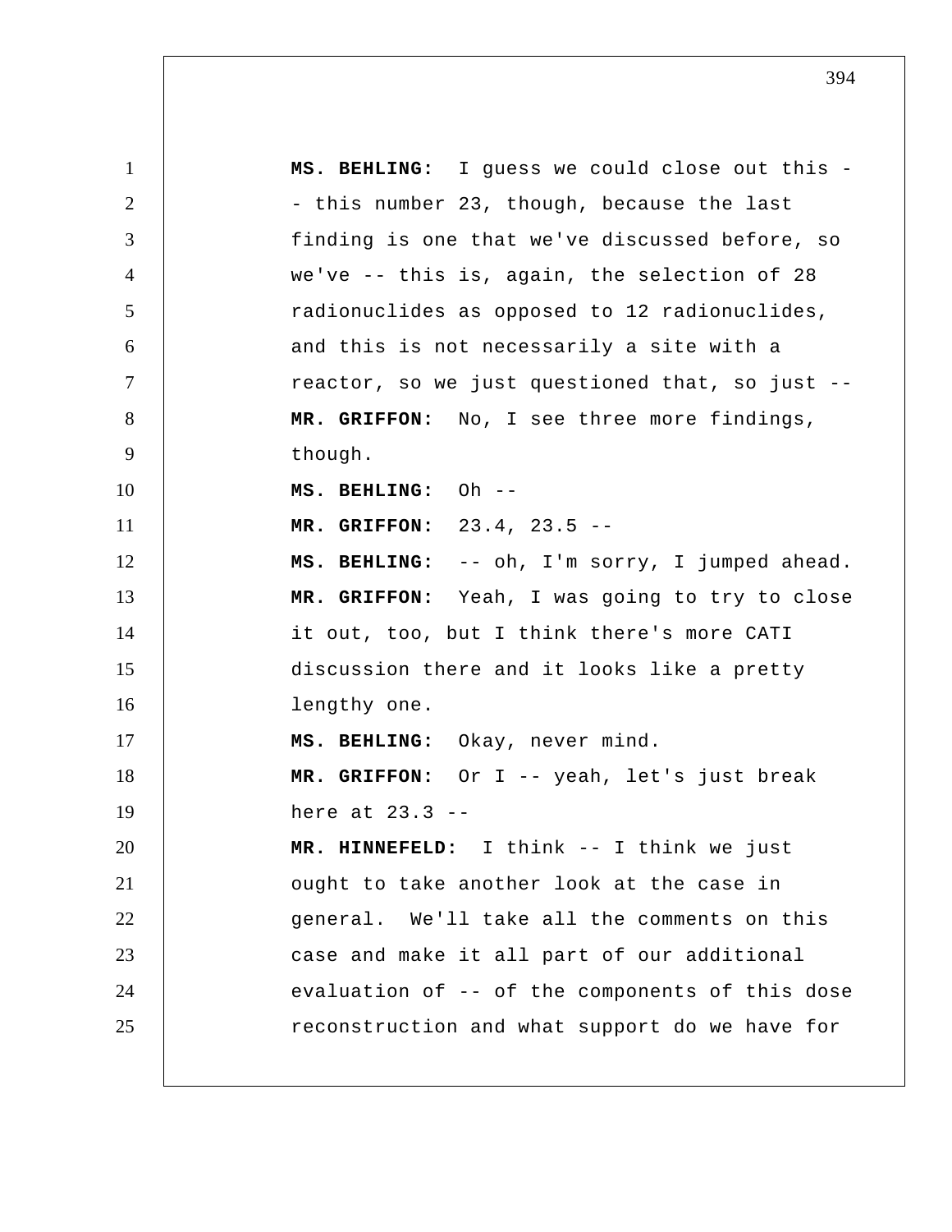**MS. BEHLING:** I guess we could close out this -- this number 23, though, because the last finding is one that we've discussed before, so we've -- this is, again, the selection of 28 radionuclides as opposed to 12 radionuclides, and this is not necessarily a site with a reactor, so we just questioned that, so just --

**MR. GRIFFON:** No, I see three more findings, though.

**MS. BEHLING:** Oh --

**MR. GRIFFON:** 23.4, 23.5 --

**MS. BEHLING:** -- oh, I'm sorry, I jumped ahead.

**MR. GRIFFON:** Yeah, I was going to try to close it out, too, but I think there's more CATI discussion there and it looks like a pretty lengthy one.

**MS. BEHLING:** Okay, never mind.

**MR. GRIFFON:** Or I -- yeah, let's just break here at 23.3 --

**MR. HINNEFELD:** I think -- I think we just ought to take another look at the case in general. We'll take all the comments on this case and make it all part of our additional evaluation of -- of the components of this dose reconstruction and what support do we have for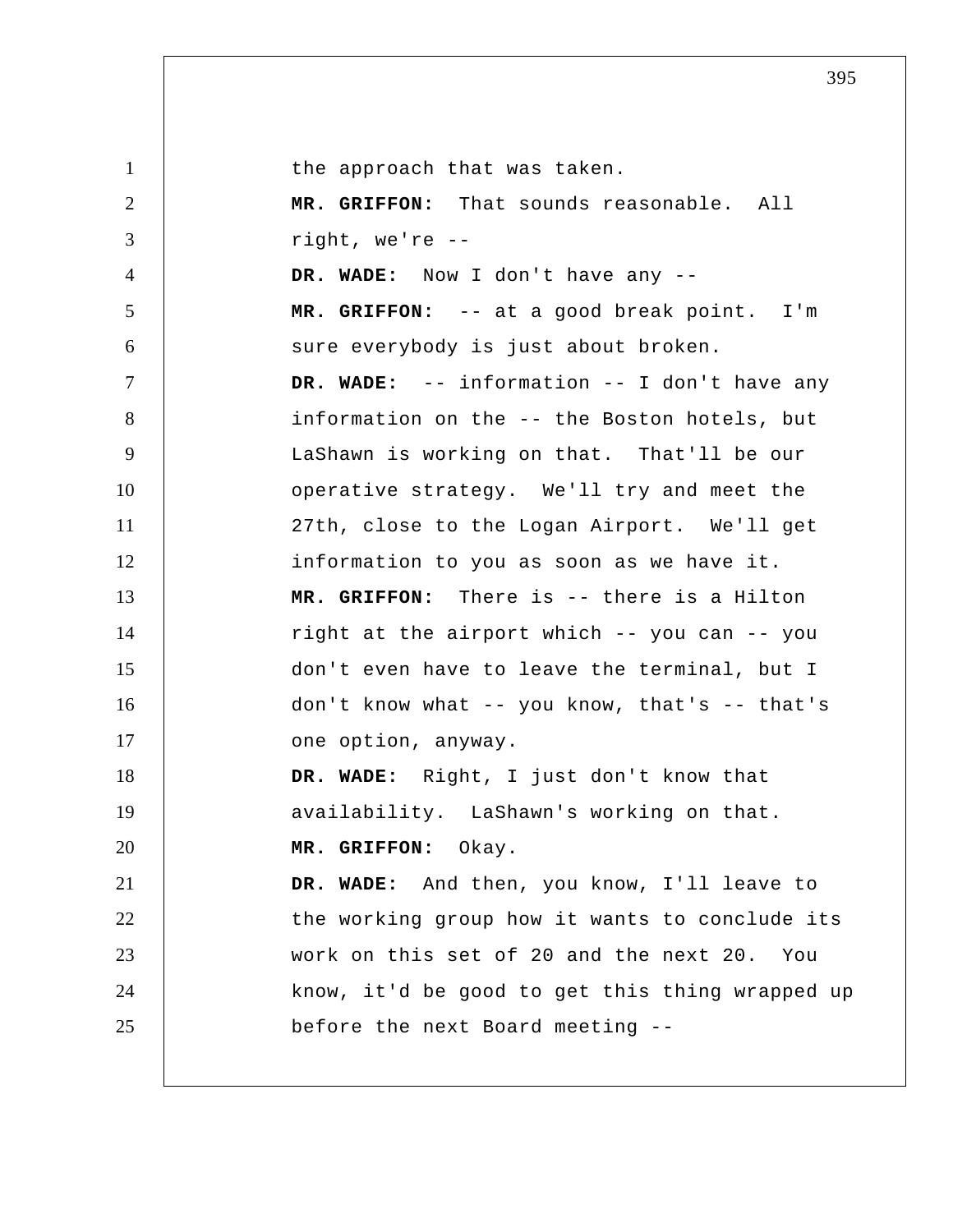the approach that was taken.

**MR. GRIFFON:** That sounds reasonable. All right, we're --

**DR. WADE:** Now I don't have any --

**MR. GRIFFON:** -- at a good break point. I'm sure everybody is just about broken.

**DR. WADE:** -- information -- I don't have any information on the -- the Boston hotels, but LaShawn is working on that. That'll be our operative strategy. We'll try and meet the 27th, close to the Logan Airport. We'll get information to you as soon as we have it.

**MR. GRIFFON:** There is -- there is a Hilton right at the airport which -- you can -- you don't even have to leave the terminal, but I don't know what -- you know, that's -- that's one option, anyway.

**DR. WADE:** Right, I just don't know that availability. LaShawn's working on that.

**MR. GRIFFON:** Okay.

**DR. WADE:** And then, you know, I'll leave to the working group how it wants to conclude its work on this set of 20 and the next 20. You know, it'd be good to get this thing wrapped up before the next Board meeting --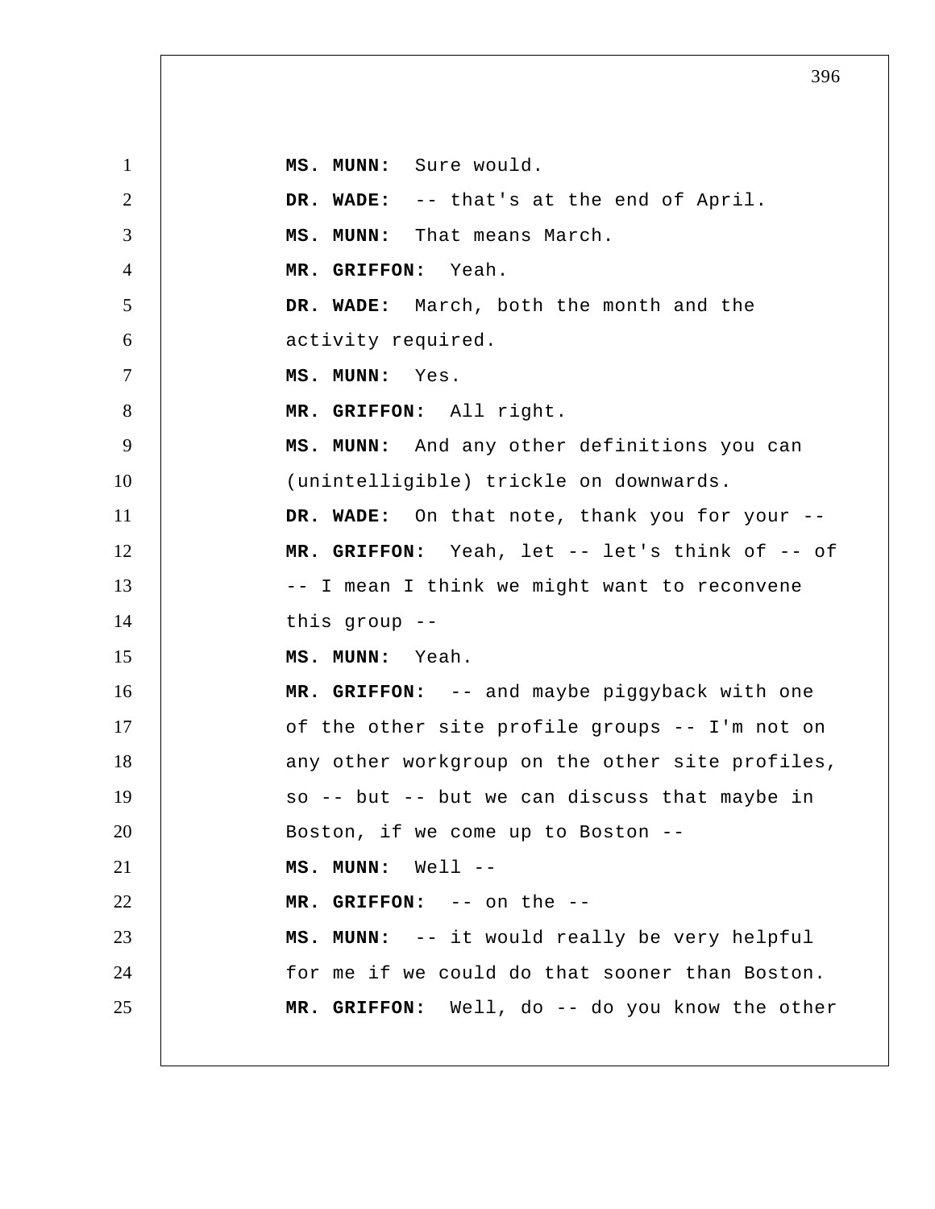**MS. MUNN:** Sure would.

**DR. WADE:** -- that's at the end of April.

**MS. MUNN:** That means March.

**MR. GRIFFON:** Yeah.

**DR. WADE:** March, both the month and the activity required.

**MS. MUNN:** Yes.

**MR. GRIFFON:** All right.

**MS. MUNN:** And any other definitions you can (unintelligible) trickle on downwards.

**DR. WADE:** On that note, thank you for your --

**MR. GRIFFON:** Yeah, let -- let's think of -- of -- I mean I think we might want to reconvene this group --

**MS. MUNN:** Yeah.

**MR. GRIFFON:** -- and maybe piggyback with one of the other site profile groups -- I'm not on any other workgroup on the other site profiles, so -- but -- but we can discuss that maybe in Boston, if we come up to Boston --

**MS. MUNN:** Well --

**MR. GRIFFON:** -- on the --

**MS. MUNN:** -- it would really be very helpful for me if we could do that sooner than Boston.

**MR. GRIFFON:** Well, do -- do you know the other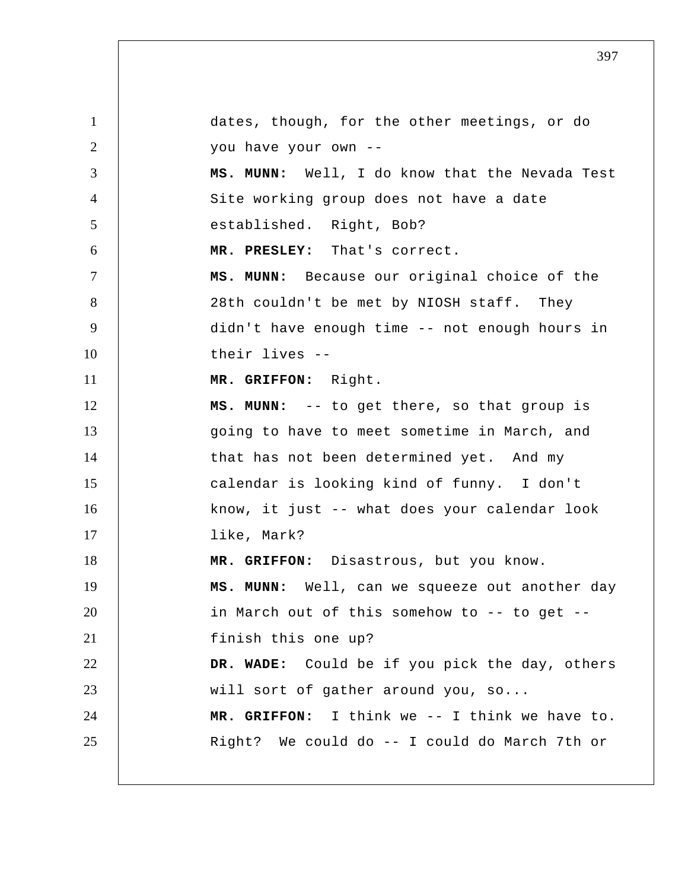dates, though, for the other meetings, or do you have your own --

**MS. MUNN:** Well, I do know that the Nevada Test Site working group does not have a date established. Right, Bob?

**MR. PRESLEY:** That's correct.

**MS. MUNN:** Because our original choice of the 28th couldn't be met by NIOSH staff. They didn't have enough time -- not enough hours in their lives --

**MR. GRIFFON:** Right.

**MS. MUNN:** -- to get there, so that group is going to have to meet sometime in March, and that has not been determined yet. And my calendar is looking kind of funny. I don't know, it just -- what does your calendar look like, Mark?

**MR. GRIFFON:** Disastrous, but you know.

**MS. MUNN:** Well, can we squeeze out another day in March out of this somehow to -- to get -- finish this one up?

**DR. WADE:** Could be if you pick the day, others will sort of gather around you, so...

**MR. GRIFFON:** I think we -- I think we have to. Right? We could do -- I could do March 7th or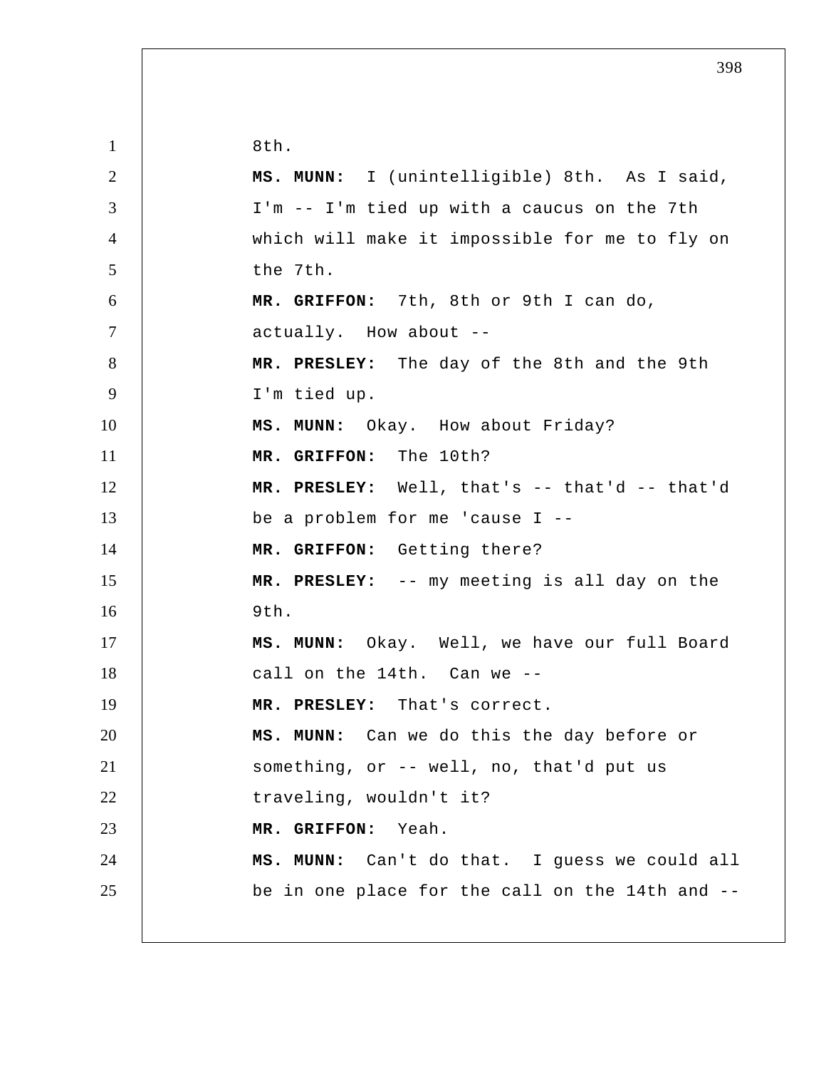8th.

**MS. MUNN:** I (unintelligible) 8th. As I said, I'm -- I'm tied up with a caucus on the 7th which will make it impossible for me to fly on the 7th.

**MR. GRIFFON:** 7th, 8th or 9th I can do, actually. How about --

**MR. PRESLEY:** The day of the 8th and the 9th I'm tied up.

**MS. MUNN:** Okay. How about Friday?

**MR. GRIFFON:** The 10th?

**MR. PRESLEY:** Well, that's -- that'd -- that'd be a problem for me 'cause I --

**MR. GRIFFON:** Getting there?

**MR. PRESLEY:** -- my meeting is all day on the 9th.

**MS. MUNN:** Okay. Well, we have our full Board call on the 14th. Can we --

**MR. PRESLEY:** That's correct.

**MS. MUNN:** Can we do this the day before or something, or -- well, no, that'd put us traveling, wouldn't it?

**MR. GRIFFON:** Yeah.

**MS. MUNN:** Can't do that. I guess we could all be in one place for the call on the 14th and --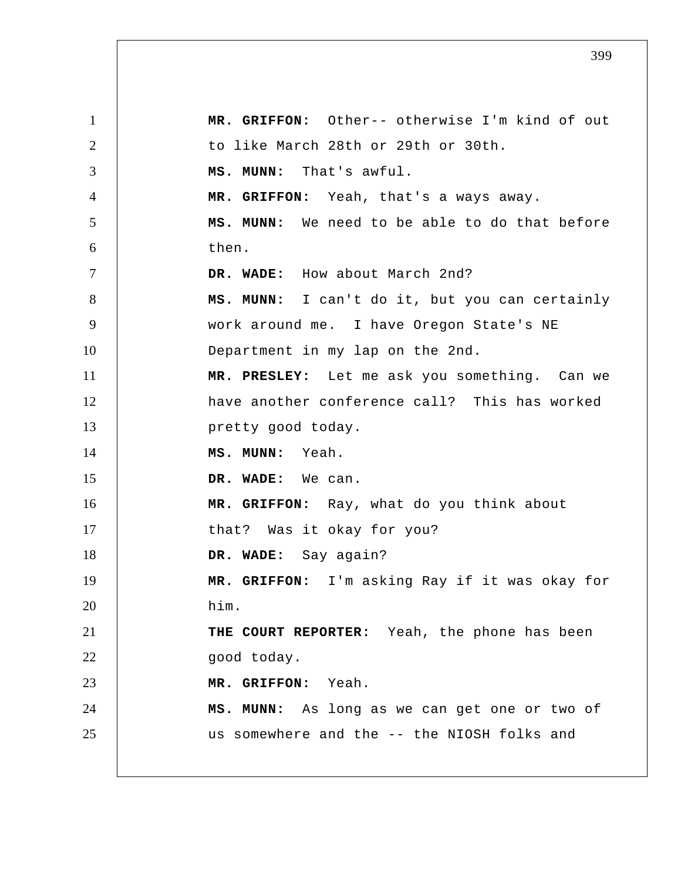**MR. GRIFFON:** Other-- otherwise I'm kind of out to like March 28th or 29th or 30th.

**MS. MUNN:** That's awful.

**MR. GRIFFON:** Yeah, that's a ways away.

**MS. MUNN:** We need to be able to do that before then.

**DR. WADE:** How about March 2nd?

**MS. MUNN:** I can't do it, but you can certainly work around me. I have Oregon State's NE Department in my lap on the 2nd.

**MR. PRESLEY:** Let me ask you something. Can we have another conference call? This has worked pretty good today.

**MS. MUNN:** Yeah.

**DR. WADE:** We can.

**MR. GRIFFON:** Ray, what do you think about that? Was it okay for you?

**DR. WADE:** Say again?

**MR. GRIFFON:** I'm asking Ray if it was okay for him.

**THE COURT REPORTER:** Yeah, the phone has been good today.

**MR. GRIFFON:** Yeah.

**MS. MUNN:** As long as we can get one or two of us somewhere and the -- the NIOSH folks and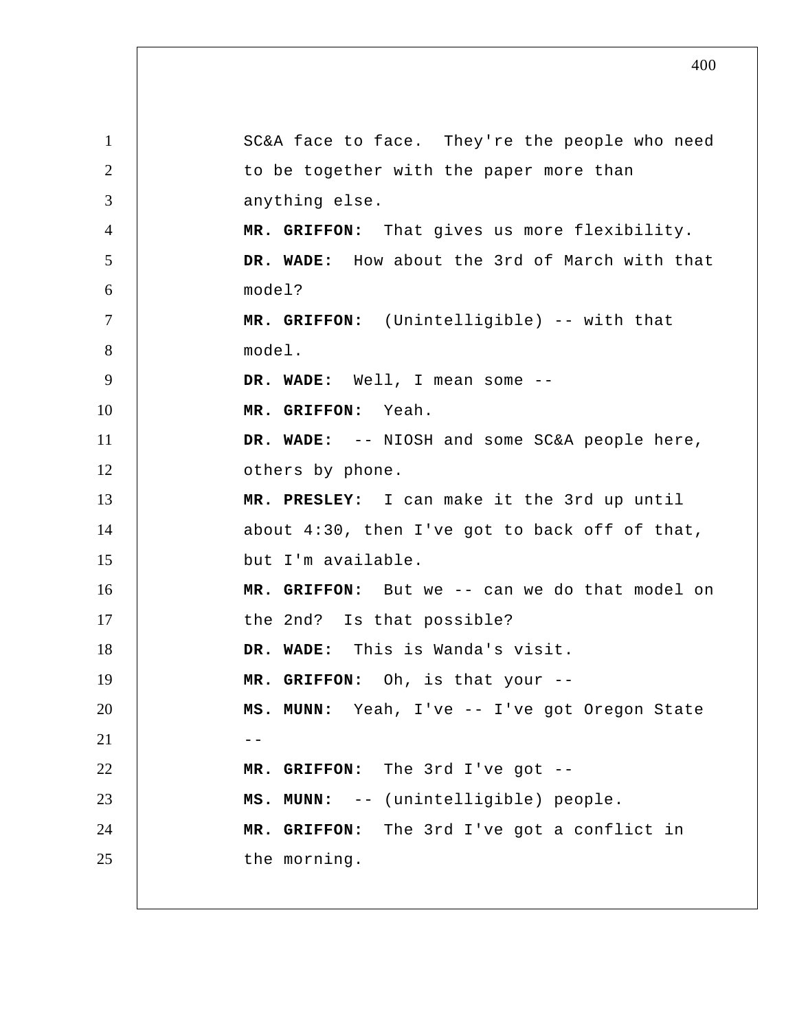SC&A face to face. They're the people who need to be together with the paper more than anything else.

**MR. GRIFFON:** That gives us more flexibility.

**DR. WADE:** How about the 3rd of March with that model?

**MR. GRIFFON:** (Unintelligible) -- with that model.

**DR. WADE:** Well, I mean some --

**MR. GRIFFON:** Yeah.

**DR. WADE:** -- NIOSH and some SC&A people here, others by phone.

**MR. PRESLEY:** I can make it the 3rd up until about 4:30, then I've got to back off of that, but I'm available.

**MR. GRIFFON:** But we -- can we do that model on the 2nd? Is that possible?

**DR. WADE:** This is Wanda's visit.

**MR. GRIFFON:** Oh, is that your --

**MS. MUNN:** Yeah, I've -- I've got Oregon State --

**MR. GRIFFON:** The 3rd I've got --

**MS. MUNN:** -- (unintelligible) people.

**MR. GRIFFON:** The 3rd I've got a conflict in the morning.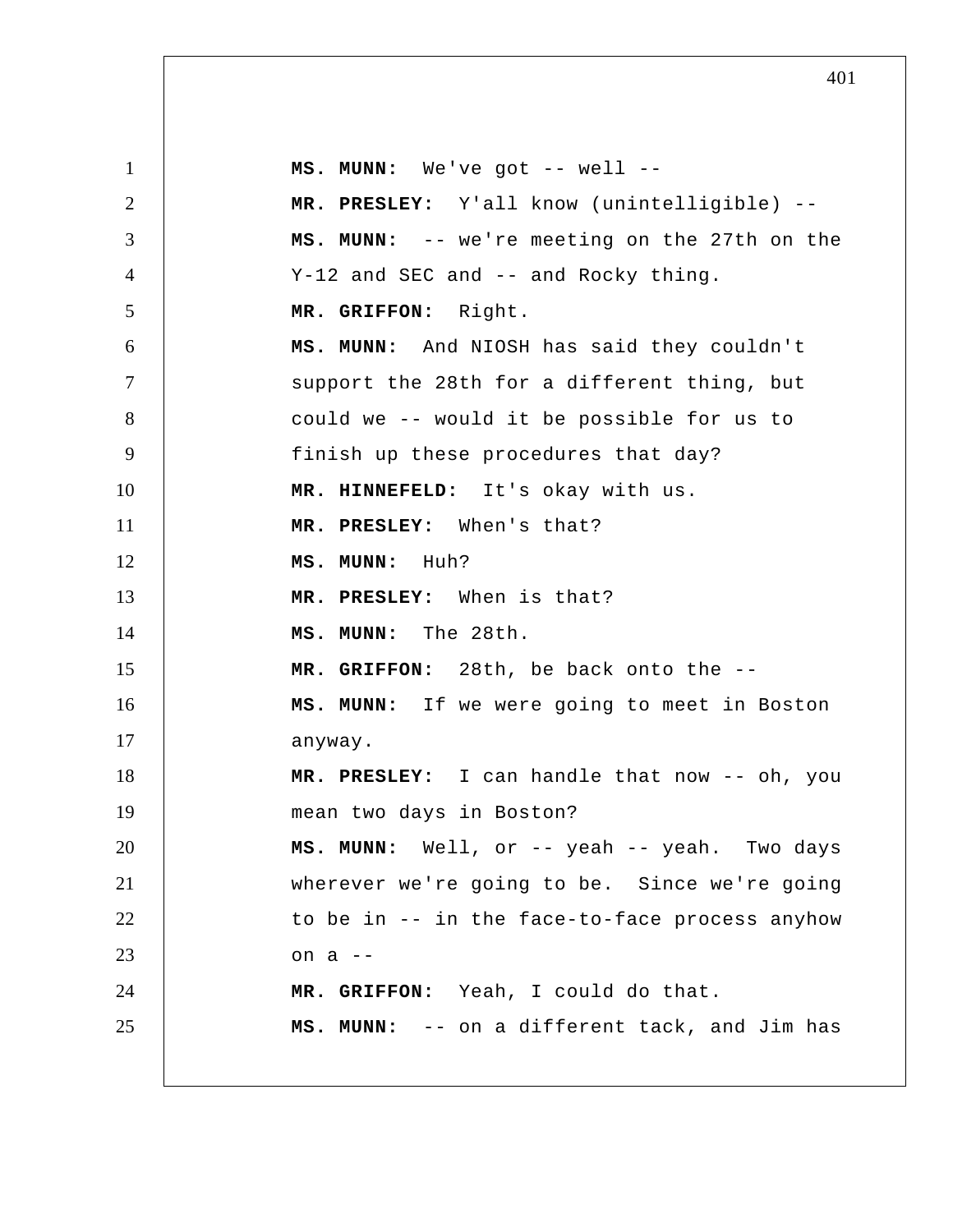**MS. MUNN:** We've got -- well --

**MR. PRESLEY:** Y'all know (unintelligible) --

**MS. MUNN:** -- we're meeting on the 27th on the Y-12 and SEC and -- and Rocky thing.

**MR. GRIFFON:** Right.

**MS. MUNN:** And NIOSH has said they couldn't support the 28th for a different thing, but could we -- would it be possible for us to finish up these procedures that day?

**MR. HINNEFELD:** It's okay with us.

**MR. PRESLEY:** When's that?

**MS. MUNN:** Huh?

**MR. PRESLEY:** When is that?

**MS. MUNN:** The 28th.

**MR. GRIFFON:** 28th, be back onto the --

**MS. MUNN:** If we were going to meet in Boston anyway.

**MR. PRESLEY:** I can handle that now -- oh, you mean two days in Boston?

**MS. MUNN:** Well, or -- yeah -- yeah. Two days wherever we're going to be. Since we're going to be in -- in the face-to-face process anyhow on a --

**MR. GRIFFON:** Yeah, I could do that.

**MS. MUNN:** -- on a different tack, and Jim has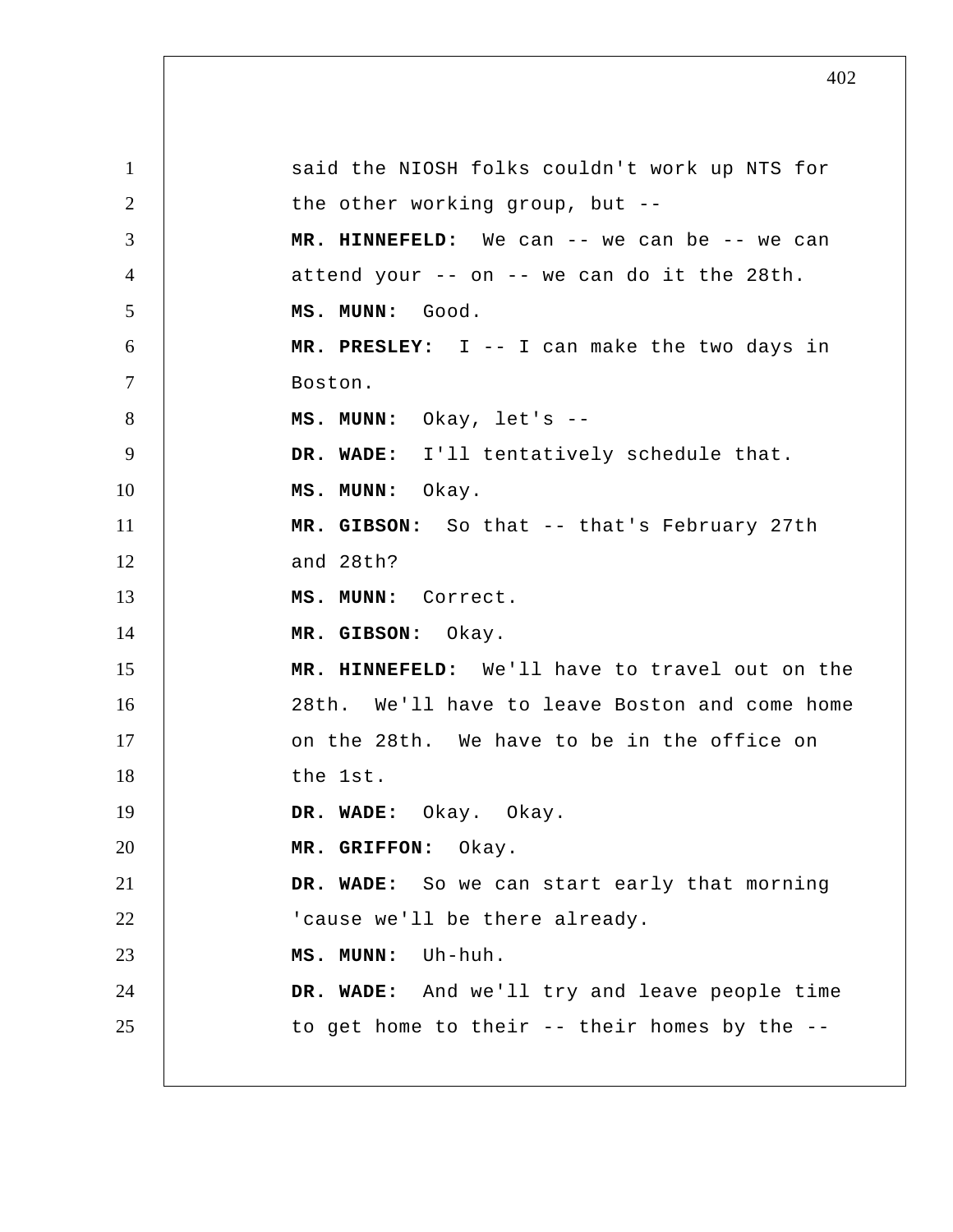said the NIOSH folks couldn't work up NTS for the other working group, but --

**MR. HINNEFELD:** We can -- we can be -- we can attend your -- on -- we can do it the 28th.

**MS. MUNN:** Good.

**MR. PRESLEY:** I -- I can make the two days in Boston.

**MS. MUNN:** Okay, let's --

**DR. WADE:** I'll tentatively schedule that.

**MS. MUNN:** Okay.

**MR. GIBSON:** So that -- that's February 27th and 28th?

**MS. MUNN:** Correct.

**MR. GIBSON:** Okay.

**MR. HINNEFELD:** We'll have to travel out on the 28th. We'll have to leave Boston and come home on the 28th. We have to be in the office on the 1st.

**DR. WADE:** Okay. Okay.

**MR. GRIFFON:** Okay.

**DR. WADE:** So we can start early that morning 'cause we'll be there already.

**MS. MUNN:** Uh-huh.

**DR. WADE:** And we'll try and leave people time to get home to their -- their homes by the --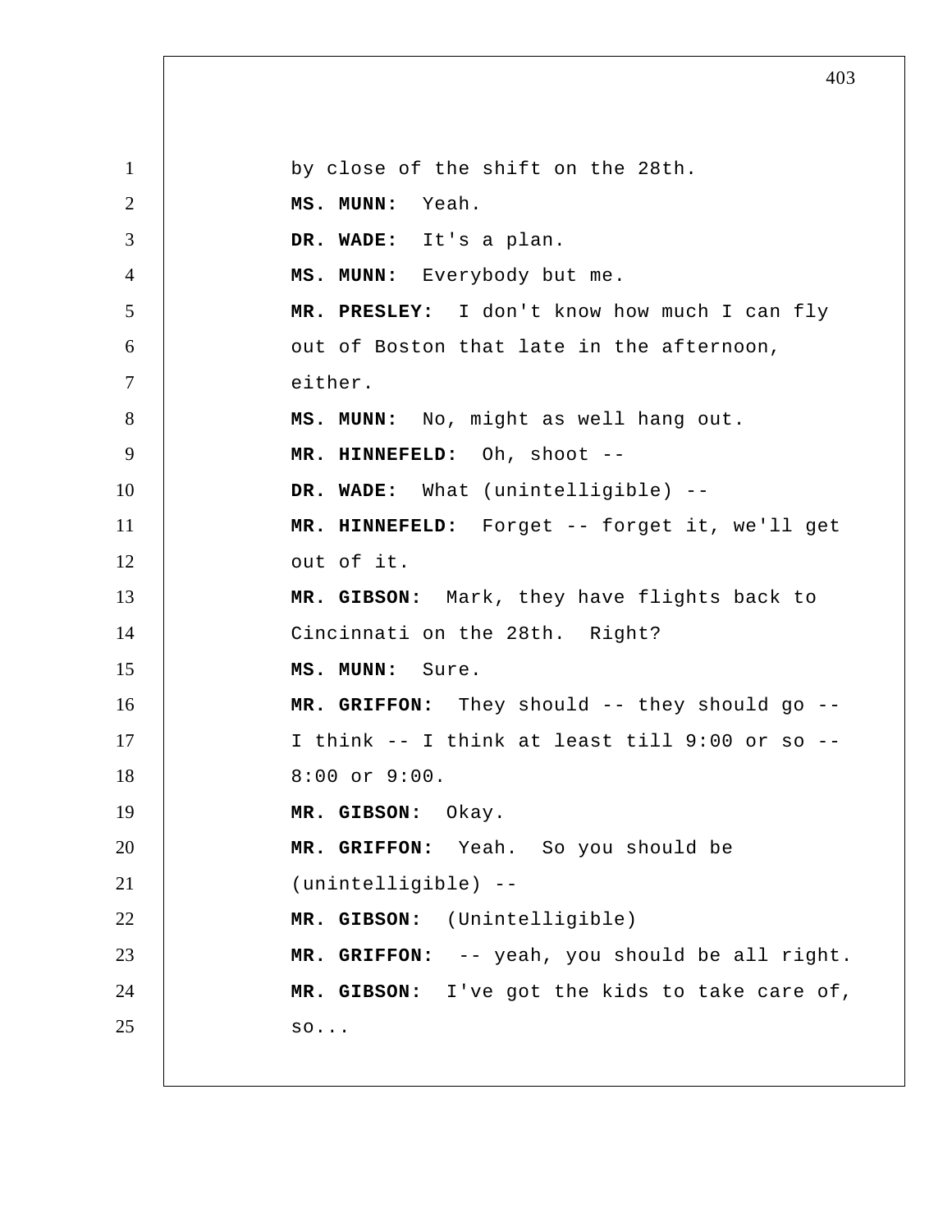by close of the shift on the 28th.

**MS. MUNN:** Yeah.

**DR. WADE:** It's a plan.

**MS. MUNN:** Everybody but me.

**MR. PRESLEY:** I don't know how much I can fly out of Boston that late in the afternoon, either.

**MS. MUNN:** No, might as well hang out.

**MR. HINNEFELD:** Oh, shoot --

**DR. WADE:** What (unintelligible) --

**MR. HINNEFELD:** Forget -- forget it, we'll get out of it.

**MR. GIBSON:** Mark, they have flights back to Cincinnati on the 28th. Right?

**MS. MUNN:** Sure.

**MR. GRIFFON:** They should -- they should go -- I think -- I think at least till 9:00 or so -- 8:00 or 9:00.

**MR. GIBSON:** Okay.

**MR. GRIFFON:** Yeah. So you should be (unintelligible) --

**MR. GIBSON:** (Unintelligible)

**MR. GRIFFON:** -- yeah, you should be all right.

**MR. GIBSON:** I've got the kids to take care of, so...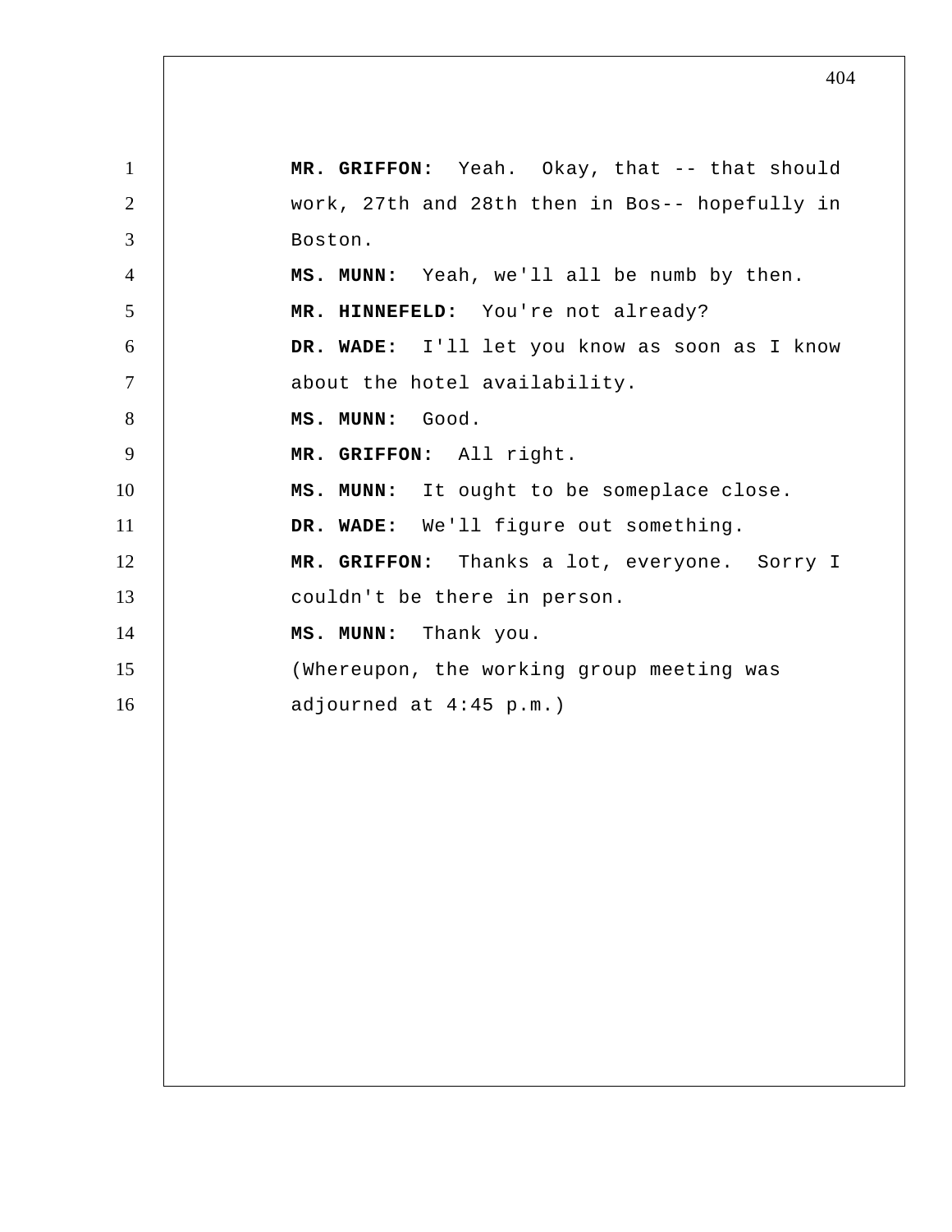**MR. GRIFFON:** Yeah. Okay, that -- that should work, 27th and 28th then in Bos-- hopefully in Boston.

**MS. MUNN:** Yeah, we'll all be numb by then.

**MR. HINNEFELD:** You're not already?

**DR. WADE:** I'll let you know as soon as I know about the hotel availability.

**MS. MUNN:** Good.

**MR. GRIFFON:** All right.

**MS. MUNN:** It ought to be someplace close.

**DR. WADE:** We'll figure out something.

**MR. GRIFFON:** Thanks a lot, everyone. Sorry I couldn't be there in person.

**MS. MUNN:** Thank you.

(Whereupon, the working group meeting was adjourned at 4:45 p.m.)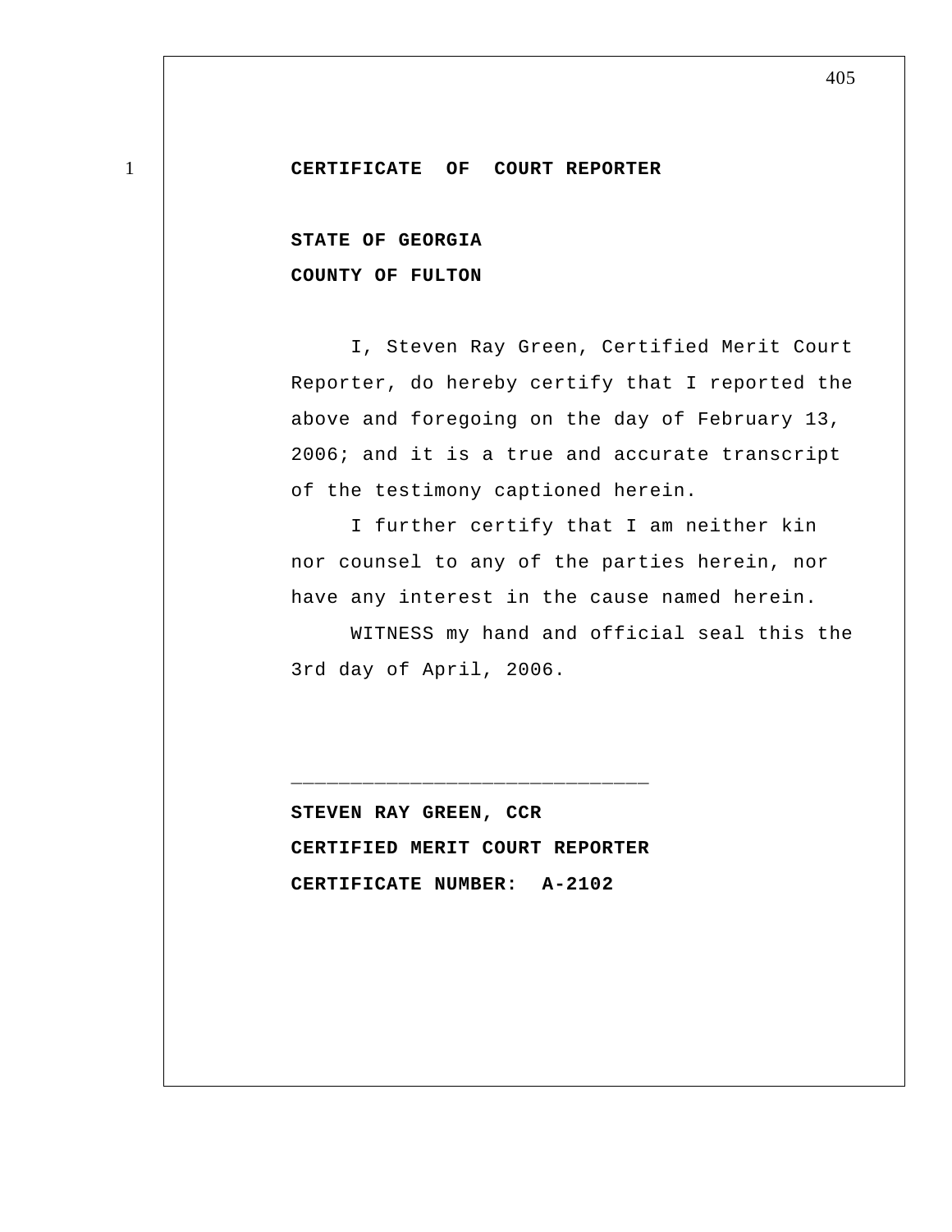**CERTIFICATE OF COURT REPORTER**

**STATE OF GEORGIA**
**COUNTY OF FULTON**

I, Steven Ray Green, Certified Merit Court Reporter, do hereby certify that I reported the above and foregoing on the day of February 13, 2006; and it is a true and accurate transcript of the testimony captioned herein.

I further certify that I am neither kin nor counsel to any of the parties herein, nor have any interest in the cause named herein.

WITNESS my hand and official seal this the 3rd day of April, 2006.

______________________________

**STEVEN RAY GREEN, CCR**
**CERTIFIED MERIT COURT REPORTER**
**CERTIFICATE NUMBER: A-2102**